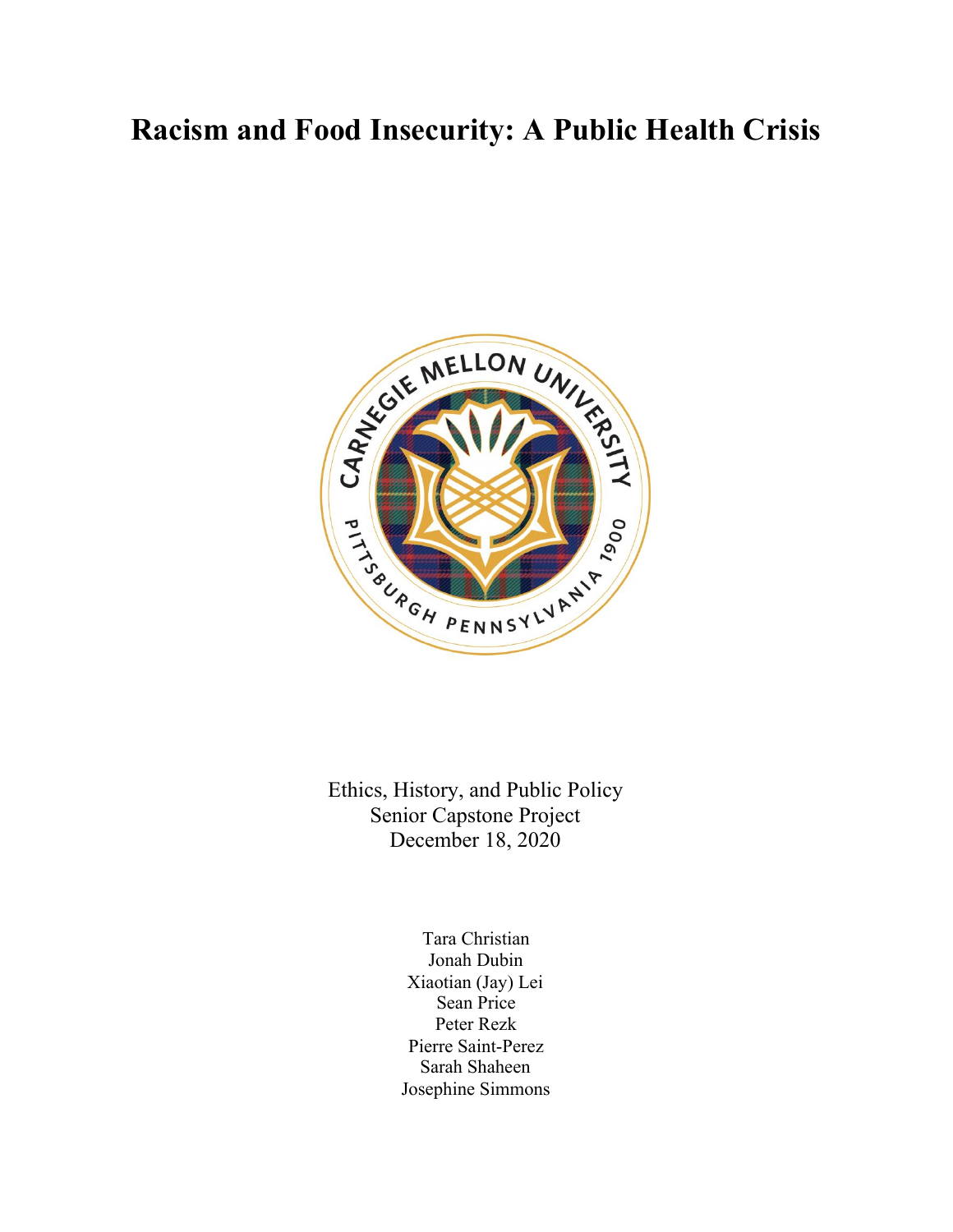# Racism and Food Insecurity: A Public Health Crisis

Ethics, History, and Public Policy
Senior Capstone Project
December 18, 2020

Tara Christian
Jonah Dubin
Xiaotian (Jay) Lei
Sean Price
Peter Rezk
Pierre Saint-Perez
Sarah Shaheen
Josephine Simmons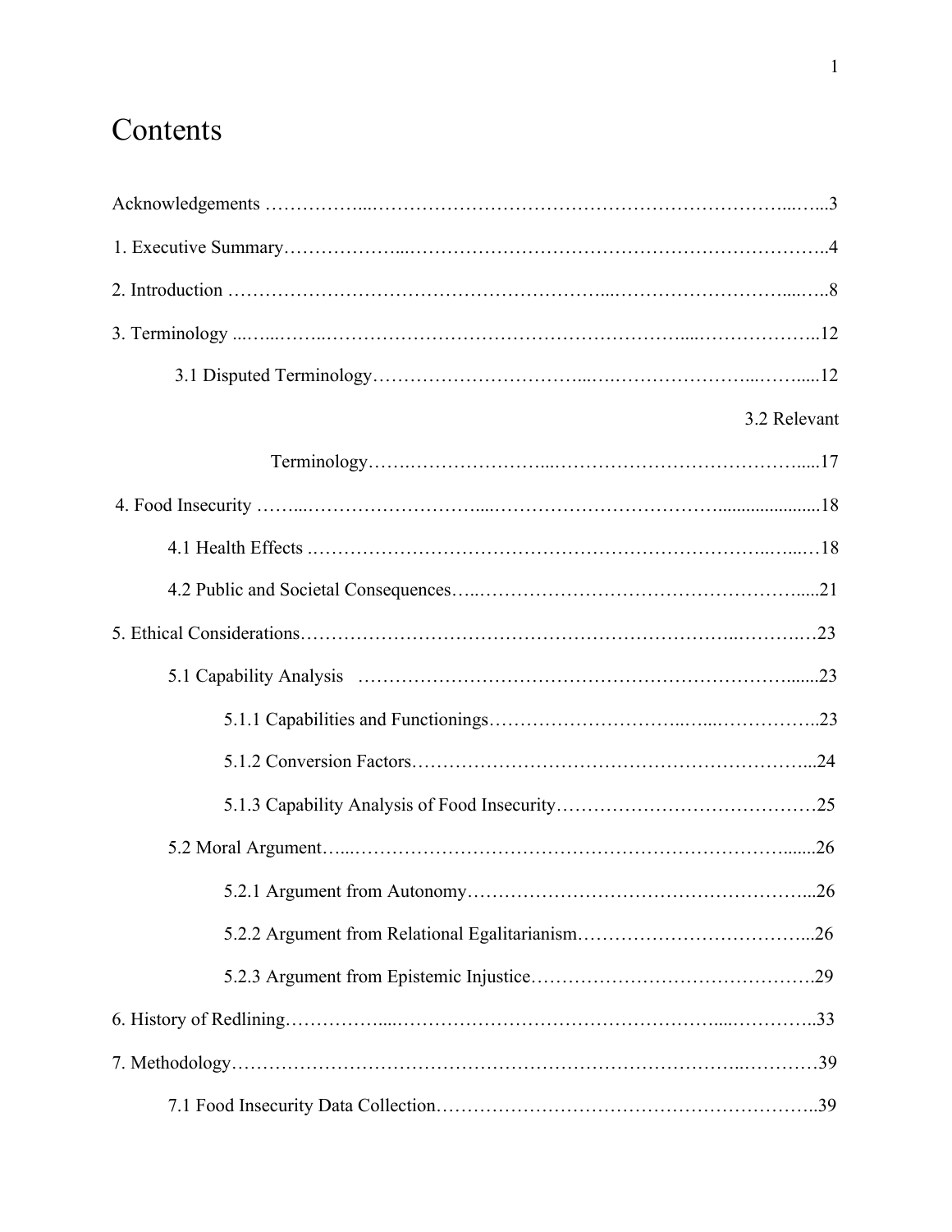# Contents

Acknowledgements ....................................................................................................3

1. Executive Summary....................................................................................................4

2. Introduction ....................................................................................................8

3. Terminology ....................................................................................................12

    3.1 Disputed Terminology....................................................................................................12

    3.2 Relevant Terminology....................................................................................................17

4. Food Insecurity ....................................................................................................18

    4.1 Health Effects ....................................................................................................18

    4.2 Public and Societal Consequences....................................................................................................21

5. Ethical Considerations....................................................................................................23

    5.1 Capability Analysis ....................................................................................................23

        5.1.1 Capabilities and Functionings....................................................................................................23

        5.1.2 Conversion Factors....................................................................................................24

        5.1.3 Capability Analysis of Food Insecurity....................................................................................................25

    5.2 Moral Argument....................................................................................................26

        5.2.1 Argument from Autonomy....................................................................................................26

        5.2.2 Argument from Relational Egalitarianism....................................................................................................26

        5.2.3 Argument from Epistemic Injustice....................................................................................................29

6. History of Redlining....................................................................................................33

7. Methodology....................................................................................................39

    7.1 Food Insecurity Data Collection....................................................................................................39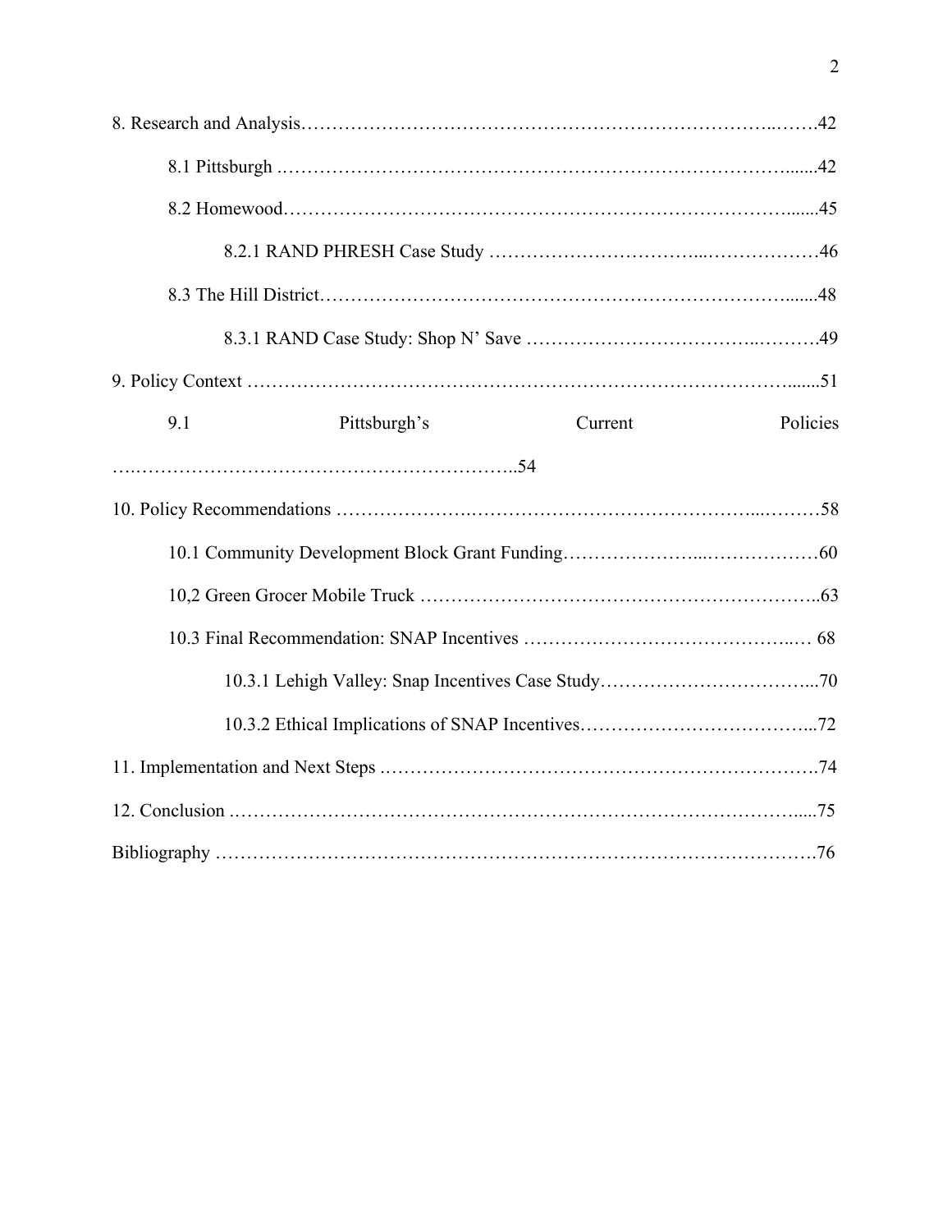8. Research and Analysis……………………………………………………………………..…….42

8.1 Pittsburgh ……………………………………………………………………….......42

8.2 Homewood………………………………………………………………………......45

8.2.1 RAND PHRESH Case Study ……………………………...………………46

8.3 The Hill District…………………………………….……………………………......48

8.3.1 RAND Case Study: Shop N' Save ……………………………..……….49

9. Policy Context …………………………………………………………………………......51

9.1 Pittsburgh's Current Policies ….……………………………………………………..54

10. Policy Recommendations ………………….…………………………………...………58

10.1 Community Development Block Grant Funding…………………...………………60

10,2 Green Grocer Mobile Truck ……………………………………………………..63

10.3 Final Recommendation: SNAP Incentives ……………………………………..… 68

10.3.1 Lehigh Valley: Snap Incentives Case Study……………………………...70

10.3.2 Ethical Implications of SNAP Incentives……………………………...72

11. Implementation and Next Steps .………………………………………………………….74

12. Conclusion .…………………………………………………………………………….....75

Bibliography ……………………………………………………………………………….76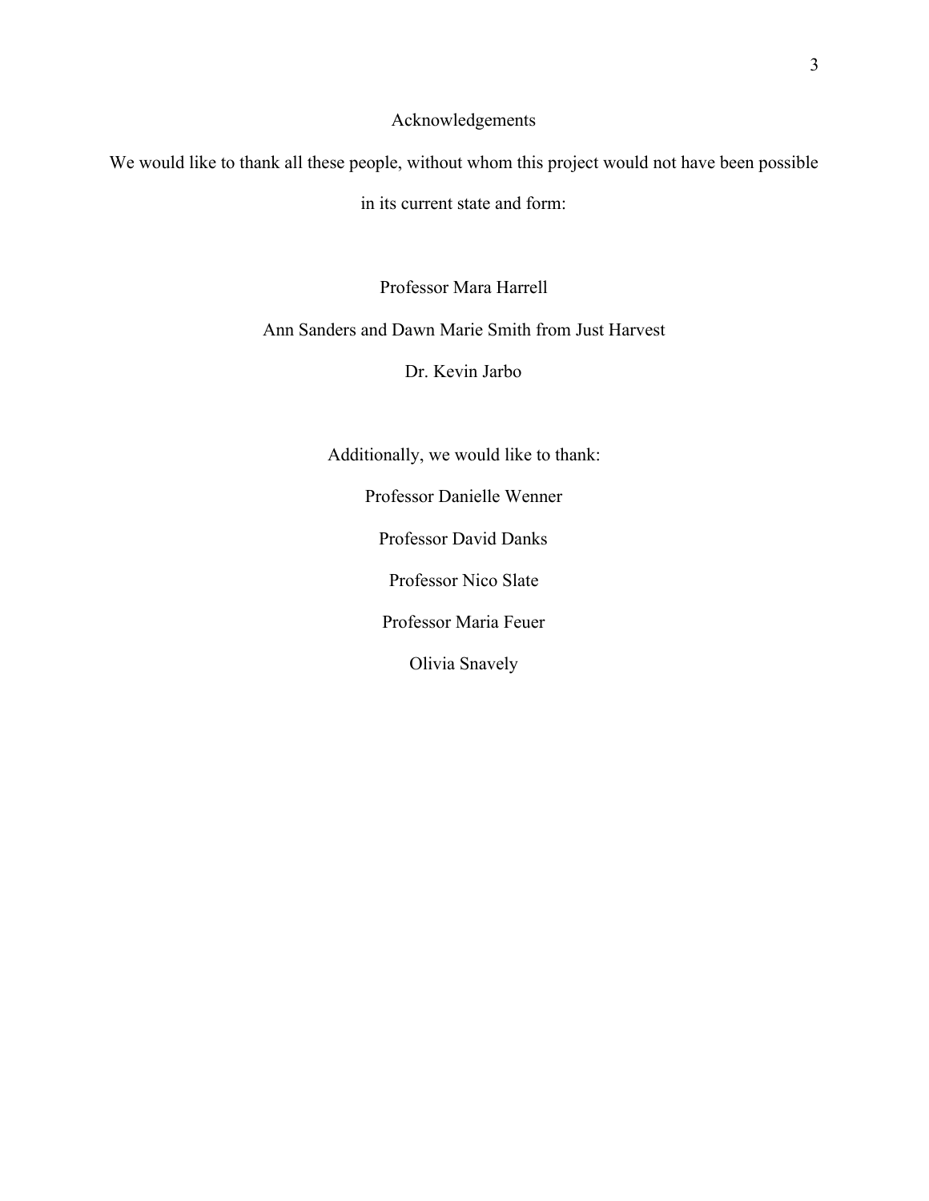# Acknowledgements

We would like to thank all these people, without whom this project would not have been possible in its current state and form:

Professor Mara Harrell

Ann Sanders and Dawn Marie Smith from Just Harvest

Dr. Kevin Jarbo

Additionally, we would like to thank:

Professor Danielle Wenner

Professor David Danks

Professor Nico Slate

Professor Maria Feuer

Olivia Snavely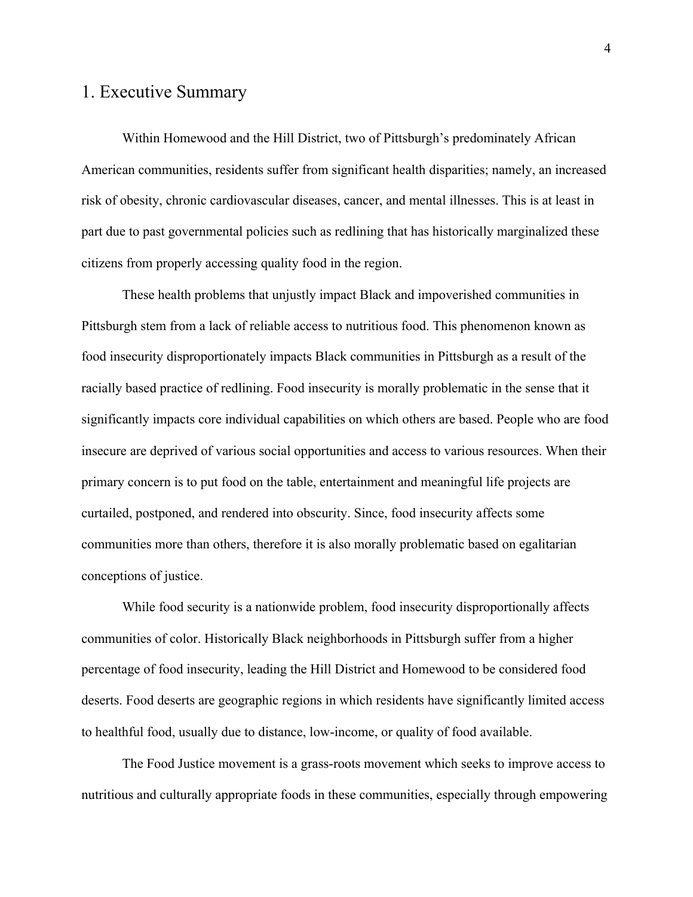# 1. Executive Summary

Within Homewood and the Hill District, two of Pittsburgh's predominately African American communities, residents suffer from significant health disparities; namely, an increased risk of obesity, chronic cardiovascular diseases, cancer, and mental illnesses. This is at least in part due to past governmental policies such as redlining that has historically marginalized these citizens from properly accessing quality food in the region.

These health problems that unjustly impact Black and impoverished communities in Pittsburgh stem from a lack of reliable access to nutritious food. This phenomenon known as food insecurity disproportionately impacts Black communities in Pittsburgh as a result of the racially based practice of redlining. Food insecurity is morally problematic in the sense that it significantly impacts core individual capabilities on which others are based. People who are food insecure are deprived of various social opportunities and access to various resources. When their primary concern is to put food on the table, entertainment and meaningful life projects are curtailed, postponed, and rendered into obscurity. Since, food insecurity affects some communities more than others, therefore it is also morally problematic based on egalitarian conceptions of justice.

While food security is a nationwide problem, food insecurity disproportionally affects communities of color. Historically Black neighborhoods in Pittsburgh suffer from a higher percentage of food insecurity, leading the Hill District and Homewood to be considered food deserts. Food deserts are geographic regions in which residents have significantly limited access to healthful food, usually due to distance, low-income, or quality of food available.

The Food Justice movement is a grass-roots movement which seeks to improve access to nutritious and culturally appropriate foods in these communities, especially through empowering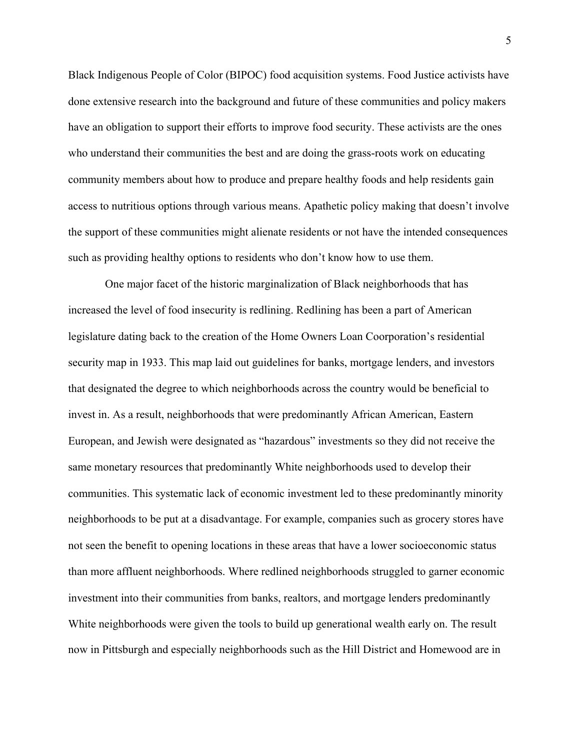Black Indigenous People of Color (BIPOC) food acquisition systems. Food Justice activists have done extensive research into the background and future of these communities and policy makers have an obligation to support their efforts to improve food security. These activists are the ones who understand their communities the best and are doing the grass-roots work on educating community members about how to produce and prepare healthy foods and help residents gain access to nutritious options through various means. Apathetic policy making that doesn't involve the support of these communities might alienate residents or not have the intended consequences such as providing healthy options to residents who don't know how to use them.

One major facet of the historic marginalization of Black neighborhoods that has increased the level of food insecurity is redlining. Redlining has been a part of American legislature dating back to the creation of the Home Owners Loan Coorporation's residential security map in 1933. This map laid out guidelines for banks, mortgage lenders, and investors that designated the degree to which neighborhoods across the country would be beneficial to invest in. As a result, neighborhoods that were predominantly African American, Eastern European, and Jewish were designated as "hazardous" investments so they did not receive the same monetary resources that predominantly White neighborhoods used to develop their communities. This systematic lack of economic investment led to these predominantly minority neighborhoods to be put at a disadvantage. For example, companies such as grocery stores have not seen the benefit to opening locations in these areas that have a lower socioeconomic status than more affluent neighborhoods. Where redlined neighborhoods struggled to garner economic investment into their communities from banks, realtors, and mortgage lenders predominantly White neighborhoods were given the tools to build up generational wealth early on. The result now in Pittsburgh and especially neighborhoods such as the Hill District and Homewood are in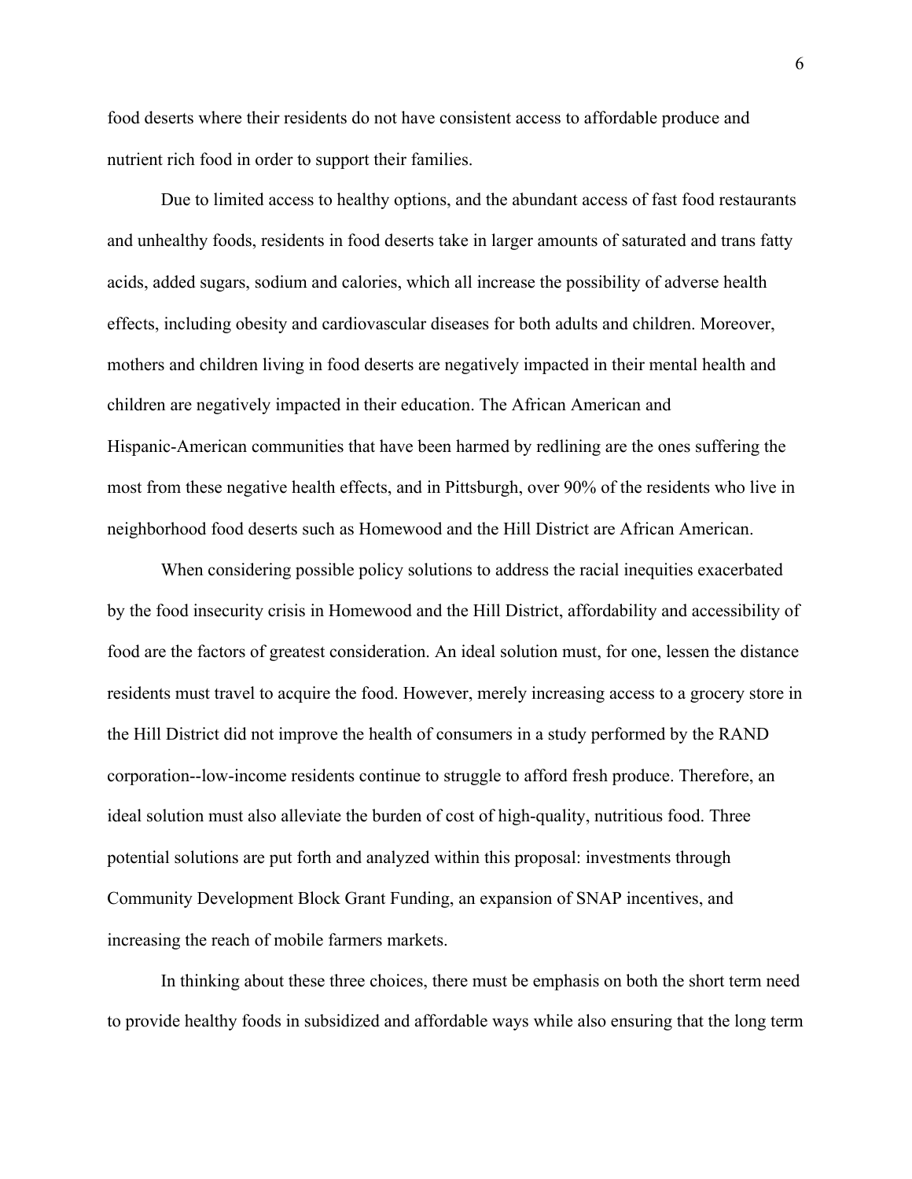food deserts where their residents do not have consistent access to affordable produce and nutrient rich food in order to support their families.

Due to limited access to healthy options, and the abundant access of fast food restaurants and unhealthy foods, residents in food deserts take in larger amounts of saturated and trans fatty acids, added sugars, sodium and calories, which all increase the possibility of adverse health effects, including obesity and cardiovascular diseases for both adults and children. Moreover, mothers and children living in food deserts are negatively impacted in their mental health and children are negatively impacted in their education. The African American and Hispanic-American communities that have been harmed by redlining are the ones suffering the most from these negative health effects, and in Pittsburgh, over 90% of the residents who live in neighborhood food deserts such as Homewood and the Hill District are African American.

When considering possible policy solutions to address the racial inequities exacerbated by the food insecurity crisis in Homewood and the Hill District, affordability and accessibility of food are the factors of greatest consideration. An ideal solution must, for one, lessen the distance residents must travel to acquire the food. However, merely increasing access to a grocery store in the Hill District did not improve the health of consumers in a study performed by the RAND corporation--low-income residents continue to struggle to afford fresh produce. Therefore, an ideal solution must also alleviate the burden of cost of high-quality, nutritious food. Three potential solutions are put forth and analyzed within this proposal: investments through Community Development Block Grant Funding, an expansion of SNAP incentives, and increasing the reach of mobile farmers markets.

In thinking about these three choices, there must be emphasis on both the short term need to provide healthy foods in subsidized and affordable ways while also ensuring that the long term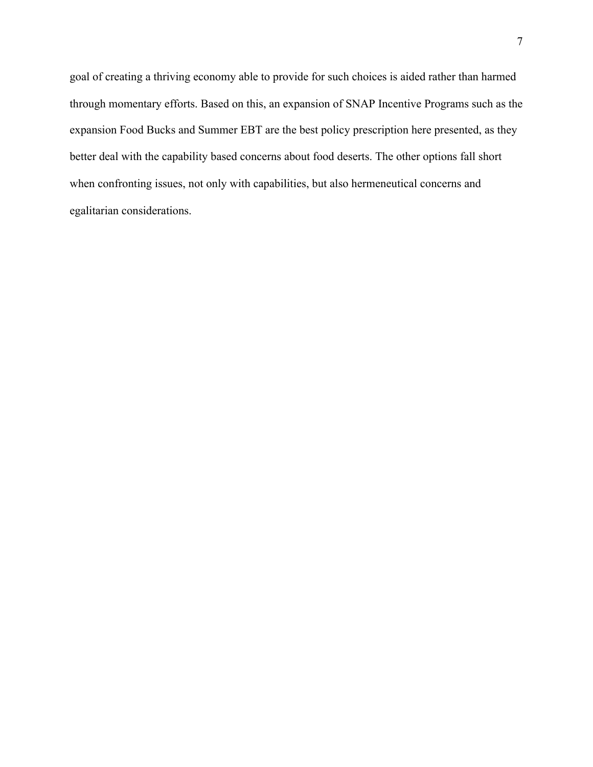goal of creating a thriving economy able to provide for such choices is aided rather than harmed through momentary efforts. Based on this, an expansion of SNAP Incentive Programs such as the expansion Food Bucks and Summer EBT are the best policy prescription here presented, as they better deal with the capability based concerns about food deserts. The other options fall short when confronting issues, not only with capabilities, but also hermeneutical concerns and egalitarian considerations.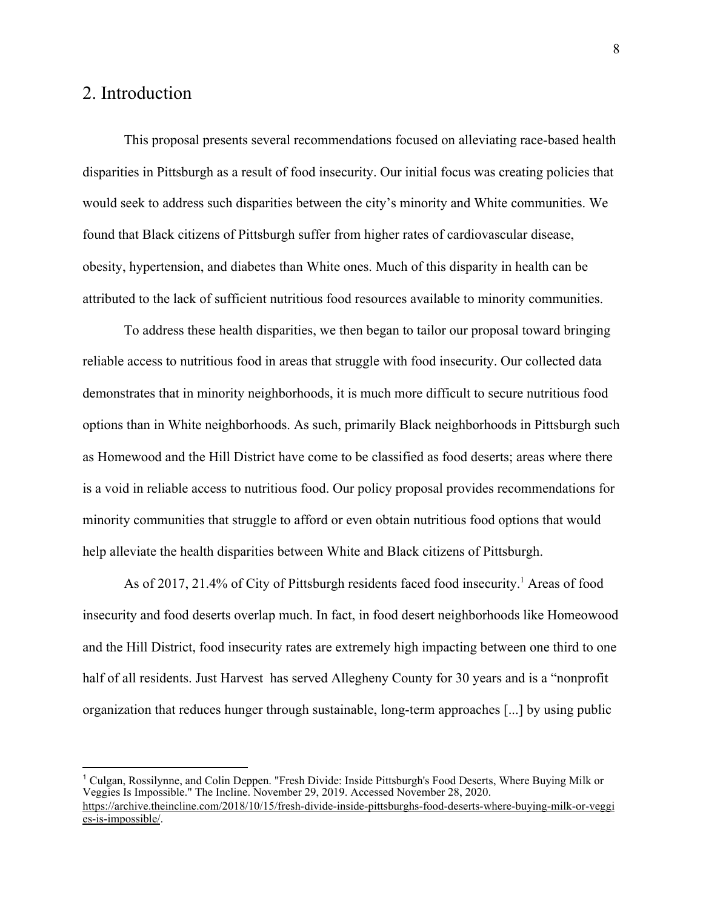## 2. Introduction

This proposal presents several recommendations focused on alleviating race-based health disparities in Pittsburgh as a result of food insecurity. Our initial focus was creating policies that would seek to address such disparities between the city's minority and White communities. We found that Black citizens of Pittsburgh suffer from higher rates of cardiovascular disease, obesity, hypertension, and diabetes than White ones. Much of this disparity in health can be attributed to the lack of sufficient nutritious food resources available to minority communities.

To address these health disparities, we then began to tailor our proposal toward bringing reliable access to nutritious food in areas that struggle with food insecurity. Our collected data demonstrates that in minority neighborhoods, it is much more difficult to secure nutritious food options than in White neighborhoods. As such, primarily Black neighborhoods in Pittsburgh such as Homewood and the Hill District have come to be classified as food deserts; areas where there is a void in reliable access to nutritious food. Our policy proposal provides recommendations for minority communities that struggle to afford or even obtain nutritious food options that would help alleviate the health disparities between White and Black citizens of Pittsburgh.

As of 2017, 21.4% of City of Pittsburgh residents faced food insecurity.[1] Areas of food insecurity and food deserts overlap much. In fact, in food desert neighborhoods like Homeowood and the Hill District, food insecurity rates are extremely high impacting between one third to one half of all residents. Just Harvest has served Allegheny County for 30 years and is a "nonprofit organization that reduces hunger through sustainable, long-term approaches [...] by using public

---

[1] Culgan, Rossilynne, and Colin Deppen. "Fresh Divide: Inside Pittsburgh's Food Deserts, Where Buying Milk or Veggies Is Impossible." The Incline. November 29, 2019. Accessed November 28, 2020. https://archive.theincline.com/2018/10/15/fresh-divide-inside-pittsburghs-food-deserts-where-buying-milk-or-veggies-is-impossible/.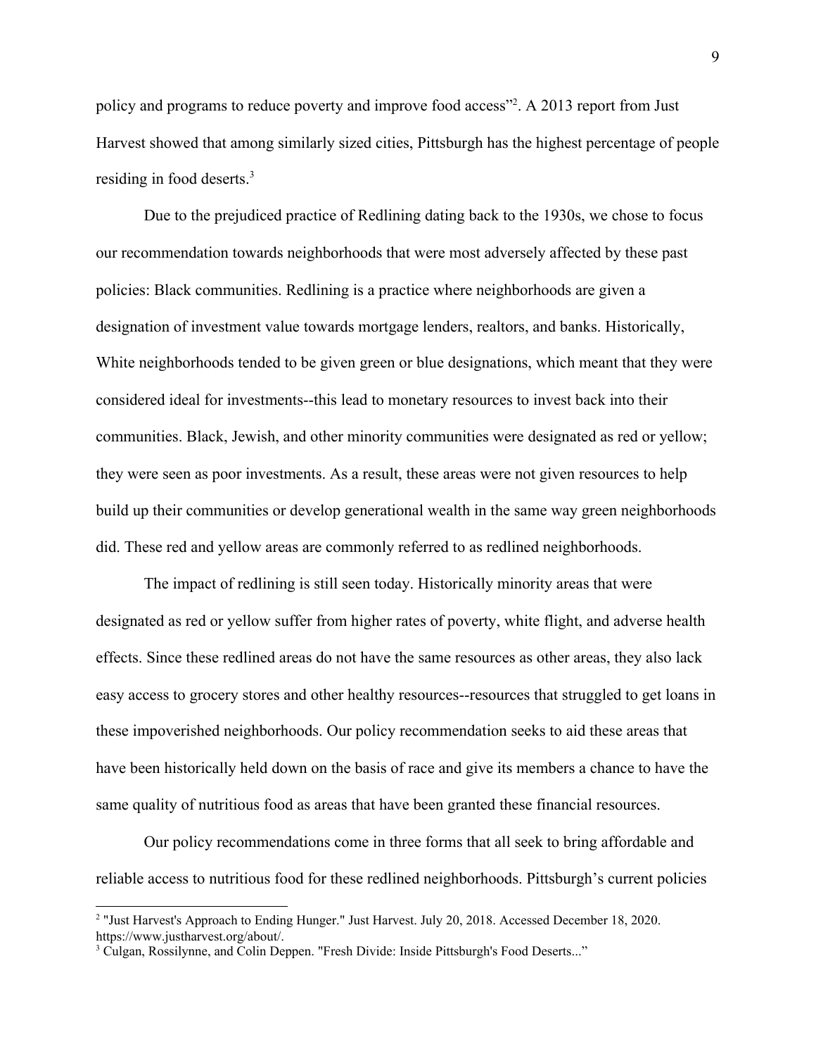policy and programs to reduce poverty and improve food access"[2]. A 2013 report from Just Harvest showed that among similarly sized cities, Pittsburgh has the highest percentage of people residing in food deserts.[3]

Due to the prejudiced practice of Redlining dating back to the 1930s, we chose to focus our recommendation towards neighborhoods that were most adversely affected by these past policies: Black communities. Redlining is a practice where neighborhoods are given a designation of investment value towards mortgage lenders, realtors, and banks. Historically, White neighborhoods tended to be given green or blue designations, which meant that they were considered ideal for investments--this lead to monetary resources to invest back into their communities. Black, Jewish, and other minority communities were designated as red or yellow; they were seen as poor investments. As a result, these areas were not given resources to help build up their communities or develop generational wealth in the same way green neighborhoods did. These red and yellow areas are commonly referred to as redlined neighborhoods.

The impact of redlining is still seen today. Historically minority areas that were designated as red or yellow suffer from higher rates of poverty, white flight, and adverse health effects. Since these redlined areas do not have the same resources as other areas, they also lack easy access to grocery stores and other healthy resources--resources that struggled to get loans in these impoverished neighborhoods. Our policy recommendation seeks to aid these areas that have been historically held down on the basis of race and give its members a chance to have the same quality of nutritious food as areas that have been granted these financial resources.

Our policy recommendations come in three forms that all seek to bring affordable and reliable access to nutritious food for these redlined neighborhoods. Pittsburgh's current policies

---

[2] "Just Harvest's Approach to Ending Hunger." Just Harvest. July 20, 2018. Accessed December 18, 2020. https://www.justharvest.org/about/.

[3] Culgan, Rossilynne, and Colin Deppen. "Fresh Divide: Inside Pittsburgh's Food Deserts..."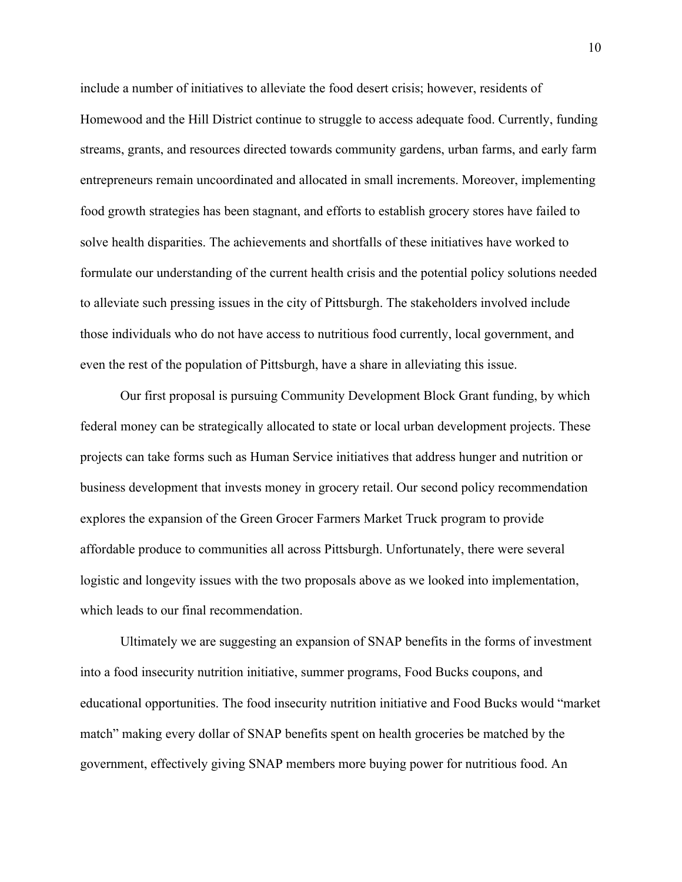include a number of initiatives to alleviate the food desert crisis; however, residents of Homewood and the Hill District continue to struggle to access adequate food. Currently, funding streams, grants, and resources directed towards community gardens, urban farms, and early farm entrepreneurs remain uncoordinated and allocated in small increments. Moreover, implementing food growth strategies has been stagnant, and efforts to establish grocery stores have failed to solve health disparities. The achievements and shortfalls of these initiatives have worked to formulate our understanding of the current health crisis and the potential policy solutions needed to alleviate such pressing issues in the city of Pittsburgh. The stakeholders involved include those individuals who do not have access to nutritious food currently, local government, and even the rest of the population of Pittsburgh, have a share in alleviating this issue.

Our first proposal is pursuing Community Development Block Grant funding, by which federal money can be strategically allocated to state or local urban development projects. These projects can take forms such as Human Service initiatives that address hunger and nutrition or business development that invests money in grocery retail. Our second policy recommendation explores the expansion of the Green Grocer Farmers Market Truck program to provide affordable produce to communities all across Pittsburgh. Unfortunately, there were several logistic and longevity issues with the two proposals above as we looked into implementation, which leads to our final recommendation.

Ultimately we are suggesting an expansion of SNAP benefits in the forms of investment into a food insecurity nutrition initiative, summer programs, Food Bucks coupons, and educational opportunities. The food insecurity nutrition initiative and Food Bucks would "market match" making every dollar of SNAP benefits spent on health groceries be matched by the government, effectively giving SNAP members more buying power for nutritious food. An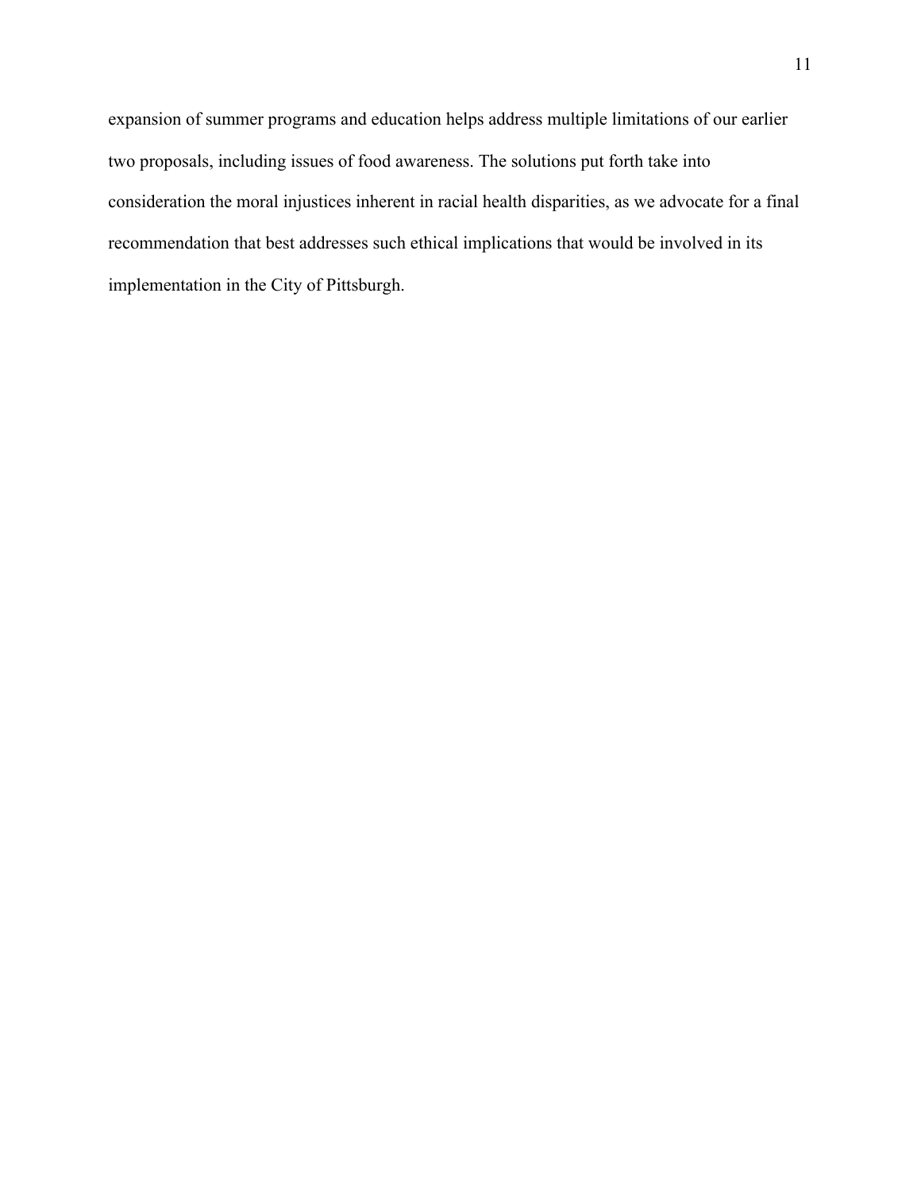expansion of summer programs and education helps address multiple limitations of our earlier two proposals, including issues of food awareness. The solutions put forth take into consideration the moral injustices inherent in racial health disparities, as we advocate for a final recommendation that best addresses such ethical implications that would be involved in its implementation in the City of Pittsburgh.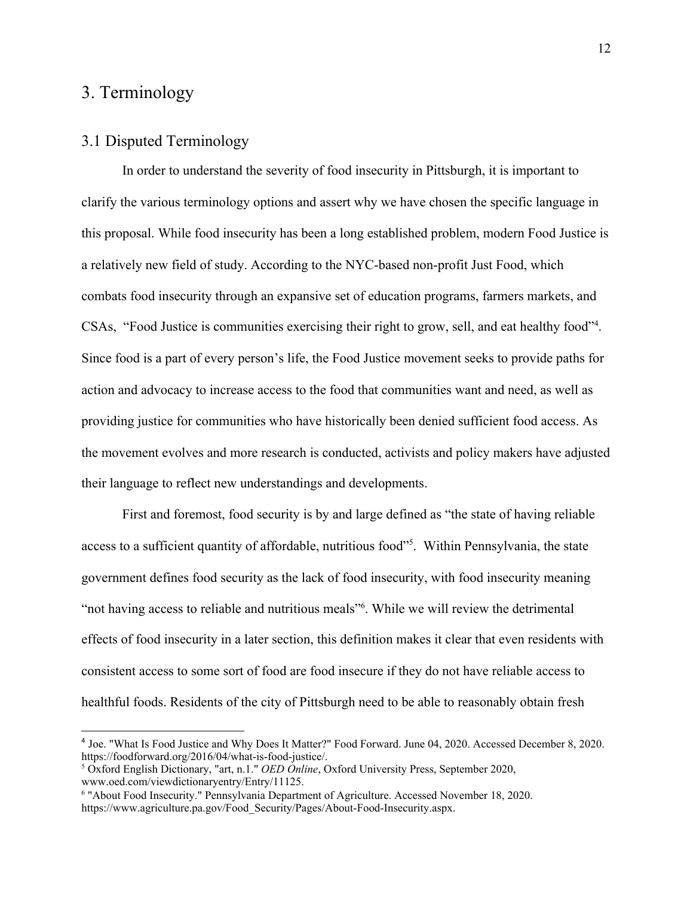# 3. Terminology

## 3.1 Disputed Terminology

In order to understand the severity of food insecurity in Pittsburgh, it is important to clarify the various terminology options and assert why we have chosen the specific language in this proposal. While food insecurity has been a long established problem, modern Food Justice is a relatively new field of study. According to the NYC-based non-profit Just Food, which combats food insecurity through an expansive set of education programs, farmers markets, and CSAs, "Food Justice is communities exercising their right to grow, sell, and eat healthy food"[4]. Since food is a part of every person's life, the Food Justice movement seeks to provide paths for action and advocacy to increase access to the food that communities want and need, as well as providing justice for communities who have historically been denied sufficient food access. As the movement evolves and more research is conducted, activists and policy makers have adjusted their language to reflect new understandings and developments.

First and foremost, food security is by and large defined as "the state of having reliable access to a sufficient quantity of affordable, nutritious food"[5]. Within Pennsylvania, the state government defines food security as the lack of food insecurity, with food insecurity meaning "not having access to reliable and nutritious meals"[6]. While we will review the detrimental effects of food insecurity in a later section, this definition makes it clear that even residents with consistent access to some sort of food are food insecure if they do not have reliable access to healthful foods. Residents of the city of Pittsburgh need to be able to reasonably obtain fresh

---

[4] Joe. "What Is Food Justice and Why Does It Matter?" Food Forward. June 04, 2020. Accessed December 8, 2020. https://foodforward.org/2016/04/what-is-food-justice/.

[5] Oxford English Dictionary, "art, n.1." *OED Online*, Oxford University Press, September 2020, www.oed.com/viewdictionaryentry/Entry/11125.

[6] "About Food Insecurity." Pennsylvania Department of Agriculture. Accessed November 18, 2020. https://www.agriculture.pa.gov/Food_Security/Pages/About-Food-Insecurity.aspx.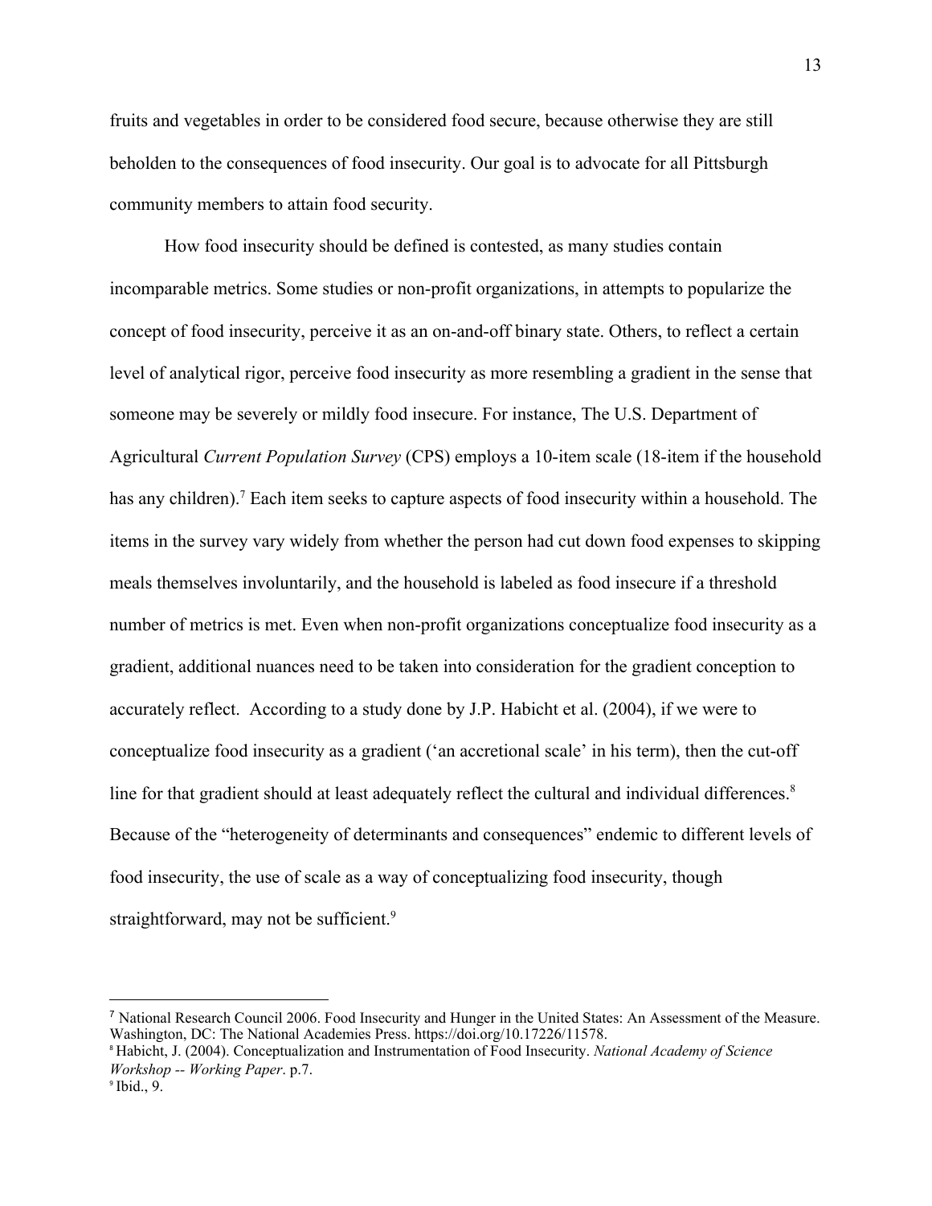fruits and vegetables in order to be considered food secure, because otherwise they are still beholden to the consequences of food insecurity. Our goal is to advocate for all Pittsburgh community members to attain food security.

How food insecurity should be defined is contested, as many studies contain incomparable metrics. Some studies or non-profit organizations, in attempts to popularize the concept of food insecurity, perceive it as an on-and-off binary state. Others, to reflect a certain level of analytical rigor, perceive food insecurity as more resembling a gradient in the sense that someone may be severely or mildly food insecure. For instance, The U.S. Department of Agricultural *Current Population Survey* (CPS) employs a 10-item scale (18-item if the household has any children).[7] Each item seeks to capture aspects of food insecurity within a household. The items in the survey vary widely from whether the person had cut down food expenses to skipping meals themselves involuntarily, and the household is labeled as food insecure if a threshold number of metrics is met. Even when non-profit organizations conceptualize food insecurity as a gradient, additional nuances need to be taken into consideration for the gradient conception to accurately reflect. According to a study done by J.P. Habicht et al. (2004), if we were to conceptualize food insecurity as a gradient ('an accretional scale' in his term), then the cut-off line for that gradient should at least adequately reflect the cultural and individual differences.[8] Because of the "heterogeneity of determinants and consequences" endemic to different levels of food insecurity, the use of scale as a way of conceptualizing food insecurity, though straightforward, may not be sufficient.[9]

---

[7] National Research Council 2006. Food Insecurity and Hunger in the United States: An Assessment of the Measure. Washington, DC: The National Academies Press. https://doi.org/10.17226/11578.

[8] Habicht, J. (2004). Conceptualization and Instrumentation of Food Insecurity. *National Academy of Science Workshop -- Working Paper*. p.7.

[9] Ibid., 9.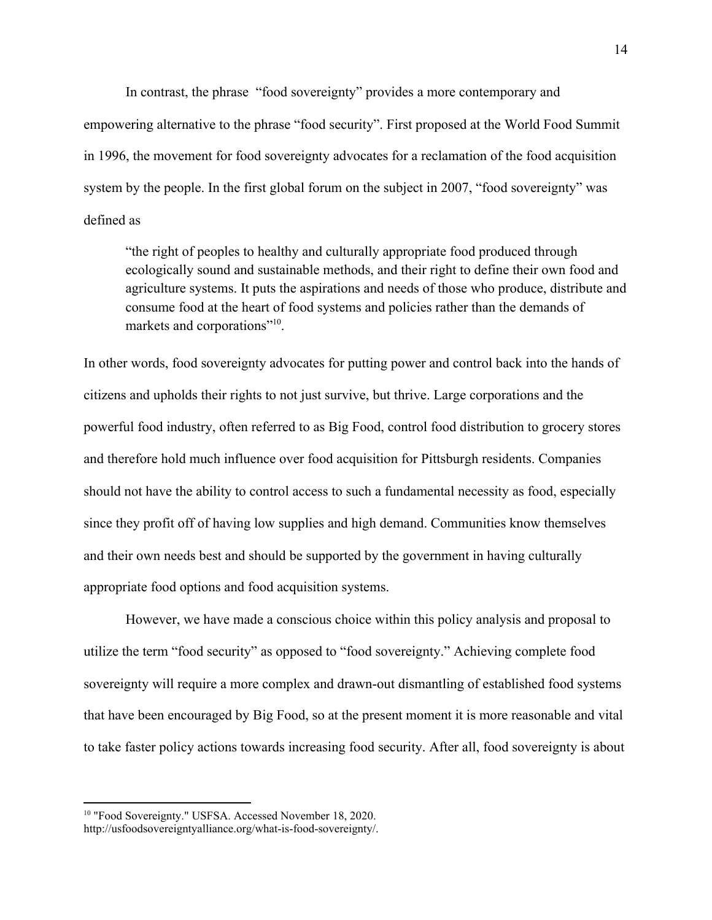In contrast, the phrase "food sovereignty" provides a more contemporary and empowering alternative to the phrase "food security". First proposed at the World Food Summit in 1996, the movement for food sovereignty advocates for a reclamation of the food acquisition system by the people. In the first global forum on the subject in 2007, "food sovereignty" was defined as

> "the right of peoples to healthy and culturally appropriate food produced through ecologically sound and sustainable methods, and their right to define their own food and agriculture systems. It puts the aspirations and needs of those who produce, distribute and consume food at the heart of food systems and policies rather than the demands of markets and corporations"[10].

In other words, food sovereignty advocates for putting power and control back into the hands of citizens and upholds their rights to not just survive, but thrive. Large corporations and the powerful food industry, often referred to as Big Food, control food distribution to grocery stores and therefore hold much influence over food acquisition for Pittsburgh residents. Companies should not have the ability to control access to such a fundamental necessity as food, especially since they profit off of having low supplies and high demand. Communities know themselves and their own needs best and should be supported by the government in having culturally appropriate food options and food acquisition systems.

However, we have made a conscious choice within this policy analysis and proposal to utilize the term "food security" as opposed to "food sovereignty." Achieving complete food sovereignty will require a more complex and drawn-out dismantling of established food systems that have been encouraged by Big Food, so at the present moment it is more reasonable and vital to take faster policy actions towards increasing food security. After all, food sovereignty is about

---

[10] "Food Sovereignty." USFSA. Accessed November 18, 2020. http://usfoodsovereigntyalliance.org/what-is-food-sovereignty/.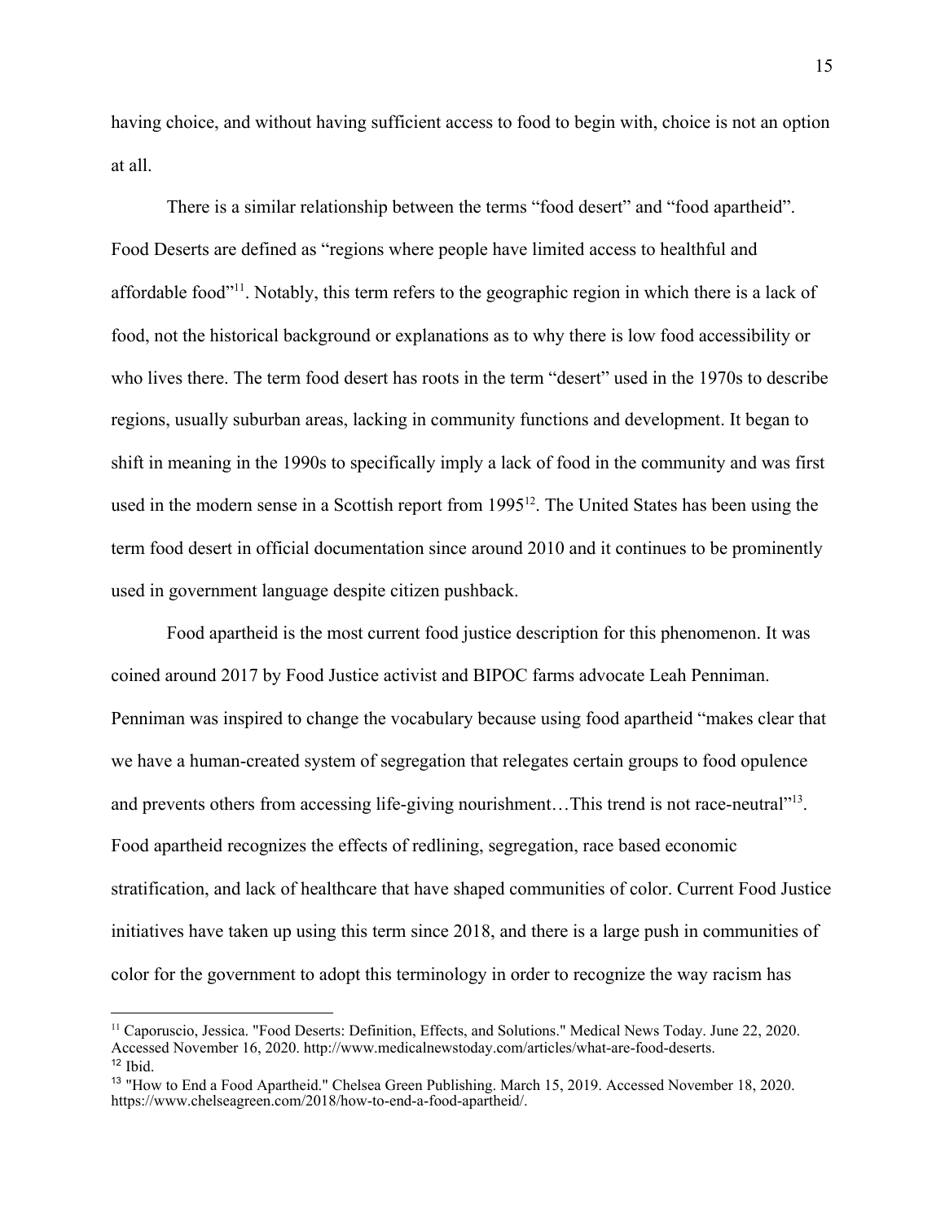having choice, and without having sufficient access to food to begin with, choice is not an option at all.

There is a similar relationship between the terms "food desert" and "food apartheid". Food Deserts are defined as "regions where people have limited access to healthful and affordable food"[11]. Notably, this term refers to the geographic region in which there is a lack of food, not the historical background or explanations as to why there is low food accessibility or who lives there. The term food desert has roots in the term "desert" used in the 1970s to describe regions, usually suburban areas, lacking in community functions and development. It began to shift in meaning in the 1990s to specifically imply a lack of food in the community and was first used in the modern sense in a Scottish report from 1995[12]. The United States has been using the term food desert in official documentation since around 2010 and it continues to be prominently used in government language despite citizen pushback.

Food apartheid is the most current food justice description for this phenomenon. It was coined around 2017 by Food Justice activist and BIPOC farms advocate Leah Penniman. Penniman was inspired to change the vocabulary because using food apartheid "makes clear that we have a human-created system of segregation that relegates certain groups to food opulence and prevents others from accessing life-giving nourishment…This trend is not race-neutral"[13]. Food apartheid recognizes the effects of redlining, segregation, race based economic stratification, and lack of healthcare that have shaped communities of color. Current Food Justice initiatives have taken up using this term since 2018, and there is a large push in communities of color for the government to adopt this terminology in order to recognize the way racism has

---

[11] Caporuscio, Jessica. "Food Deserts: Definition, Effects, and Solutions." Medical News Today. June 22, 2020. Accessed November 16, 2020. http://www.medicalnewstoday.com/articles/what-are-food-deserts.

[12] Ibid.

[13] "How to End a Food Apartheid." Chelsea Green Publishing. March 15, 2019. Accessed November 18, 2020. https://www.chelseagreen.com/2018/how-to-end-a-food-apartheid/.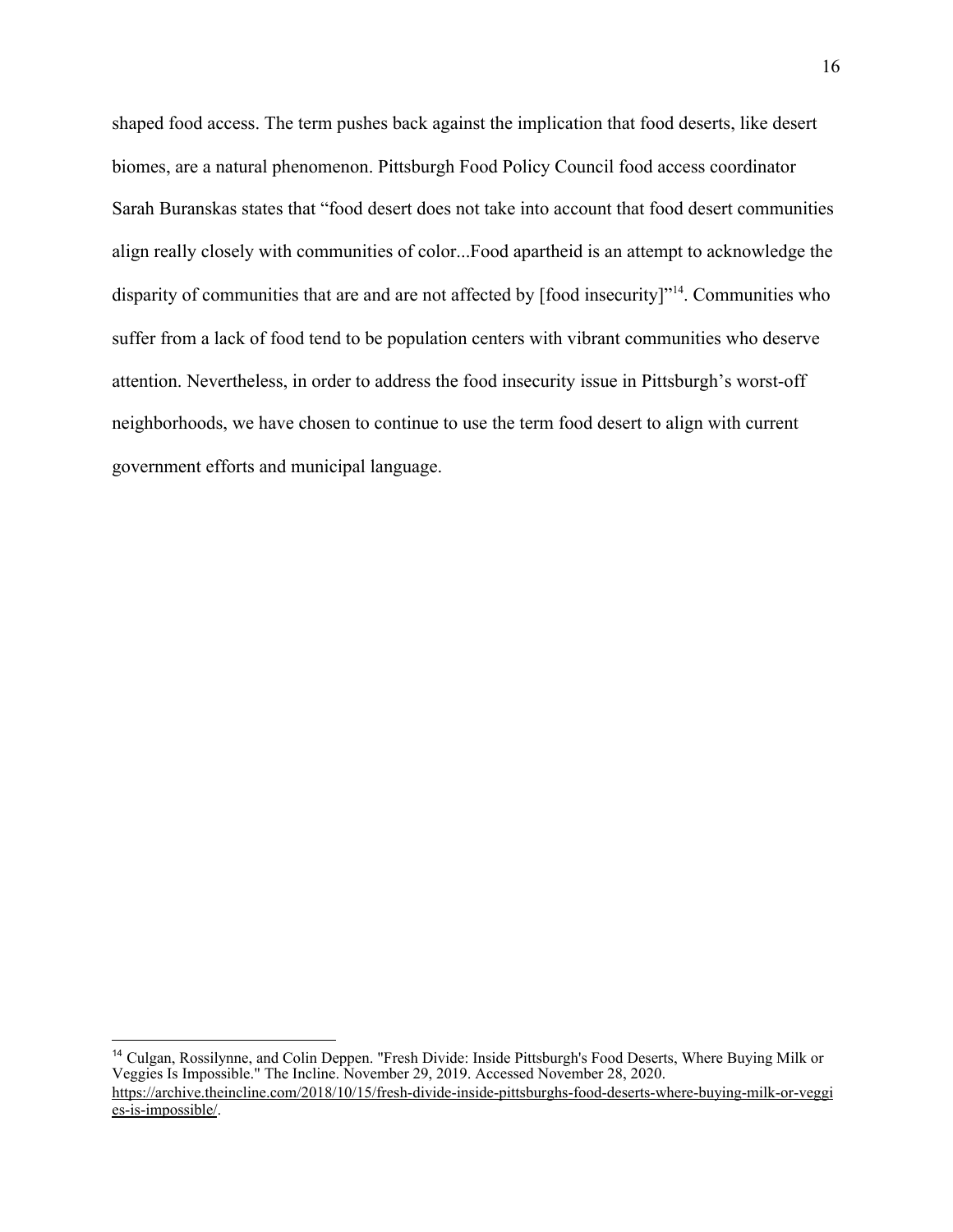shaped food access. The term pushes back against the implication that food deserts, like desert biomes, are a natural phenomenon. Pittsburgh Food Policy Council food access coordinator Sarah Buranskas states that "food desert does not take into account that food desert communities align really closely with communities of color...Food apartheid is an attempt to acknowledge the disparity of communities that are and are not affected by [food insecurity]"[14]. Communities who suffer from a lack of food tend to be population centers with vibrant communities who deserve attention. Nevertheless, in order to address the food insecurity issue in Pittsburgh's worst-off neighborhoods, we have chosen to continue to use the term food desert to align with current government efforts and municipal language.

---

[14] Culgan, Rossilynne, and Colin Deppen. "Fresh Divide: Inside Pittsburgh's Food Deserts, Where Buying Milk or Veggies Is Impossible." The Incline. November 29, 2019. Accessed November 28, 2020. https://archive.theincline.com/2018/10/15/fresh-divide-inside-pittsburghs-food-deserts-where-buying-milk-or-veggies-is-impossible/.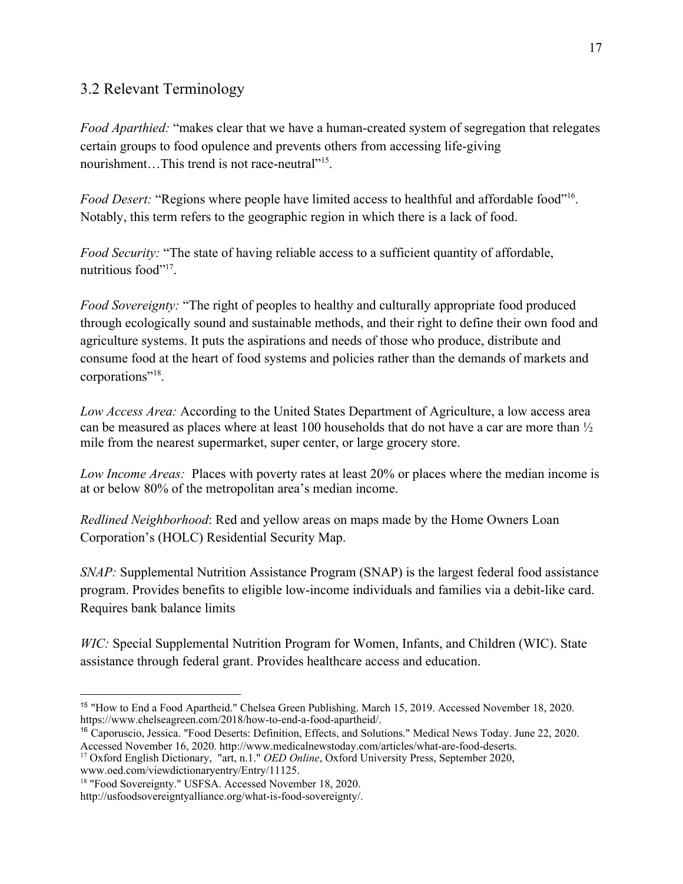## 3.2 Relevant Terminology

*Food Aparthied:* "makes clear that we have a human-created system of segregation that relegates certain groups to food opulence and prevents others from accessing life-giving nourishment…This trend is not race-neutral"[15].

*Food Desert:* "Regions where people have limited access to healthful and affordable food"[16]. Notably, this term refers to the geographic region in which there is a lack of food.

*Food Security:* "The state of having reliable access to a sufficient quantity of affordable, nutritious food"[17].

*Food Sovereignty:* "The right of peoples to healthy and culturally appropriate food produced through ecologically sound and sustainable methods, and their right to define their own food and agriculture systems. It puts the aspirations and needs of those who produce, distribute and consume food at the heart of food systems and policies rather than the demands of markets and corporations"[18].

*Low Access Area:* According to the United States Department of Agriculture, a low access area can be measured as places where at least 100 households that do not have a car are more than ½ mile from the nearest supermarket, super center, or large grocery store.

*Low Income Areas:* Places with poverty rates at least 20% or places where the median income is at or below 80% of the metropolitan area's median income.

*Redlined Neighborhood*: Red and yellow areas on maps made by the Home Owners Loan Corporation's (HOLC) Residential Security Map.

*SNAP:* Supplemental Nutrition Assistance Program (SNAP) is the largest federal food assistance program. Provides benefits to eligible low-income individuals and families via a debit-like card. Requires bank balance limits

*WIC:* Special Supplemental Nutrition Program for Women, Infants, and Children (WIC). State assistance through federal grant. Provides healthcare access and education.

---

[15] "How to End a Food Apartheid." Chelsea Green Publishing. March 15, 2019. Accessed November 18, 2020. https://www.chelseagreen.com/2018/how-to-end-a-food-apartheid/.

[16] Caporuscio, Jessica. "Food Deserts: Definition, Effects, and Solutions." Medical News Today. June 22, 2020. Accessed November 16, 2020. http://www.medicalnewstoday.com/articles/what-are-food-deserts.

[17] Oxford English Dictionary, "art, n.1." *OED Online*, Oxford University Press, September 2020, www.oed.com/viewdictionaryentry/Entry/11125.

[18] "Food Sovereignty." USFSA. Accessed November 18, 2020. http://usfoodsovereigntyalliance.org/what-is-food-sovereignty/.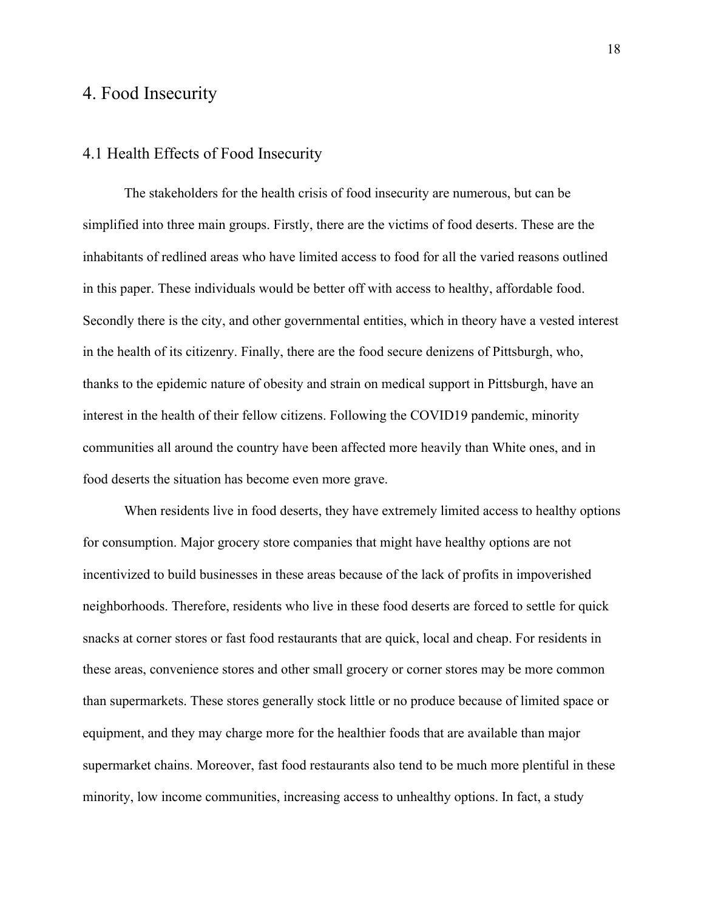# 4. Food Insecurity

## 4.1 Health Effects of Food Insecurity

The stakeholders for the health crisis of food insecurity are numerous, but can be simplified into three main groups. Firstly, there are the victims of food deserts. These are the inhabitants of redlined areas who have limited access to food for all the varied reasons outlined in this paper. These individuals would be better off with access to healthy, affordable food. Secondly there is the city, and other governmental entities, which in theory have a vested interest in the health of its citizenry. Finally, there are the food secure denizens of Pittsburgh, who, thanks to the epidemic nature of obesity and strain on medical support in Pittsburgh, have an interest in the health of their fellow citizens. Following the COVID19 pandemic, minority communities all around the country have been affected more heavily than White ones, and in food deserts the situation has become even more grave.

When residents live in food deserts, they have extremely limited access to healthy options for consumption. Major grocery store companies that might have healthy options are not incentivized to build businesses in these areas because of the lack of profits in impoverished neighborhoods. Therefore, residents who live in these food deserts are forced to settle for quick snacks at corner stores or fast food restaurants that are quick, local and cheap. For residents in these areas, convenience stores and other small grocery or corner stores may be more common than supermarkets. These stores generally stock little or no produce because of limited space or equipment, and they may charge more for the healthier foods that are available than major supermarket chains. Moreover, fast food restaurants also tend to be much more plentiful in these minority, low income communities, increasing access to unhealthy options. In fact, a study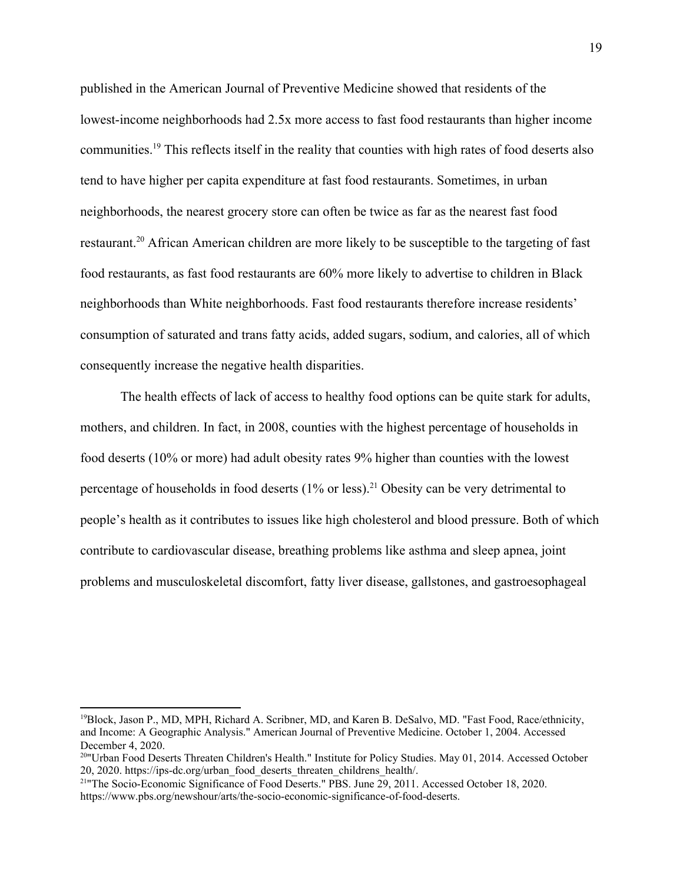published in the American Journal of Preventive Medicine showed that residents of the lowest-income neighborhoods had 2.5x more access to fast food restaurants than higher income communities.[19] This reflects itself in the reality that counties with high rates of food deserts also tend to have higher per capita expenditure at fast food restaurants. Sometimes, in urban neighborhoods, the nearest grocery store can often be twice as far as the nearest fast food restaurant.[20] African American children are more likely to be susceptible to the targeting of fast food restaurants, as fast food restaurants are 60% more likely to advertise to children in Black neighborhoods than White neighborhoods. Fast food restaurants therefore increase residents' consumption of saturated and trans fatty acids, added sugars, sodium, and calories, all of which consequently increase the negative health disparities.

The health effects of lack of access to healthy food options can be quite stark for adults, mothers, and children. In fact, in 2008, counties with the highest percentage of households in food deserts (10% or more) had adult obesity rates 9% higher than counties with the lowest percentage of households in food deserts (1% or less).[21] Obesity can be very detrimental to people's health as it contributes to issues like high cholesterol and blood pressure. Both of which contribute to cardiovascular disease, breathing problems like asthma and sleep apnea, joint problems and musculoskeletal discomfort, fatty liver disease, gallstones, and gastroesophageal

---

[19] Block, Jason P., MD, MPH, Richard A. Scribner, MD, and Karen B. DeSalvo, MD. "Fast Food, Race/ethnicity, and Income: A Geographic Analysis." American Journal of Preventive Medicine. October 1, 2004. Accessed December 4, 2020.

[20] "Urban Food Deserts Threaten Children's Health." Institute for Policy Studies. May 01, 2014. Accessed October 20, 2020. https://ips-dc.org/urban_food_deserts_threaten_childrens_health/.

[21] "The Socio-Economic Significance of Food Deserts." PBS. June 29, 2011. Accessed October 18, 2020. https://www.pbs.org/newshour/arts/the-socio-economic-significance-of-food-deserts.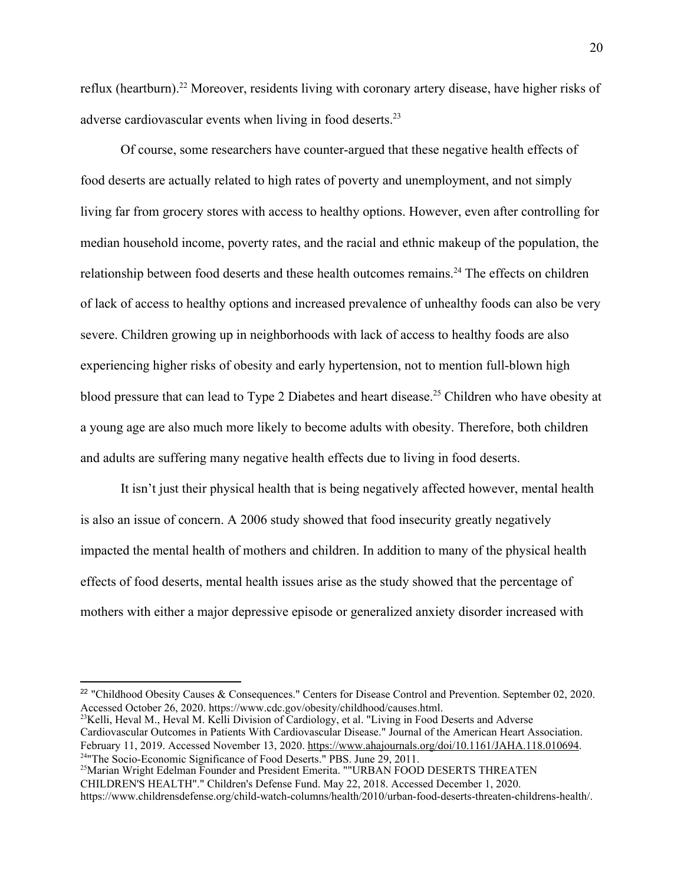reflux (heartburn).[22] Moreover, residents living with coronary artery disease, have higher risks of adverse cardiovascular events when living in food deserts.[23]

Of course, some researchers have counter-argued that these negative health effects of food deserts are actually related to high rates of poverty and unemployment, and not simply living far from grocery stores with access to healthy options. However, even after controlling for median household income, poverty rates, and the racial and ethnic makeup of the population, the relationship between food deserts and these health outcomes remains.[24] The effects on children of lack of access to healthy options and increased prevalence of unhealthy foods can also be very severe. Children growing up in neighborhoods with lack of access to healthy foods are also experiencing higher risks of obesity and early hypertension, not to mention full-blown high blood pressure that can lead to Type 2 Diabetes and heart disease.[25] Children who have obesity at a young age are also much more likely to become adults with obesity. Therefore, both children and adults are suffering many negative health effects due to living in food deserts.

It isn't just their physical health that is being negatively affected however, mental health is also an issue of concern. A 2006 study showed that food insecurity greatly negatively impacted the mental health of mothers and children. In addition to many of the physical health effects of food deserts, mental health issues arise as the study showed that the percentage of mothers with either a major depressive episode or generalized anxiety disorder increased with

---

[22] "Childhood Obesity Causes & Consequences." Centers for Disease Control and Prevention. September 02, 2020. Accessed October 26, 2020. https://www.cdc.gov/obesity/childhood/causes.html.

[23] Kelli, Heval M., Heval M. Kelli Division of Cardiology, et al. "Living in Food Deserts and Adverse Cardiovascular Outcomes in Patients With Cardiovascular Disease." Journal of the American Heart Association. February 11, 2019. Accessed November 13, 2020. https://www.ahajournals.org/doi/10.1161/JAHA.118.010694.

[24] "The Socio-Economic Significance of Food Deserts." PBS. June 29, 2011.

[25] Marian Wright Edelman Founder and President Emerita. ""URBAN FOOD DESERTS THREATEN CHILDREN'S HEALTH"." Children's Defense Fund. May 22, 2018. Accessed December 1, 2020. https://www.childrensdefense.org/child-watch-columns/health/2010/urban-food-deserts-threaten-childrens-health/.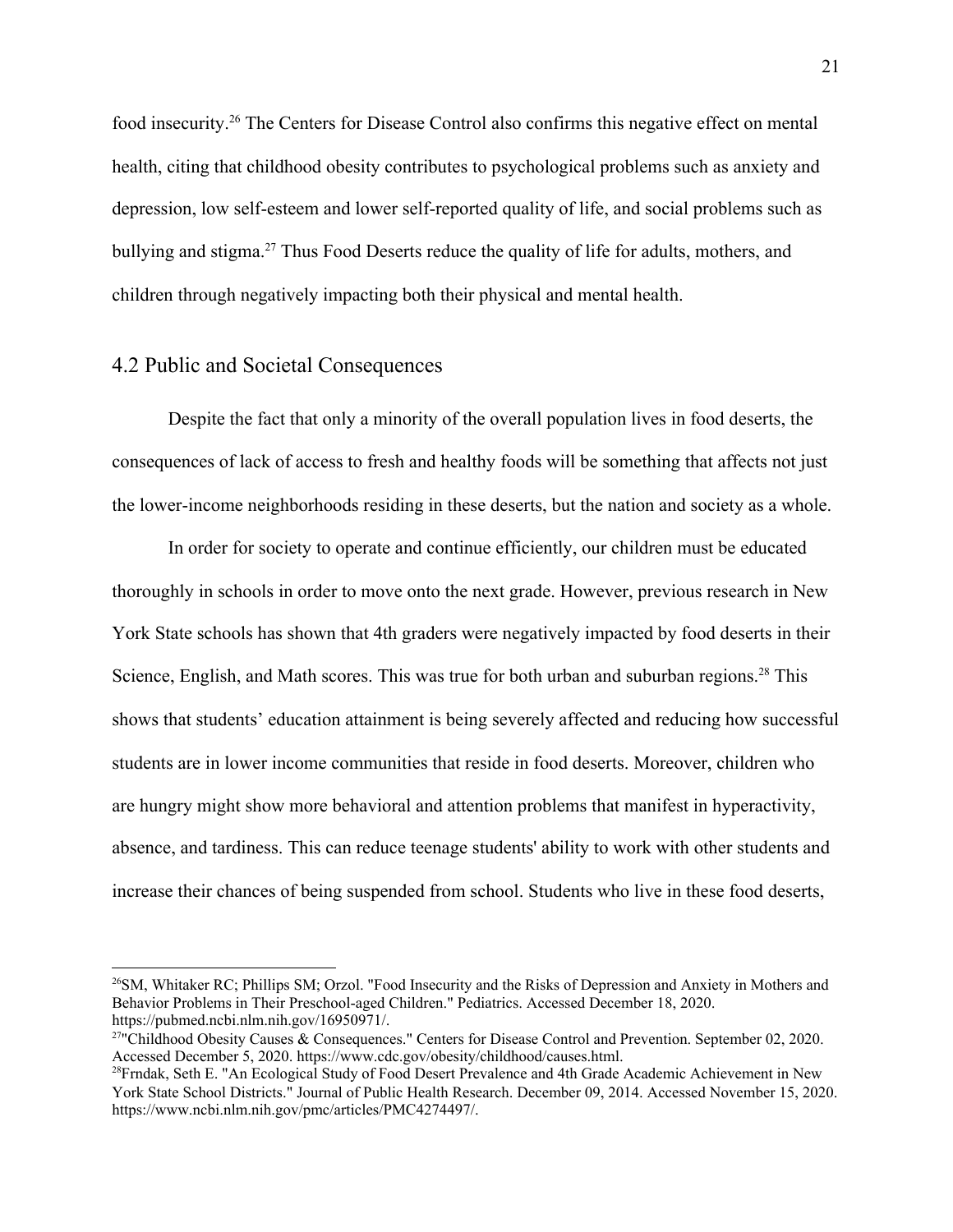food insecurity.[26] The Centers for Disease Control also confirms this negative effect on mental health, citing that childhood obesity contributes to psychological problems such as anxiety and depression, low self-esteem and lower self-reported quality of life, and social problems such as bullying and stigma.[27] Thus Food Deserts reduce the quality of life for adults, mothers, and children through negatively impacting both their physical and mental health.

## 4.2 Public and Societal Consequences

Despite the fact that only a minority of the overall population lives in food deserts, the consequences of lack of access to fresh and healthy foods will be something that affects not just the lower-income neighborhoods residing in these deserts, but the nation and society as a whole.

In order for society to operate and continue efficiently, our children must be educated thoroughly in schools in order to move onto the next grade. However, previous research in New York State schools has shown that 4th graders were negatively impacted by food deserts in their Science, English, and Math scores. This was true for both urban and suburban regions.[28] This shows that students' education attainment is being severely affected and reducing how successful students are in lower income communities that reside in food deserts. Moreover, children who are hungry might show more behavioral and attention problems that manifest in hyperactivity, absence, and tardiness. This can reduce teenage students' ability to work with other students and increase their chances of being suspended from school. Students who live in these food deserts,

---

[26] SM, Whitaker RC; Phillips SM; Orzol. "Food Insecurity and the Risks of Depression and Anxiety in Mothers and Behavior Problems in Their Preschool-aged Children." Pediatrics. Accessed December 18, 2020. https://pubmed.ncbi.nlm.nih.gov/16950971/.

[27] "Childhood Obesity Causes & Consequences." Centers for Disease Control and Prevention. September 02, 2020. Accessed December 5, 2020. https://www.cdc.gov/obesity/childhood/causes.html.

[28] Frndak, Seth E. "An Ecological Study of Food Desert Prevalence and 4th Grade Academic Achievement in New York State School Districts." Journal of Public Health Research. December 09, 2014. Accessed November 15, 2020. https://www.ncbi.nlm.nih.gov/pmc/articles/PMC4274497/.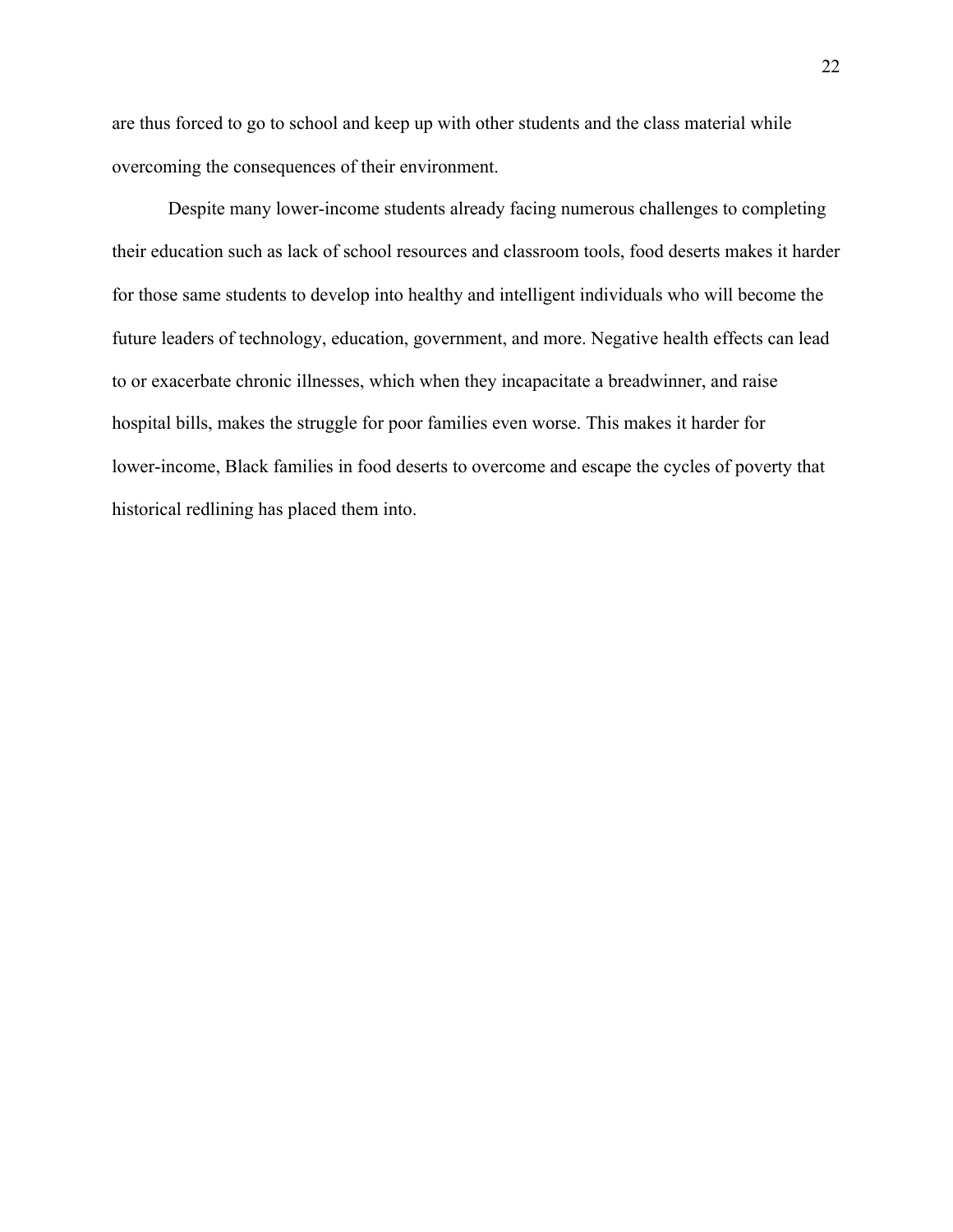are thus forced to go to school and keep up with other students and the class material while overcoming the consequences of their environment.

Despite many lower-income students already facing numerous challenges to completing their education such as lack of school resources and classroom tools, food deserts makes it harder for those same students to develop into healthy and intelligent individuals who will become the future leaders of technology, education, government, and more. Negative health effects can lead to or exacerbate chronic illnesses, which when they incapacitate a breadwinner, and raise hospital bills, makes the struggle for poor families even worse. This makes it harder for lower-income, Black families in food deserts to overcome and escape the cycles of poverty that historical redlining has placed them into.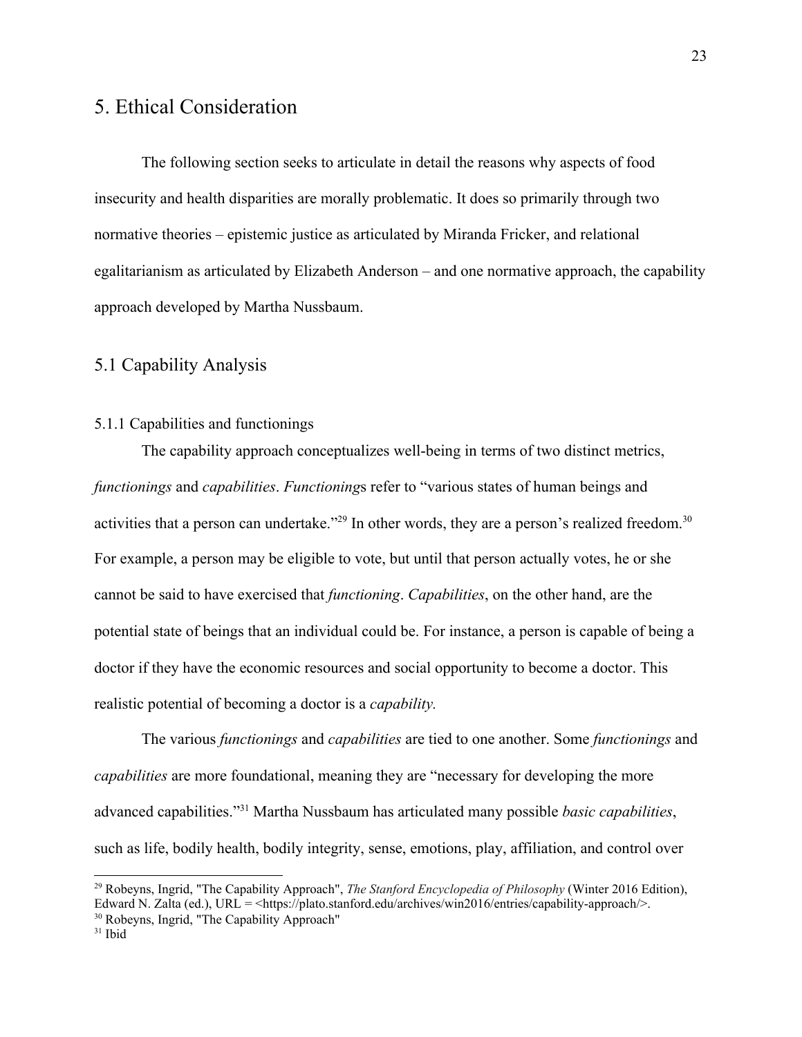# 5. Ethical Consideration

The following section seeks to articulate in detail the reasons why aspects of food insecurity and health disparities are morally problematic. It does so primarily through two normative theories – epistemic justice as articulated by Miranda Fricker, and relational egalitarianism as articulated by Elizabeth Anderson – and one normative approach, the capability approach developed by Martha Nussbaum.

## 5.1 Capability Analysis

### 5.1.1 Capabilities and functionings

The capability approach conceptualizes well-being in terms of two distinct metrics, *functionings* and *capabilities*. *Functioning*s refer to "various states of human beings and activities that a person can undertake."[29] In other words, they are a person's realized freedom.[30] For example, a person may be eligible to vote, but until that person actually votes, he or she cannot be said to have exercised that *functioning*. *Capabilities*, on the other hand, are the potential state of beings that an individual could be. For instance, a person is capable of being a doctor if they have the economic resources and social opportunity to become a doctor. This realistic potential of becoming a doctor is a *capability.*

The various *functionings* and *capabilities* are tied to one another. Some *functionings* and *capabilities* are more foundational, meaning they are "necessary for developing the more advanced capabilities."[31] Martha Nussbaum has articulated many possible *basic capabilities*, such as life, bodily health, bodily integrity, sense, emotions, play, affiliation, and control over

---

[29] Robeyns, Ingrid, "The Capability Approach", *The Stanford Encyclopedia of Philosophy* (Winter 2016 Edition), Edward N. Zalta (ed.), URL = <https://plato.stanford.edu/archives/win2016/entries/capability-approach/>.

[30] Robeyns, Ingrid, "The Capability Approach"

[31] Ibid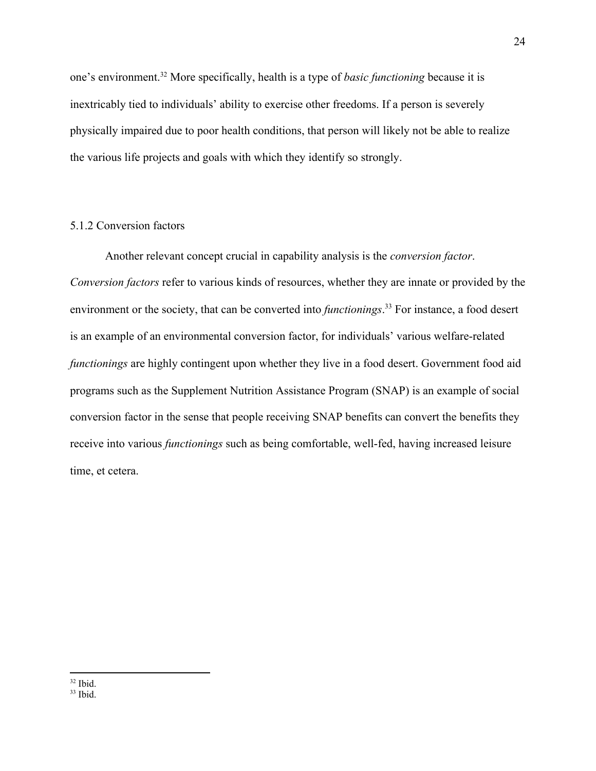one's environment.[32] More specifically, health is a type of *basic functioning* because it is inextricably tied to individuals' ability to exercise other freedoms. If a person is severely physically impaired due to poor health conditions, that person will likely not be able to realize the various life projects and goals with which they identify so strongly.

### 5.1.2 Conversion factors

Another relevant concept crucial in capability analysis is the *conversion factor*. *Conversion factors* refer to various kinds of resources, whether they are innate or provided by the environment or the society, that can be converted into *functionings*.[33] For instance, a food desert is an example of an environmental conversion factor, for individuals' various welfare-related *functionings* are highly contingent upon whether they live in a food desert. Government food aid programs such as the Supplement Nutrition Assistance Program (SNAP) is an example of social conversion factor in the sense that people receiving SNAP benefits can convert the benefits they receive into various *functionings* such as being comfortable, well-fed, having increased leisure time, et cetera.

---

[32] Ibid.

[33] Ibid.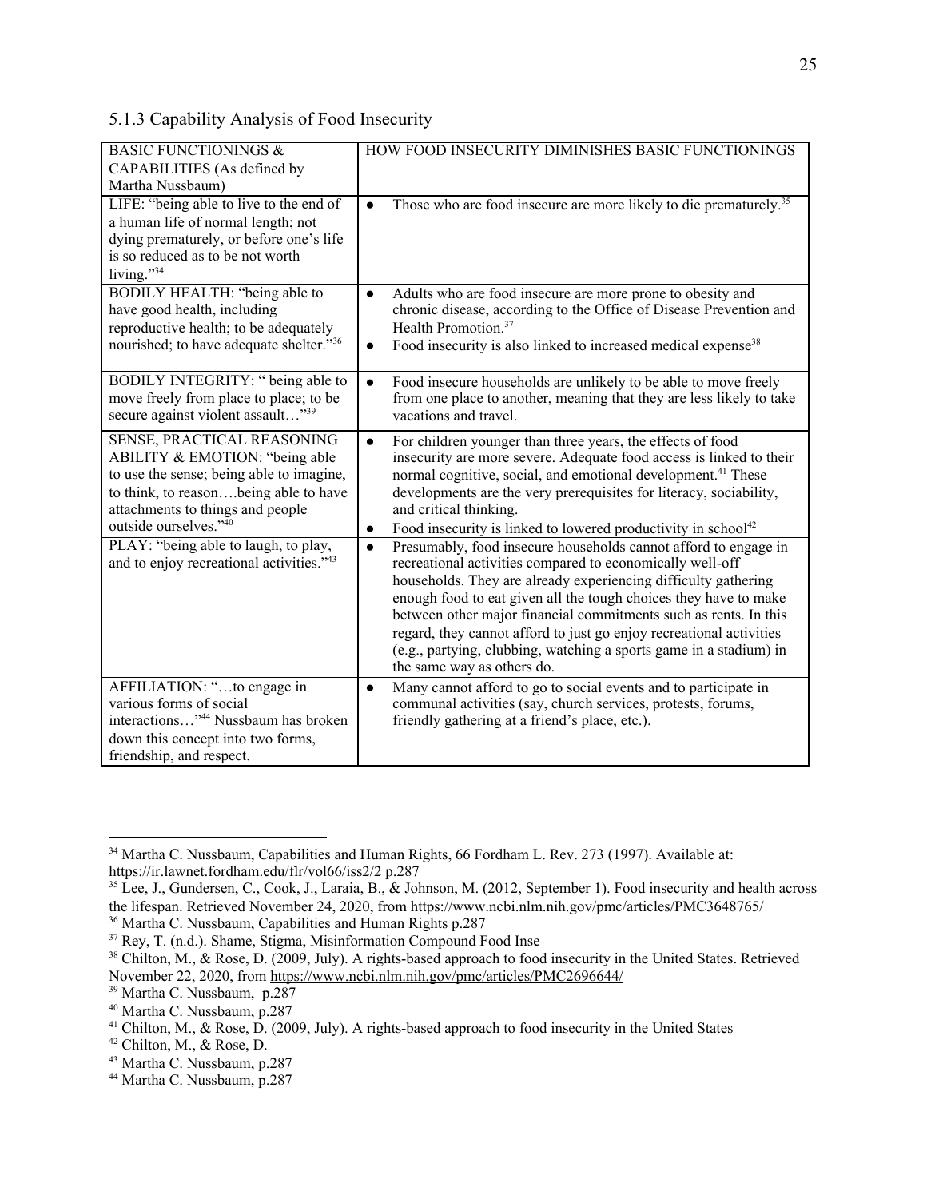### 5.1.3 Capability Analysis of Food Insecurity

| BASIC FUNCTIONINGS & CAPABILITIES (As defined by Martha Nussbaum) | HOW FOOD INSECURITY DIMINISHES BASIC FUNCTIONINGS |
|---|---|
| LIFE: "being able to live to the end of a human life of normal length; not dying prematurely, or before one's life is so reduced as to be not worth living."[34] | • Those who are food insecure are more likely to die prematurely.[35] |
| BODILY HEALTH: "being able to have good health, including reproductive health; to be adequately nourished; to have adequate shelter."[36] | • Adults who are food insecure are more prone to obesity and chronic disease, according to the Office of Disease Prevention and Health Promotion.[37] <br> • Food insecurity is also linked to increased medical expense[38] |
| BODILY INTEGRITY: " being able to move freely from place to place; to be secure against violent assault…"[39] | • Food insecure households are unlikely to be able to move freely from one place to another, meaning that they are less likely to take vacations and travel. |
| SENSE, PRACTICAL REASONING ABILITY & EMOTION: "being able to use the sense; being able to imagine, to think, to reason….being able to have attachments to things and people outside ourselves."[40] | • For children younger than three years, the effects of food insecurity are more severe. Adequate food access is linked to their normal cognitive, social, and emotional development.[41] These developments are the very prerequisites for literacy, sociability, and critical thinking. <br> • Food insecurity is linked to lowered productivity in school[42] |
| PLAY: "being able to laugh, to play, and to enjoy recreational activities."[43] | • Presumably, food insecure households cannot afford to engage in recreational activities compared to economically well-off households. They are already experiencing difficulty gathering enough food to eat given all the tough choices they have to make between other major financial commitments such as rents. In this regard, they cannot afford to just go enjoy recreational activities (e.g., partying, clubbing, watching a sports game in a stadium) in the same way as others do. |
| AFFILIATION: "…to engage in various forms of social interactions…"[44] Nussbaum has broken down this concept into two forms, friendship, and respect. | • Many cannot afford to go to social events and to participate in communal activities (say, church services, protests, forums, friendly gathering at a friend's place, etc.). |

---

[34] Martha C. Nussbaum, Capabilities and Human Rights, 66 Fordham L. Rev. 273 (1997). Available at: https://ir.lawnet.fordham.edu/flr/vol66/iss2/2 p.287

[35] Lee, J., Gundersen, C., Cook, J., Laraia, B., & Johnson, M. (2012, September 1). Food insecurity and health across the lifespan. Retrieved November 24, 2020, from https://www.ncbi.nlm.nih.gov/pmc/articles/PMC3648765/

[36] Martha C. Nussbaum, Capabilities and Human Rights p.287

[37] Rey, T. (n.d.). Shame, Stigma, Misinformation Compound Food Inse

[38] Chilton, M., & Rose, D. (2009, July). A rights-based approach to food insecurity in the United States. Retrieved November 22, 2020, from https://www.ncbi.nlm.nih.gov/pmc/articles/PMC2696644/

[39] Martha C. Nussbaum, p.287

[40] Martha C. Nussbaum, p.287

[41] Chilton, M., & Rose, D. (2009, July). A rights-based approach to food insecurity in the United States

[42] Chilton, M., & Rose, D.

[43] Martha C. Nussbaum, p.287

[44] Martha C. Nussbaum, p.287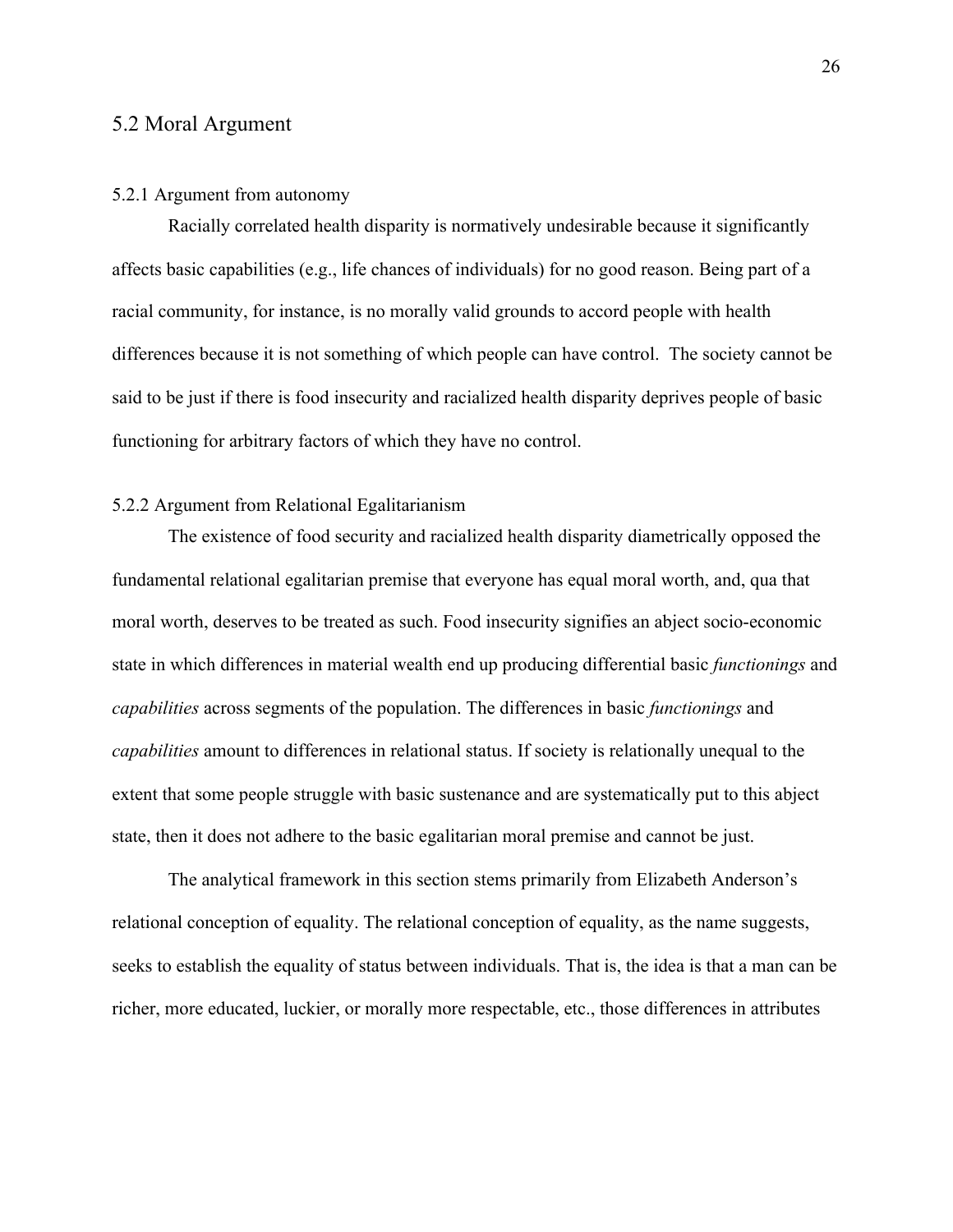## 5.2 Moral Argument

### 5.2.1 Argument from autonomy

Racially correlated health disparity is normatively undesirable because it significantly affects basic capabilities (e.g., life chances of individuals) for no good reason. Being part of a racial community, for instance, is no morally valid grounds to accord people with health differences because it is not something of which people can have control. The society cannot be said to be just if there is food insecurity and racialized health disparity deprives people of basic functioning for arbitrary factors of which they have no control.

### 5.2.2 Argument from Relational Egalitarianism

The existence of food security and racialized health disparity diametrically opposed the fundamental relational egalitarian premise that everyone has equal moral worth, and, qua that moral worth, deserves to be treated as such. Food insecurity signifies an abject socio-economic state in which differences in material wealth end up producing differential basic *functionings* and *capabilities* across segments of the population. The differences in basic *functionings* and *capabilities* amount to differences in relational status. If society is relationally unequal to the extent that some people struggle with basic sustenance and are systematically put to this abject state, then it does not adhere to the basic egalitarian moral premise and cannot be just.

The analytical framework in this section stems primarily from Elizabeth Anderson's relational conception of equality. The relational conception of equality, as the name suggests, seeks to establish the equality of status between individuals. That is, the idea is that a man can be richer, more educated, luckier, or morally more respectable, etc., those differences in attributes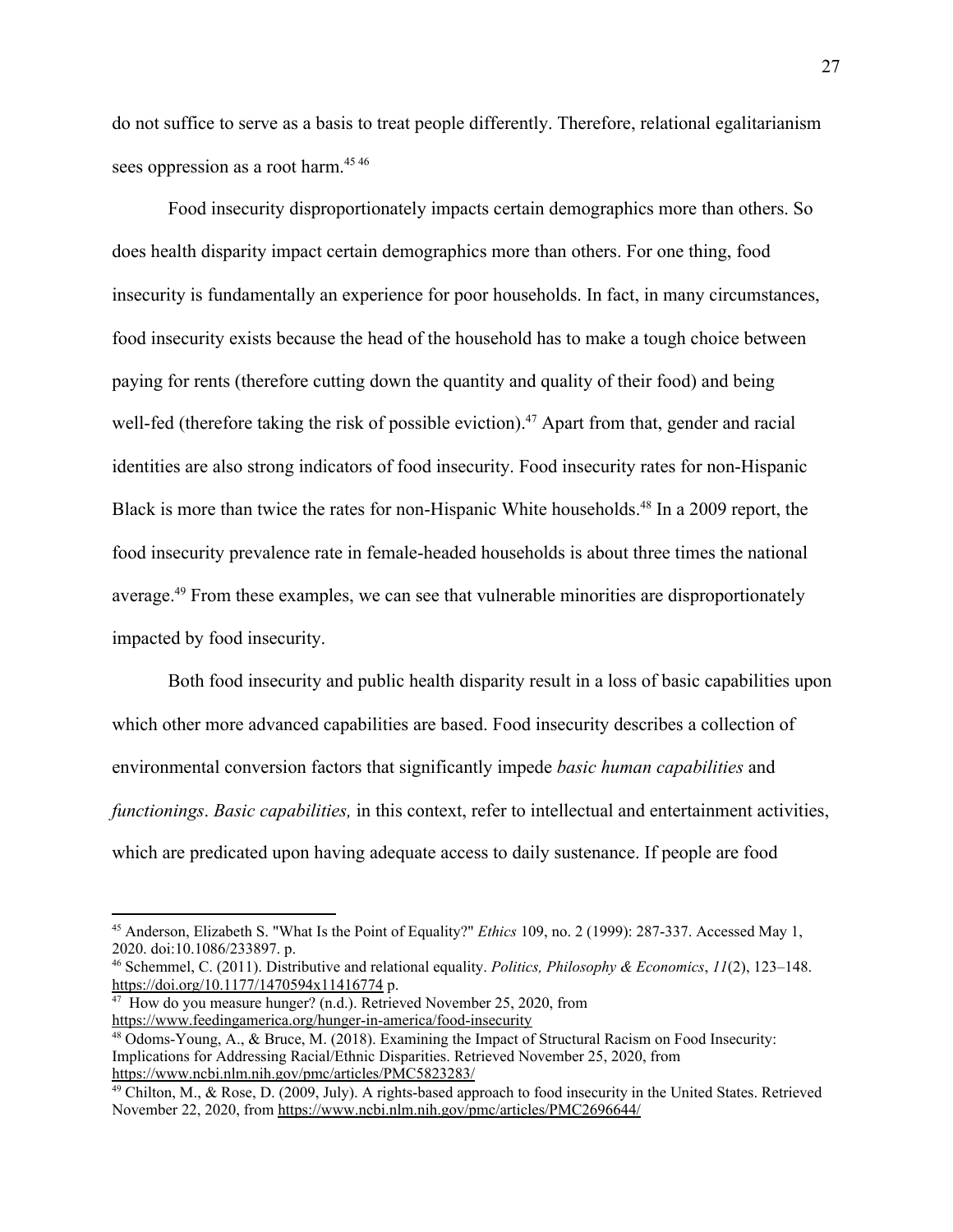do not suffice to serve as a basis to treat people differently. Therefore, relational egalitarianism sees oppression as a root harm.[45] [46]

Food insecurity disproportionately impacts certain demographics more than others. So does health disparity impact certain demographics more than others. For one thing, food insecurity is fundamentally an experience for poor households. In fact, in many circumstances, food insecurity exists because the head of the household has to make a tough choice between paying for rents (therefore cutting down the quantity and quality of their food) and being well-fed (therefore taking the risk of possible eviction).[47] Apart from that, gender and racial identities are also strong indicators of food insecurity. Food insecurity rates for non-Hispanic Black is more than twice the rates for non-Hispanic White households.[48] In a 2009 report, the food insecurity prevalence rate in female-headed households is about three times the national average.[49] From these examples, we can see that vulnerable minorities are disproportionately impacted by food insecurity.

Both food insecurity and public health disparity result in a loss of basic capabilities upon which other more advanced capabilities are based. Food insecurity describes a collection of environmental conversion factors that significantly impede *basic human capabilities* and *functionings*. *Basic capabilities,* in this context, refer to intellectual and entertainment activities, which are predicated upon having adequate access to daily sustenance. If people are food

---

[45] Anderson, Elizabeth S. "What Is the Point of Equality?" *Ethics* 109, no. 2 (1999): 287-337. Accessed May 1, 2020. doi:10.1086/233897. p.

[46] Schemmel, C. (2011). Distributive and relational equality. *Politics, Philosophy & Economics*, *11*(2), 123–148. https://doi.org/10.1177/1470594x11416774 p.

[47] How do you measure hunger? (n.d.). Retrieved November 25, 2020, from https://www.feedingamerica.org/hunger-in-america/food-insecurity

[48] Odoms-Young, A., & Bruce, M. (2018). Examining the Impact of Structural Racism on Food Insecurity: Implications for Addressing Racial/Ethnic Disparities. Retrieved November 25, 2020, from https://www.ncbi.nlm.nih.gov/pmc/articles/PMC5823283/

[49] Chilton, M., & Rose, D. (2009, July). A rights-based approach to food insecurity in the United States. Retrieved November 22, 2020, from https://www.ncbi.nlm.nih.gov/pmc/articles/PMC2696644/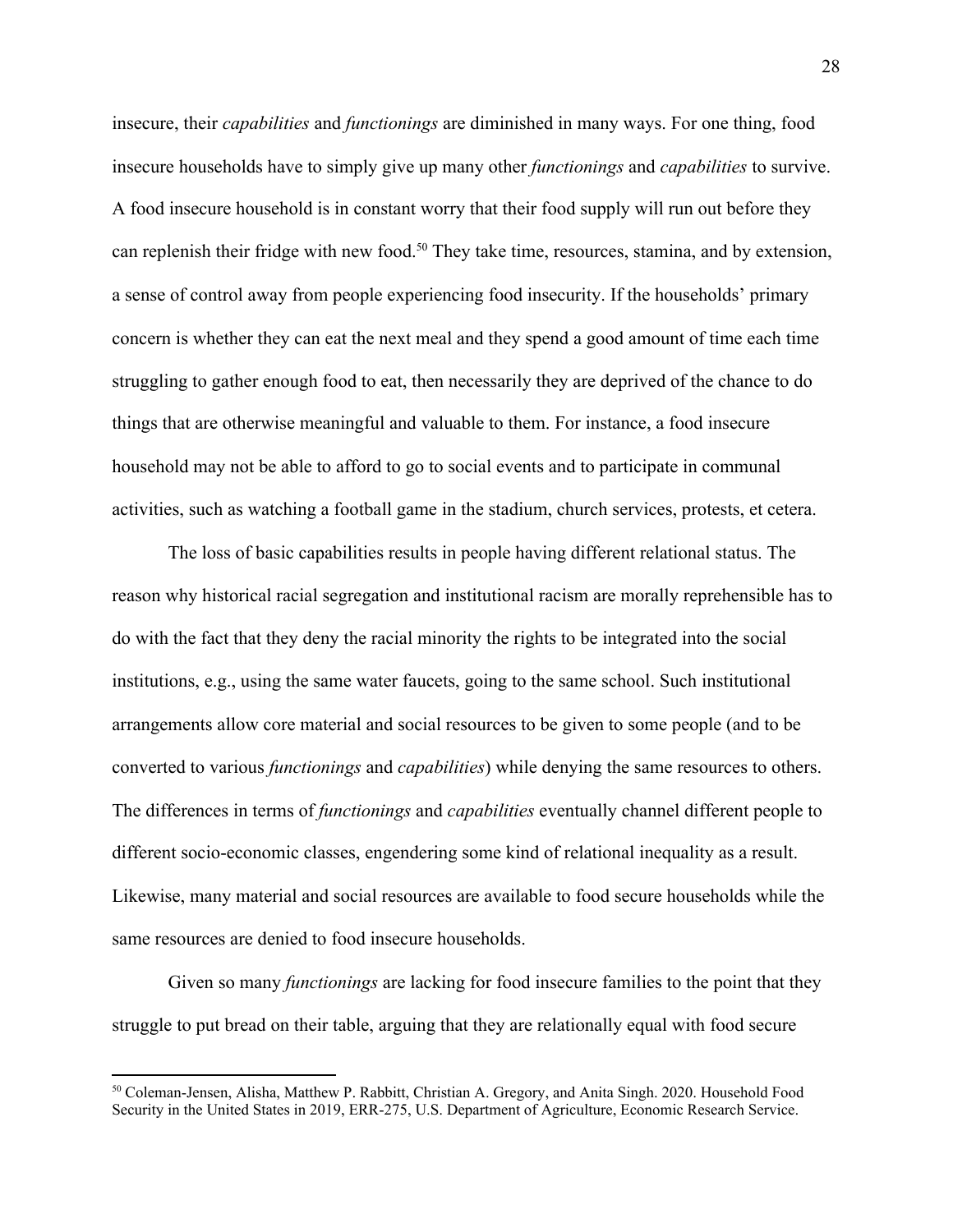insecure, their *capabilities* and *functionings* are diminished in many ways. For one thing, food insecure households have to simply give up many other *functionings* and *capabilities* to survive. A food insecure household is in constant worry that their food supply will run out before they can replenish their fridge with new food.[50] They take time, resources, stamina, and by extension, a sense of control away from people experiencing food insecurity. If the households' primary concern is whether they can eat the next meal and they spend a good amount of time each time struggling to gather enough food to eat, then necessarily they are deprived of the chance to do things that are otherwise meaningful and valuable to them. For instance, a food insecure household may not be able to afford to go to social events and to participate in communal activities, such as watching a football game in the stadium, church services, protests, et cetera.

The loss of basic capabilities results in people having different relational status. The reason why historical racial segregation and institutional racism are morally reprehensible has to do with the fact that they deny the racial minority the rights to be integrated into the social institutions, e.g., using the same water faucets, going to the same school. Such institutional arrangements allow core material and social resources to be given to some people (and to be converted to various *functionings* and *capabilities*) while denying the same resources to others. The differences in terms of *functionings* and *capabilities* eventually channel different people to different socio-economic classes, engendering some kind of relational inequality as a result. Likewise, many material and social resources are available to food secure households while the same resources are denied to food insecure households.

Given so many *functionings* are lacking for food insecure families to the point that they struggle to put bread on their table, arguing that they are relationally equal with food secure

---

[50] Coleman-Jensen, Alisha, Matthew P. Rabbitt, Christian A. Gregory, and Anita Singh. 2020. Household Food Security in the United States in 2019, ERR-275, U.S. Department of Agriculture, Economic Research Service.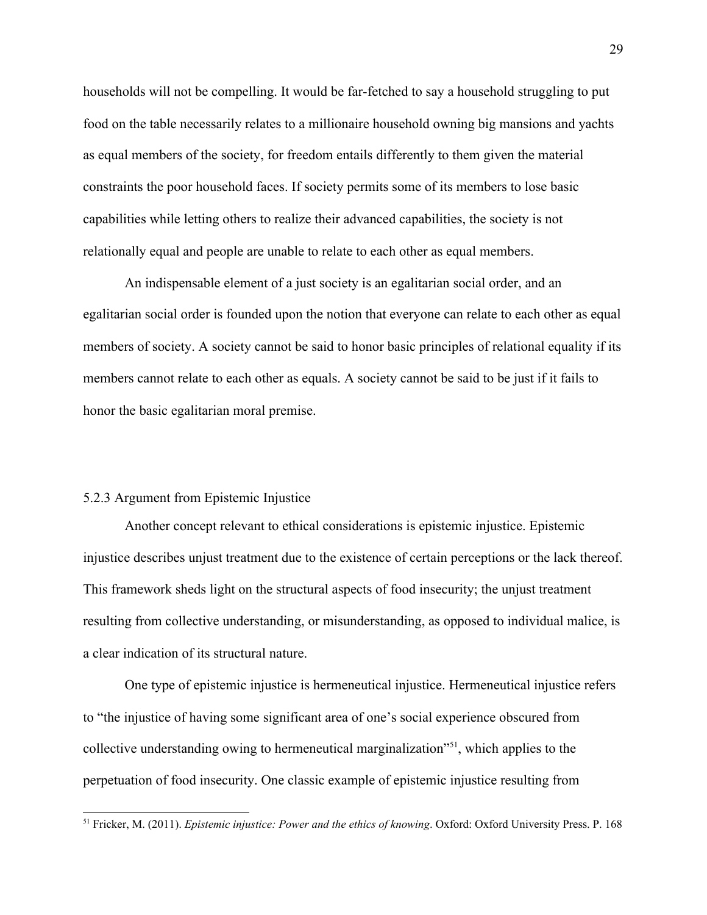households will not be compelling. It would be far-fetched to say a household struggling to put food on the table necessarily relates to a millionaire household owning big mansions and yachts as equal members of the society, for freedom entails differently to them given the material constraints the poor household faces. If society permits some of its members to lose basic capabilities while letting others to realize their advanced capabilities, the society is not relationally equal and people are unable to relate to each other as equal members.

An indispensable element of a just society is an egalitarian social order, and an egalitarian social order is founded upon the notion that everyone can relate to each other as equal members of society. A society cannot be said to honor basic principles of relational equality if its members cannot relate to each other as equals. A society cannot be said to be just if it fails to honor the basic egalitarian moral premise.

### 5.2.3 Argument from Epistemic Injustice

Another concept relevant to ethical considerations is epistemic injustice. Epistemic injustice describes unjust treatment due to the existence of certain perceptions or the lack thereof. This framework sheds light on the structural aspects of food insecurity; the unjust treatment resulting from collective understanding, or misunderstanding, as opposed to individual malice, is a clear indication of its structural nature.

One type of epistemic injustice is hermeneutical injustice. Hermeneutical injustice refers to "the injustice of having some significant area of one's social experience obscured from collective understanding owing to hermeneutical marginalization"[51], which applies to the perpetuation of food insecurity. One classic example of epistemic injustice resulting from

[51] Fricker, M. (2011). *Epistemic injustice: Power and the ethics of knowing*. Oxford: Oxford University Press. P. 168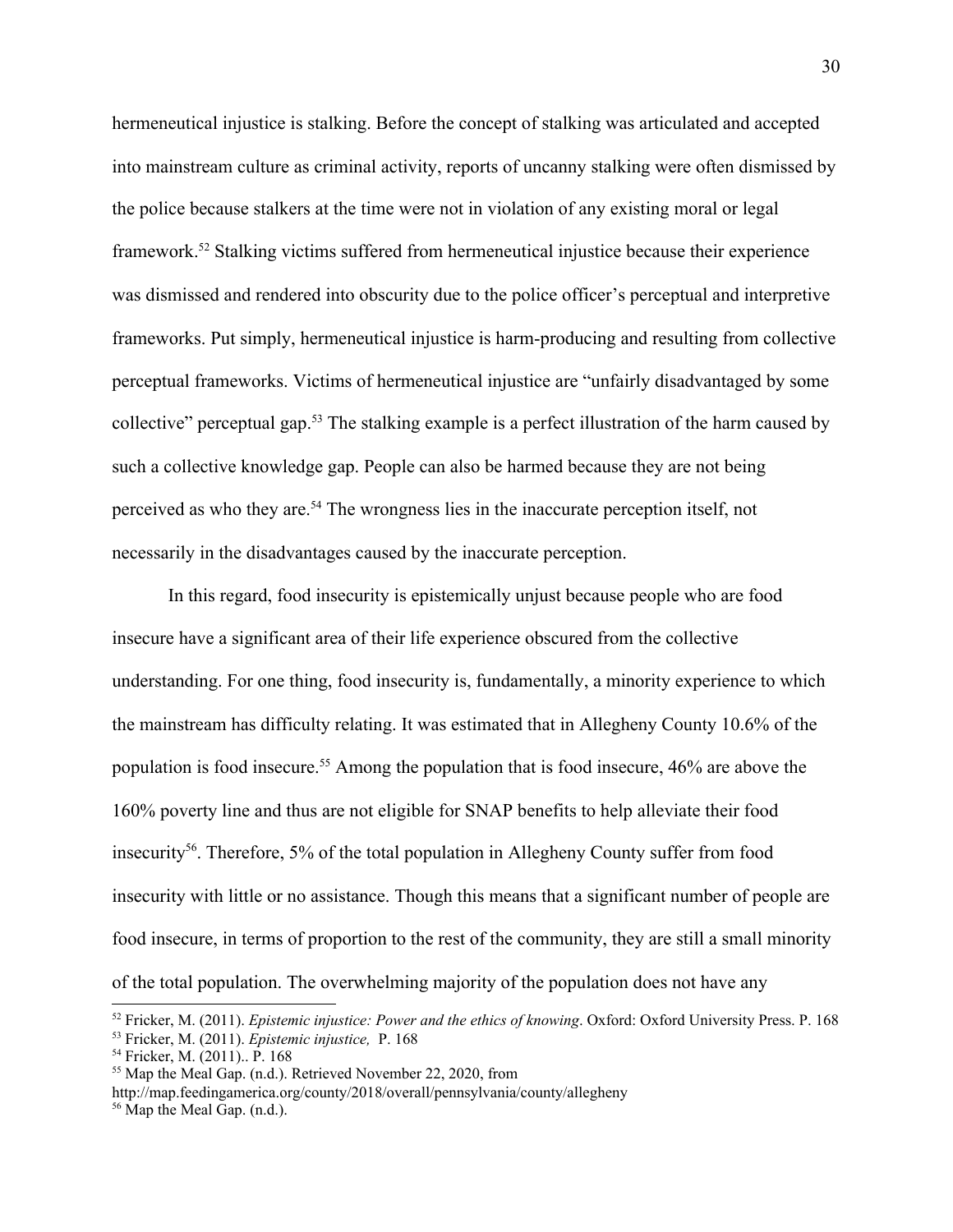hermeneutical injustice is stalking. Before the concept of stalking was articulated and accepted into mainstream culture as criminal activity, reports of uncanny stalking were often dismissed by the police because stalkers at the time were not in violation of any existing moral or legal framework.[52] Stalking victims suffered from hermeneutical injustice because their experience was dismissed and rendered into obscurity due to the police officer's perceptual and interpretive frameworks. Put simply, hermeneutical injustice is harm-producing and resulting from collective perceptual frameworks. Victims of hermeneutical injustice are "unfairly disadvantaged by some collective" perceptual gap.[53] The stalking example is a perfect illustration of the harm caused by such a collective knowledge gap. People can also be harmed because they are not being perceived as who they are.[54] The wrongness lies in the inaccurate perception itself, not necessarily in the disadvantages caused by the inaccurate perception.

In this regard, food insecurity is epistemically unjust because people who are food insecure have a significant area of their life experience obscured from the collective understanding. For one thing, food insecurity is, fundamentally, a minority experience to which the mainstream has difficulty relating. It was estimated that in Allegheny County 10.6% of the population is food insecure.[55] Among the population that is food insecure, 46% are above the 160% poverty line and thus are not eligible for SNAP benefits to help alleviate their food insecurity[56]. Therefore, 5% of the total population in Allegheny County suffer from food insecurity with little or no assistance. Though this means that a significant number of people are food insecure, in terms of proportion to the rest of the community, they are still a small minority of the total population. The overwhelming majority of the population does not have any

---

[52] Fricker, M. (2011). *Epistemic injustice: Power and the ethics of knowing*. Oxford: Oxford University Press. P. 168

[53] Fricker, M. (2011). *Epistemic injustice,* P. 168

[54] Fricker, M. (2011).. P. 168

[55] Map the Meal Gap. (n.d.). Retrieved November 22, 2020, from http://map.feedingamerica.org/county/2018/overall/pennsylvania/county/allegheny

[56] Map the Meal Gap. (n.d.).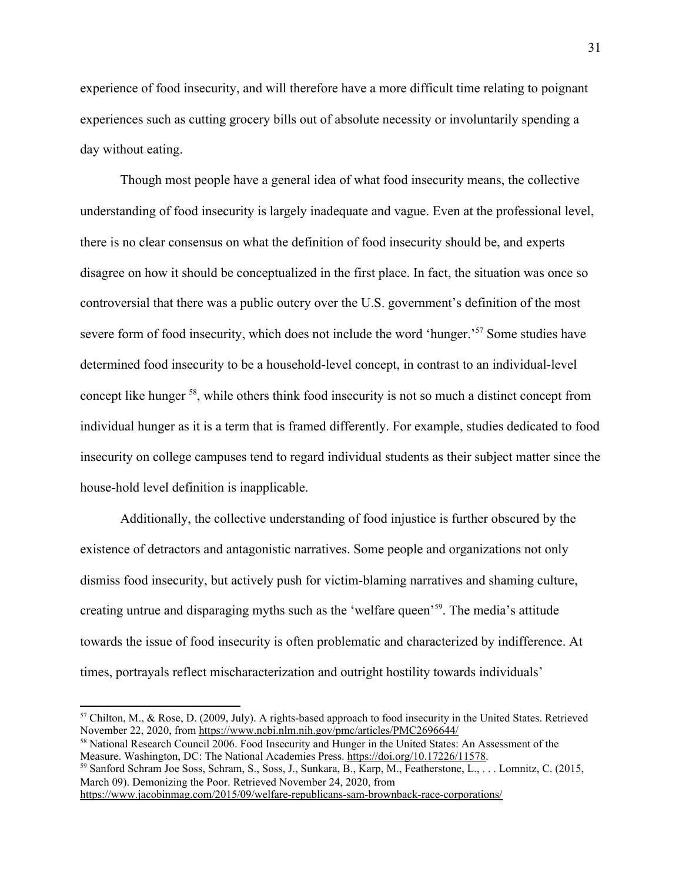experience of food insecurity, and will therefore have a more difficult time relating to poignant experiences such as cutting grocery bills out of absolute necessity or involuntarily spending a day without eating.

Though most people have a general idea of what food insecurity means, the collective understanding of food insecurity is largely inadequate and vague. Even at the professional level, there is no clear consensus on what the definition of food insecurity should be, and experts disagree on how it should be conceptualized in the first place. In fact, the situation was once so controversial that there was a public outcry over the U.S. government's definition of the most severe form of food insecurity, which does not include the word 'hunger.'[57] Some studies have determined food insecurity to be a household-level concept, in contrast to an individual-level concept like hunger [58], while others think food insecurity is not so much a distinct concept from individual hunger as it is a term that is framed differently. For example, studies dedicated to food insecurity on college campuses tend to regard individual students as their subject matter since the house-hold level definition is inapplicable.

Additionally, the collective understanding of food injustice is further obscured by the existence of detractors and antagonistic narratives. Some people and organizations not only dismiss food insecurity, but actively push for victim-blaming narratives and shaming culture, creating untrue and disparaging myths such as the 'welfare queen'[59]. The media's attitude towards the issue of food insecurity is often problematic and characterized by indifference. At times, portrayals reflect mischaracterization and outright hostility towards individuals'

---

[57] Chilton, M., & Rose, D. (2009, July). A rights-based approach to food insecurity in the United States. Retrieved November 22, 2020, from https://www.ncbi.nlm.nih.gov/pmc/articles/PMC2696644/

[58] National Research Council 2006. Food Insecurity and Hunger in the United States: An Assessment of the Measure. Washington, DC: The National Academies Press. https://doi.org/10.17226/11578.

[59] Sanford Schram Joe Soss, Schram, S., Soss, J., Sunkara, B., Karp, M., Featherstone, L., . . . Lomnitz, C. (2015, March 09). Demonizing the Poor. Retrieved November 24, 2020, from https://www.jacobinmag.com/2015/09/welfare-republicans-sam-brownback-race-corporations/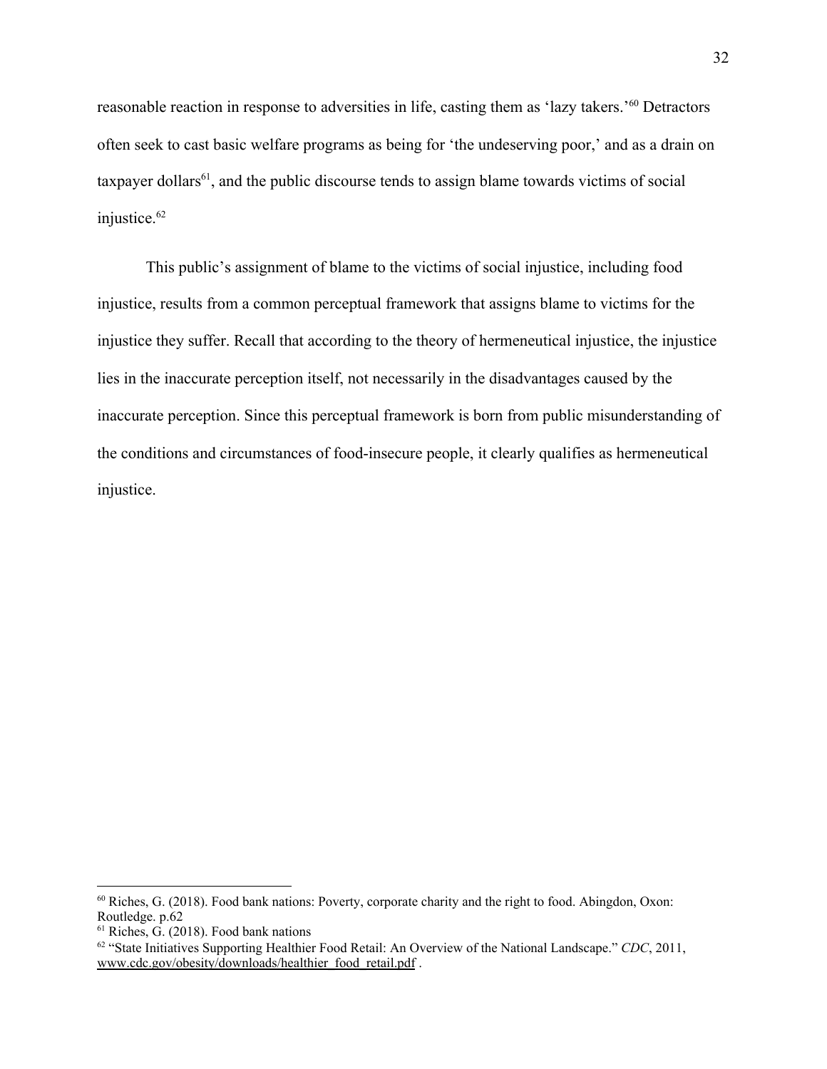reasonable reaction in response to adversities in life, casting them as 'lazy takers.'[60] Detractors often seek to cast basic welfare programs as being for 'the undeserving poor,' and as a drain on taxpayer dollars[61], and the public discourse tends to assign blame towards victims of social injustice.[62]

This public's assignment of blame to the victims of social injustice, including food injustice, results from a common perceptual framework that assigns blame to victims for the injustice they suffer. Recall that according to the theory of hermeneutical injustice, the injustice lies in the inaccurate perception itself, not necessarily in the disadvantages caused by the inaccurate perception. Since this perceptual framework is born from public misunderstanding of the conditions and circumstances of food-insecure people, it clearly qualifies as hermeneutical injustice.

---

[60] Riches, G. (2018). Food bank nations: Poverty, corporate charity and the right to food. Abingdon, Oxon: Routledge. p.62

[61] Riches, G. (2018). Food bank nations

[62] "State Initiatives Supporting Healthier Food Retail: An Overview of the National Landscape." *CDC*, 2011, www.cdc.gov/obesity/downloads/healthier_food_retail.pdf .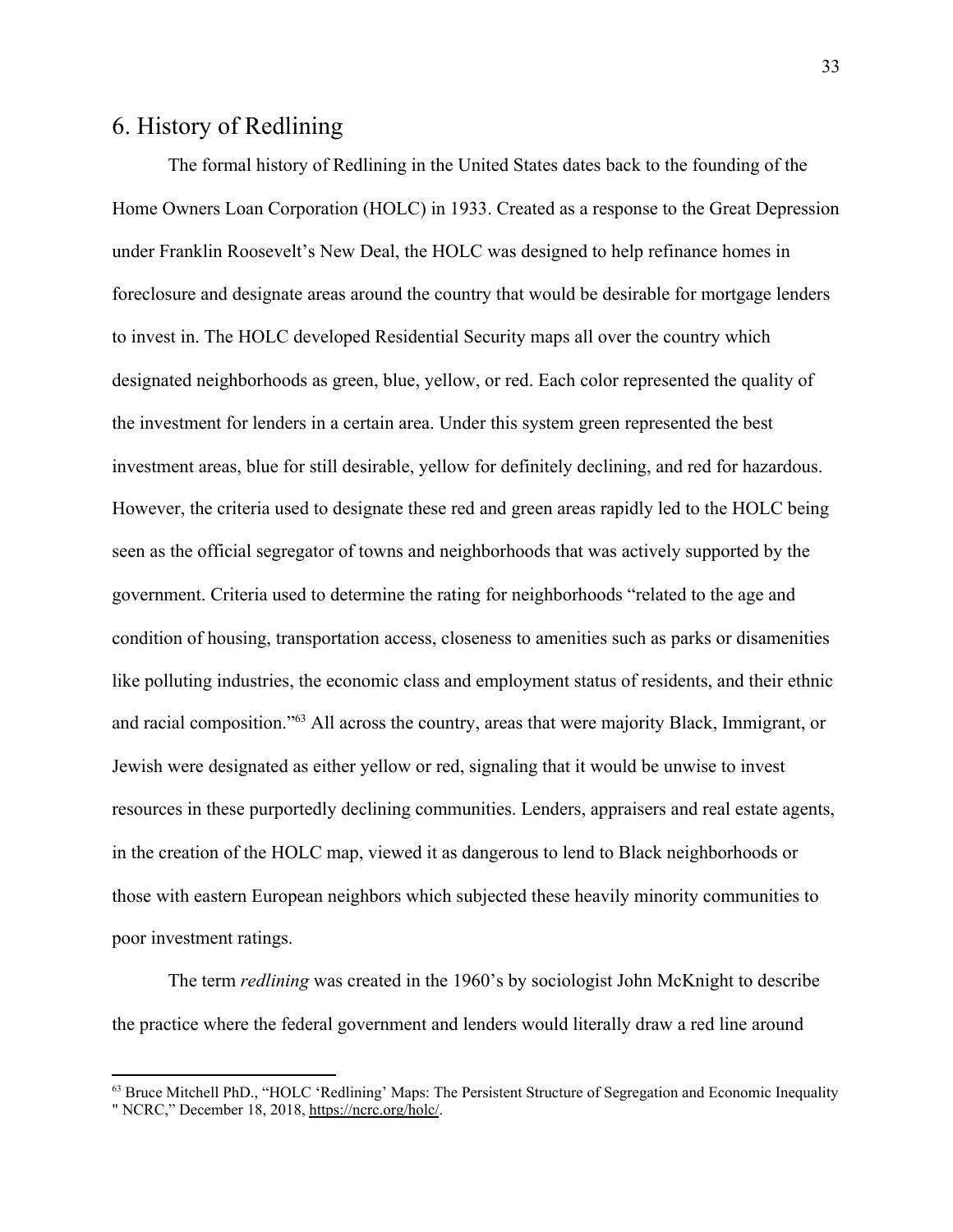## 6. History of Redlining

The formal history of Redlining in the United States dates back to the founding of the Home Owners Loan Corporation (HOLC) in 1933. Created as a response to the Great Depression under Franklin Roosevelt's New Deal, the HOLC was designed to help refinance homes in foreclosure and designate areas around the country that would be desirable for mortgage lenders to invest in. The HOLC developed Residential Security maps all over the country which designated neighborhoods as green, blue, yellow, or red. Each color represented the quality of the investment for lenders in a certain area. Under this system green represented the best investment areas, blue for still desirable, yellow for definitely declining, and red for hazardous. However, the criteria used to designate these red and green areas rapidly led to the HOLC being seen as the official segregator of towns and neighborhoods that was actively supported by the government. Criteria used to determine the rating for neighborhoods "related to the age and condition of housing, transportation access, closeness to amenities such as parks or disamenities like polluting industries, the economic class and employment status of residents, and their ethnic and racial composition."[63] All across the country, areas that were majority Black, Immigrant, or Jewish were designated as either yellow or red, signaling that it would be unwise to invest resources in these purportedly declining communities. Lenders, appraisers and real estate agents, in the creation of the HOLC map, viewed it as dangerous to lend to Black neighborhoods or those with eastern European neighbors which subjected these heavily minority communities to poor investment ratings.

The term *redlining* was created in the 1960's by sociologist John McKnight to describe the practice where the federal government and lenders would literally draw a red line around

---

[63] Bruce Mitchell PhD., "HOLC 'Redlining' Maps: The Persistent Structure of Segregation and Economic Inequality " NCRC," December 18, 2018, https://ncrc.org/holc/.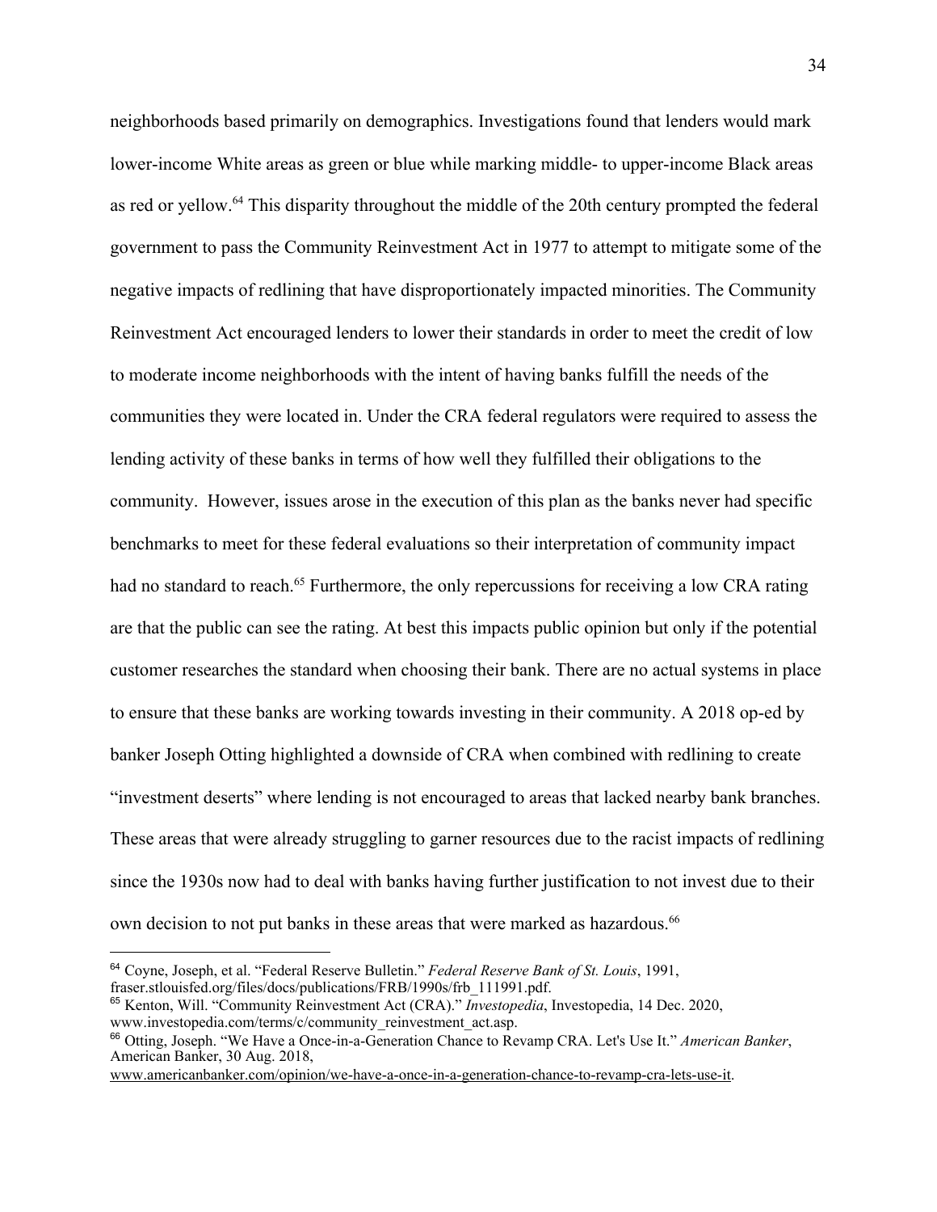neighborhoods based primarily on demographics. Investigations found that lenders would mark lower-income White areas as green or blue while marking middle- to upper-income Black areas as red or yellow.[64] This disparity throughout the middle of the 20th century prompted the federal government to pass the Community Reinvestment Act in 1977 to attempt to mitigate some of the negative impacts of redlining that have disproportionately impacted minorities. The Community Reinvestment Act encouraged lenders to lower their standards in order to meet the credit of low to moderate income neighborhoods with the intent of having banks fulfill the needs of the communities they were located in. Under the CRA federal regulators were required to assess the lending activity of these banks in terms of how well they fulfilled their obligations to the community. However, issues arose in the execution of this plan as the banks never had specific benchmarks to meet for these federal evaluations so their interpretation of community impact had no standard to reach.[65] Furthermore, the only repercussions for receiving a low CRA rating are that the public can see the rating. At best this impacts public opinion but only if the potential customer researches the standard when choosing their bank. There are no actual systems in place to ensure that these banks are working towards investing in their community. A 2018 op-ed by banker Joseph Otting highlighted a downside of CRA when combined with redlining to create "investment deserts" where lending is not encouraged to areas that lacked nearby bank branches. These areas that were already struggling to garner resources due to the racist impacts of redlining since the 1930s now had to deal with banks having further justification to not invest due to their own decision to not put banks in these areas that were marked as hazardous.[66]

---

[64] Coyne, Joseph, et al. "Federal Reserve Bulletin." *Federal Reserve Bank of St. Louis*, 1991, fraser.stlouisfed.org/files/docs/publications/FRB/1990s/frb_111991.pdf.

[65] Kenton, Will. "Community Reinvestment Act (CRA)." *Investopedia*, Investopedia, 14 Dec. 2020, www.investopedia.com/terms/c/community_reinvestment_act.asp.

[66] Otting, Joseph. "We Have a Once-in-a-Generation Chance to Revamp CRA. Let's Use It." *American Banker*, American Banker, 30 Aug. 2018, www.americanbanker.com/opinion/we-have-a-once-in-a-generation-chance-to-revamp-cra-lets-use-it.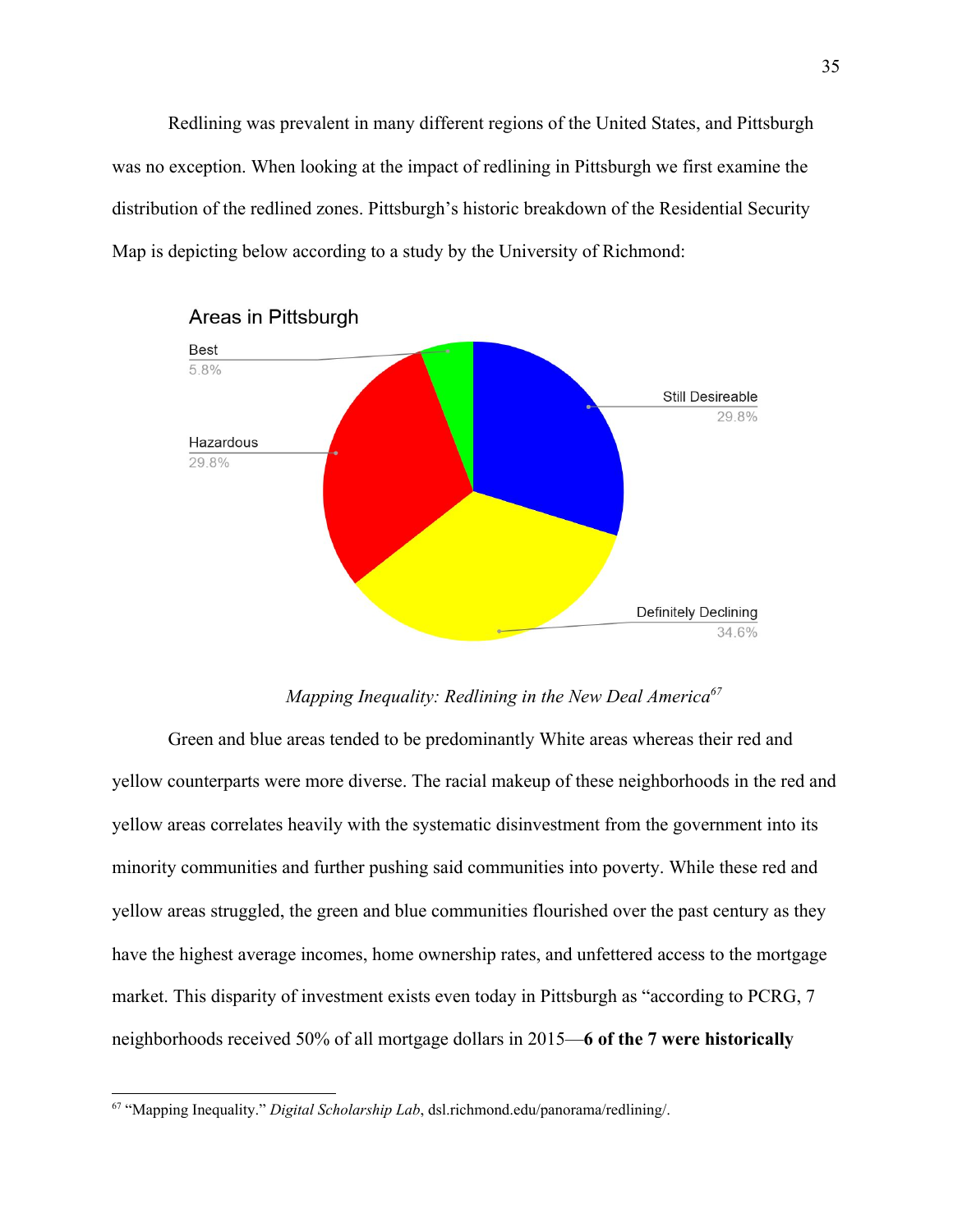Redlining was prevalent in many different regions of the United States, and Pittsburgh was no exception. When looking at the impact of redlining in Pittsburgh we first examine the distribution of the redlined zones. Pittsburgh's historic breakdown of the Residential Security Map is depicting below according to a study by the University of Richmond:

Areas in Pittsburgh

| Area | Percentage |
|---|---|
| Best | 5.8% |
| Still Desireable | 29.8% |
| Definitely Declining | 34.6% |
| Hazardous | 29.8% |

*Mapping Inequality: Redlining in the New Deal America*[67]

Green and blue areas tended to be predominantly White areas whereas their red and yellow counterparts were more diverse. The racial makeup of these neighborhoods in the red and yellow areas correlates heavily with the systematic disinvestment from the government into its minority communities and further pushing said communities into poverty. While these red and yellow areas struggled, the green and blue communities flourished over the past century as they have the highest average incomes, home ownership rates, and unfettered access to the mortgage market. This disparity of investment exists even today in Pittsburgh as "according to PCRG, 7 neighborhoods received 50% of all mortgage dollars in 2015—**6 of the 7 were historically**

---

[67] "Mapping Inequality." *Digital Scholarship Lab*, dsl.richmond.edu/panorama/redlining/.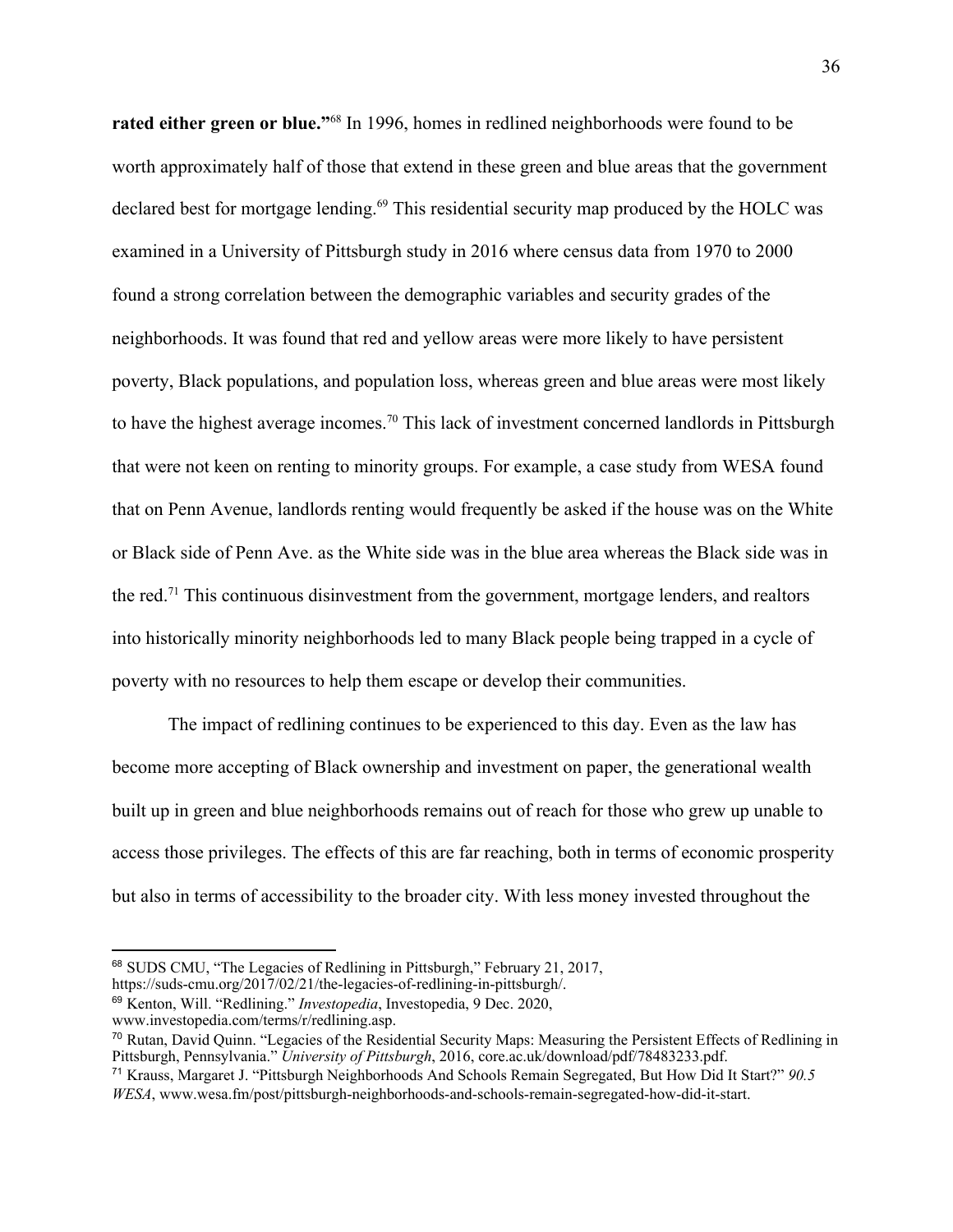**rated either green or blue."**[68] In 1996, homes in redlined neighborhoods were found to be worth approximately half of those that extend in these green and blue areas that the government declared best for mortgage lending.[69] This residential security map produced by the HOLC was examined in a University of Pittsburgh study in 2016 where census data from 1970 to 2000 found a strong correlation between the demographic variables and security grades of the neighborhoods. It was found that red and yellow areas were more likely to have persistent poverty, Black populations, and population loss, whereas green and blue areas were most likely to have the highest average incomes.[70] This lack of investment concerned landlords in Pittsburgh that were not keen on renting to minority groups. For example, a case study from WESA found that on Penn Avenue, landlords renting would frequently be asked if the house was on the White or Black side of Penn Ave. as the White side was in the blue area whereas the Black side was in the red.[71] This continuous disinvestment from the government, mortgage lenders, and realtors into historically minority neighborhoods led to many Black people being trapped in a cycle of poverty with no resources to help them escape or develop their communities.

The impact of redlining continues to be experienced to this day. Even as the law has become more accepting of Black ownership and investment on paper, the generational wealth built up in green and blue neighborhoods remains out of reach for those who grew up unable to access those privileges. The effects of this are far reaching, both in terms of economic prosperity but also in terms of accessibility to the broader city. With less money invested throughout the

---

[68] SUDS CMU, "The Legacies of Redlining in Pittsburgh," February 21, 2017, https://suds-cmu.org/2017/02/21/the-legacies-of-redlining-in-pittsburgh/.

[69] Kenton, Will. "Redlining." *Investopedia*, Investopedia, 9 Dec. 2020, www.investopedia.com/terms/r/redlining.asp.

[70] Rutan, David Quinn. "Legacies of the Residential Security Maps: Measuring the Persistent Effects of Redlining in Pittsburgh, Pennsylvania." *University of Pittsburgh*, 2016, core.ac.uk/download/pdf/78483233.pdf.

[71] Krauss, Margaret J. "Pittsburgh Neighborhoods And Schools Remain Segregated, But How Did It Start?" *90.5 WESA*, www.wesa.fm/post/pittsburgh-neighborhoods-and-schools-remain-segregated-how-did-it-start.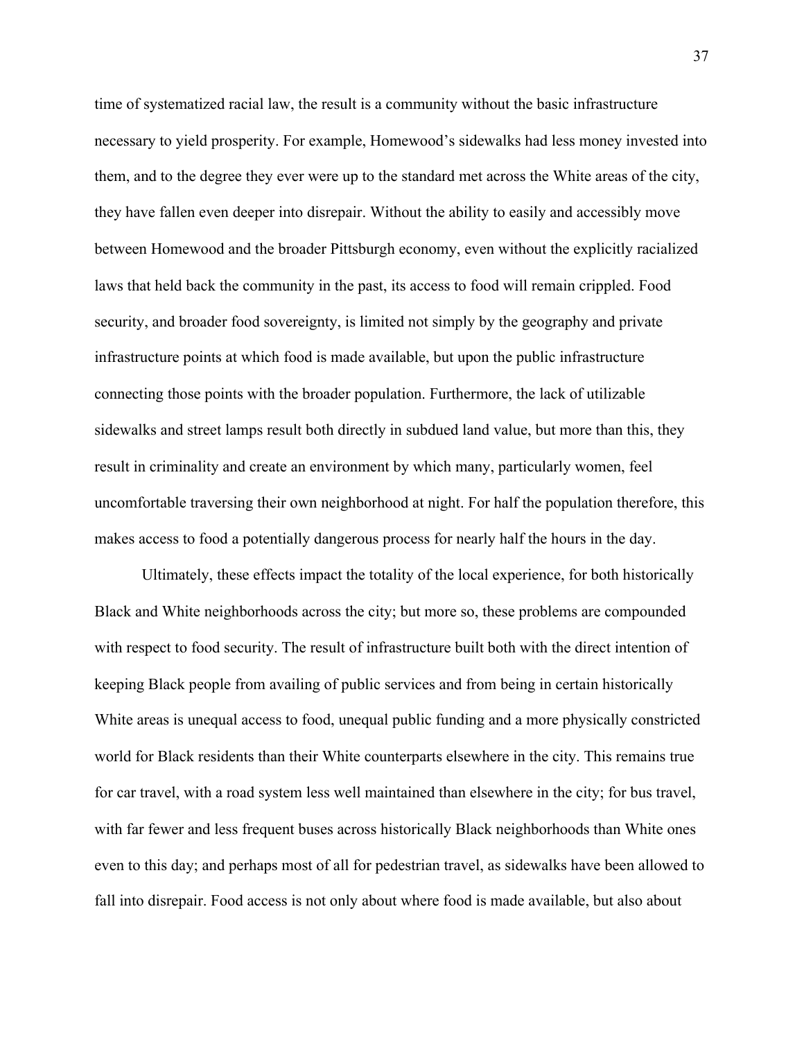time of systematized racial law, the result is a community without the basic infrastructure necessary to yield prosperity. For example, Homewood's sidewalks had less money invested into them, and to the degree they ever were up to the standard met across the White areas of the city, they have fallen even deeper into disrepair. Without the ability to easily and accessibly move between Homewood and the broader Pittsburgh economy, even without the explicitly racialized laws that held back the community in the past, its access to food will remain crippled. Food security, and broader food sovereignty, is limited not simply by the geography and private infrastructure points at which food is made available, but upon the public infrastructure connecting those points with the broader population. Furthermore, the lack of utilizable sidewalks and street lamps result both directly in subdued land value, but more than this, they result in criminality and create an environment by which many, particularly women, feel uncomfortable traversing their own neighborhood at night. For half the population therefore, this makes access to food a potentially dangerous process for nearly half the hours in the day.

Ultimately, these effects impact the totality of the local experience, for both historically Black and White neighborhoods across the city; but more so, these problems are compounded with respect to food security. The result of infrastructure built both with the direct intention of keeping Black people from availing of public services and from being in certain historically White areas is unequal access to food, unequal public funding and a more physically constricted world for Black residents than their White counterparts elsewhere in the city. This remains true for car travel, with a road system less well maintained than elsewhere in the city; for bus travel, with far fewer and less frequent buses across historically Black neighborhoods than White ones even to this day; and perhaps most of all for pedestrian travel, as sidewalks have been allowed to fall into disrepair. Food access is not only about where food is made available, but also about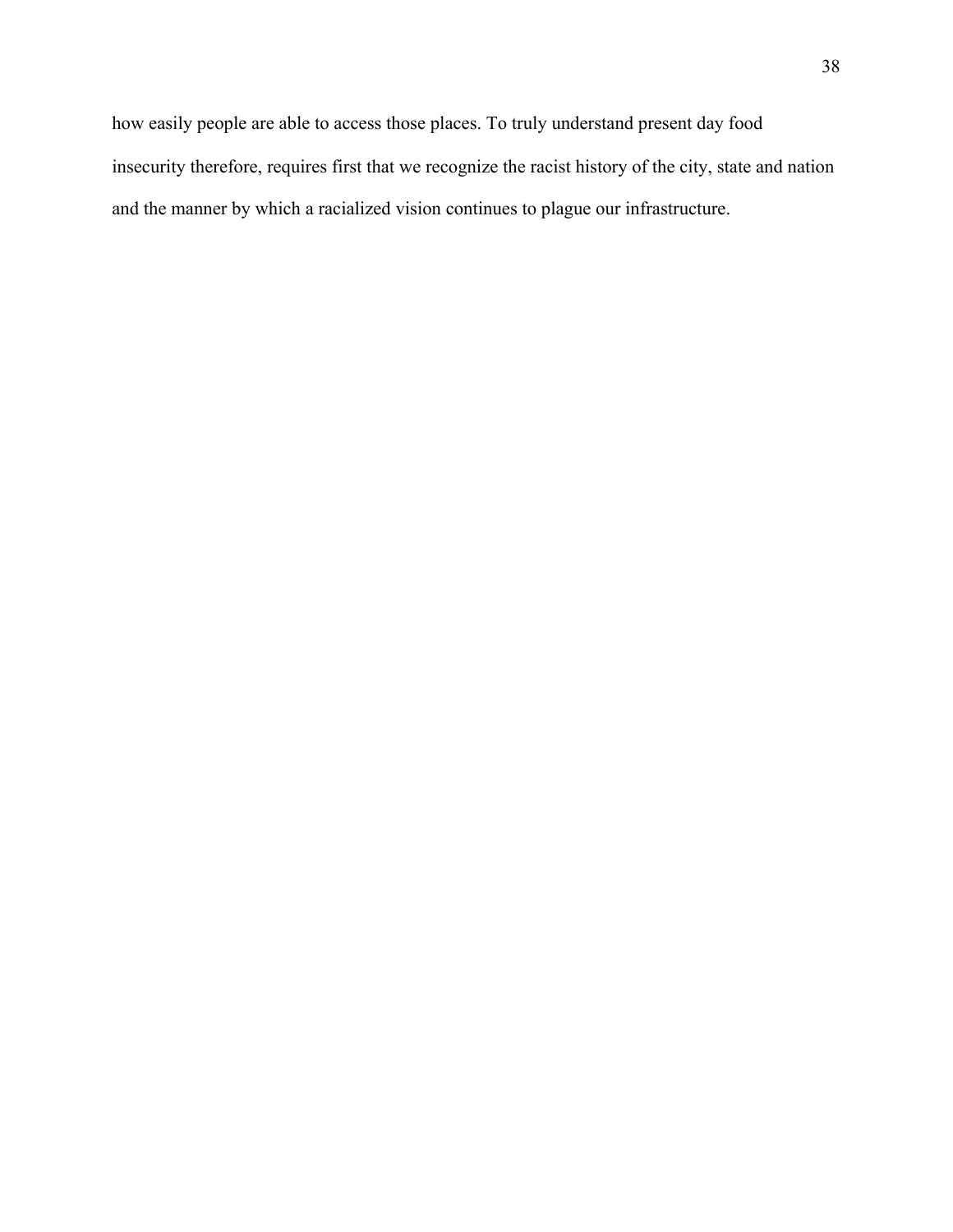how easily people are able to access those places. To truly understand present day food insecurity therefore, requires first that we recognize the racist history of the city, state and nation and the manner by which a racialized vision continues to plague our infrastructure.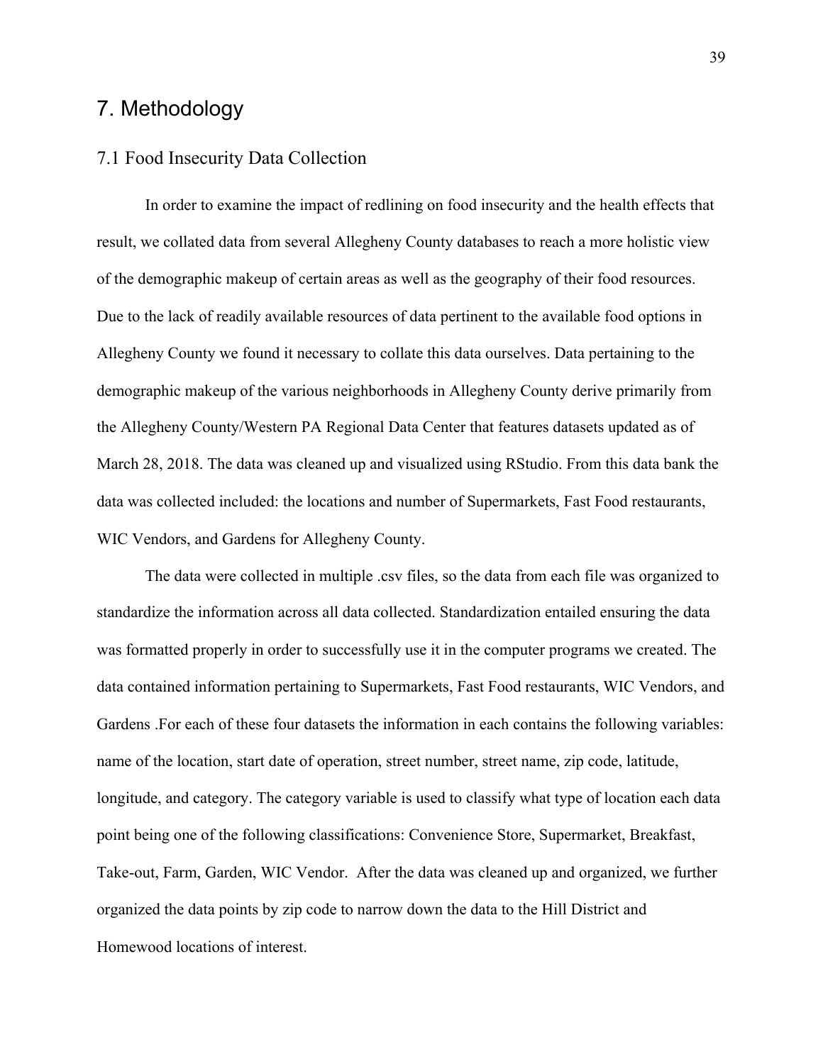# 7. Methodology

## 7.1 Food Insecurity Data Collection

In order to examine the impact of redlining on food insecurity and the health effects that result, we collated data from several Allegheny County databases to reach a more holistic view of the demographic makeup of certain areas as well as the geography of their food resources. Due to the lack of readily available resources of data pertinent to the available food options in Allegheny County we found it necessary to collate this data ourselves. Data pertaining to the demographic makeup of the various neighborhoods in Allegheny County derive primarily from the Allegheny County/Western PA Regional Data Center that features datasets updated as of March 28, 2018. The data was cleaned up and visualized using RStudio. From this data bank the data was collected included: the locations and number of Supermarkets, Fast Food restaurants, WIC Vendors, and Gardens for Allegheny County.

The data were collected in multiple .csv files, so the data from each file was organized to standardize the information across all data collected. Standardization entailed ensuring the data was formatted properly in order to successfully use it in the computer programs we created. The data contained information pertaining to Supermarkets, Fast Food restaurants, WIC Vendors, and Gardens .For each of these four datasets the information in each contains the following variables: name of the location, start date of operation, street number, street name, zip code, latitude, longitude, and category. The category variable is used to classify what type of location each data point being one of the following classifications: Convenience Store, Supermarket, Breakfast, Take-out, Farm, Garden, WIC Vendor. After the data was cleaned up and organized, we further organized the data points by zip code to narrow down the data to the Hill District and Homewood locations of interest.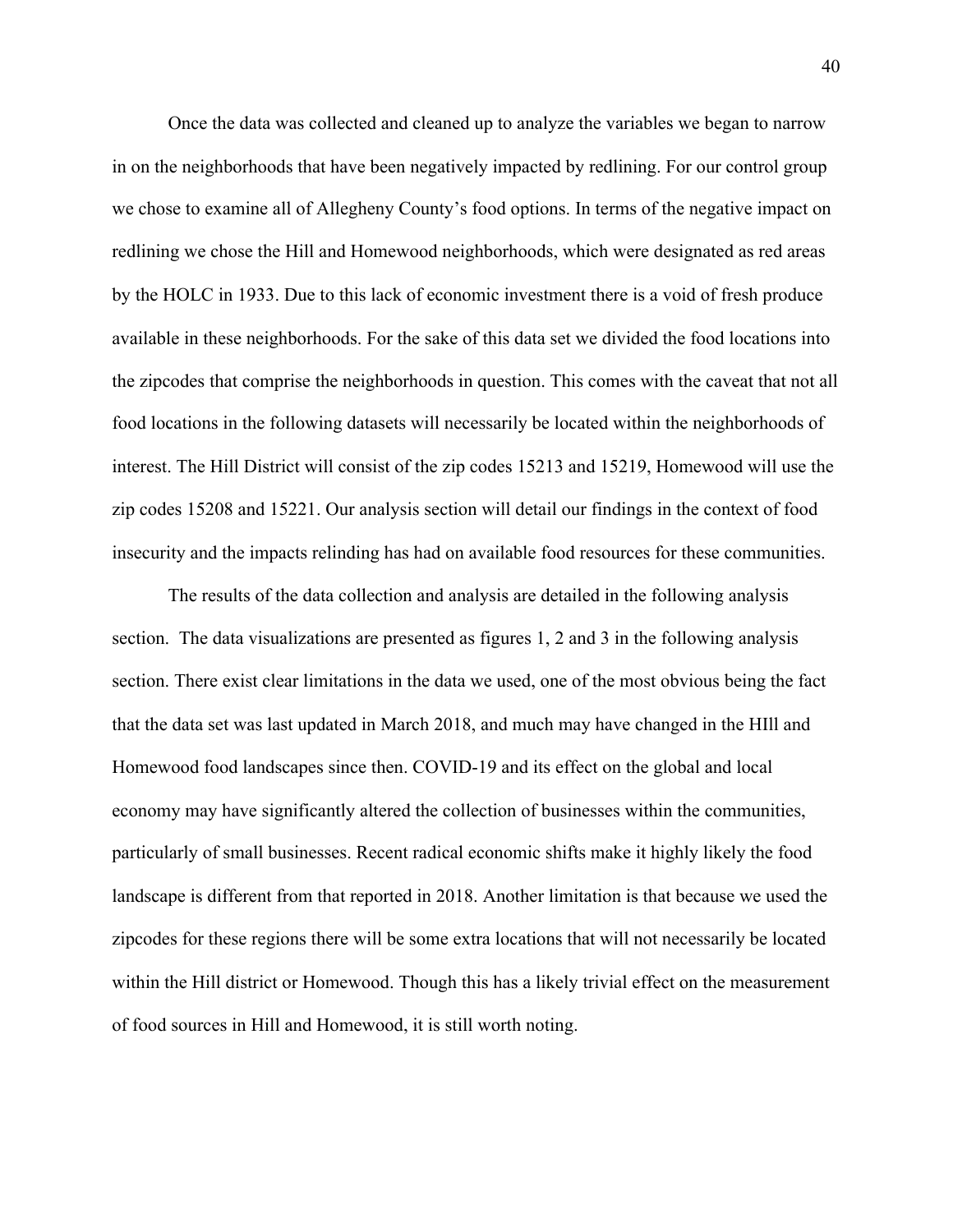Once the data was collected and cleaned up to analyze the variables we began to narrow in on the neighborhoods that have been negatively impacted by redlining. For our control group we chose to examine all of Allegheny County's food options. In terms of the negative impact on redlining we chose the Hill and Homewood neighborhoods, which were designated as red areas by the HOLC in 1933. Due to this lack of economic investment there is a void of fresh produce available in these neighborhoods. For the sake of this data set we divided the food locations into the zipcodes that comprise the neighborhoods in question. This comes with the caveat that not all food locations in the following datasets will necessarily be located within the neighborhoods of interest. The Hill District will consist of the zip codes 15213 and 15219, Homewood will use the zip codes 15208 and 15221. Our analysis section will detail our findings in the context of food insecurity and the impacts relinding has had on available food resources for these communities.

The results of the data collection and analysis are detailed in the following analysis section. The data visualizations are presented as figures 1, 2 and 3 in the following analysis section. There exist clear limitations in the data we used, one of the most obvious being the fact that the data set was last updated in March 2018, and much may have changed in the HIll and Homewood food landscapes since then. COVID-19 and its effect on the global and local economy may have significantly altered the collection of businesses within the communities, particularly of small businesses. Recent radical economic shifts make it highly likely the food landscape is different from that reported in 2018. Another limitation is that because we used the zipcodes for these regions there will be some extra locations that will not necessarily be located within the Hill district or Homewood. Though this has a likely trivial effect on the measurement of food sources in Hill and Homewood, it is still worth noting.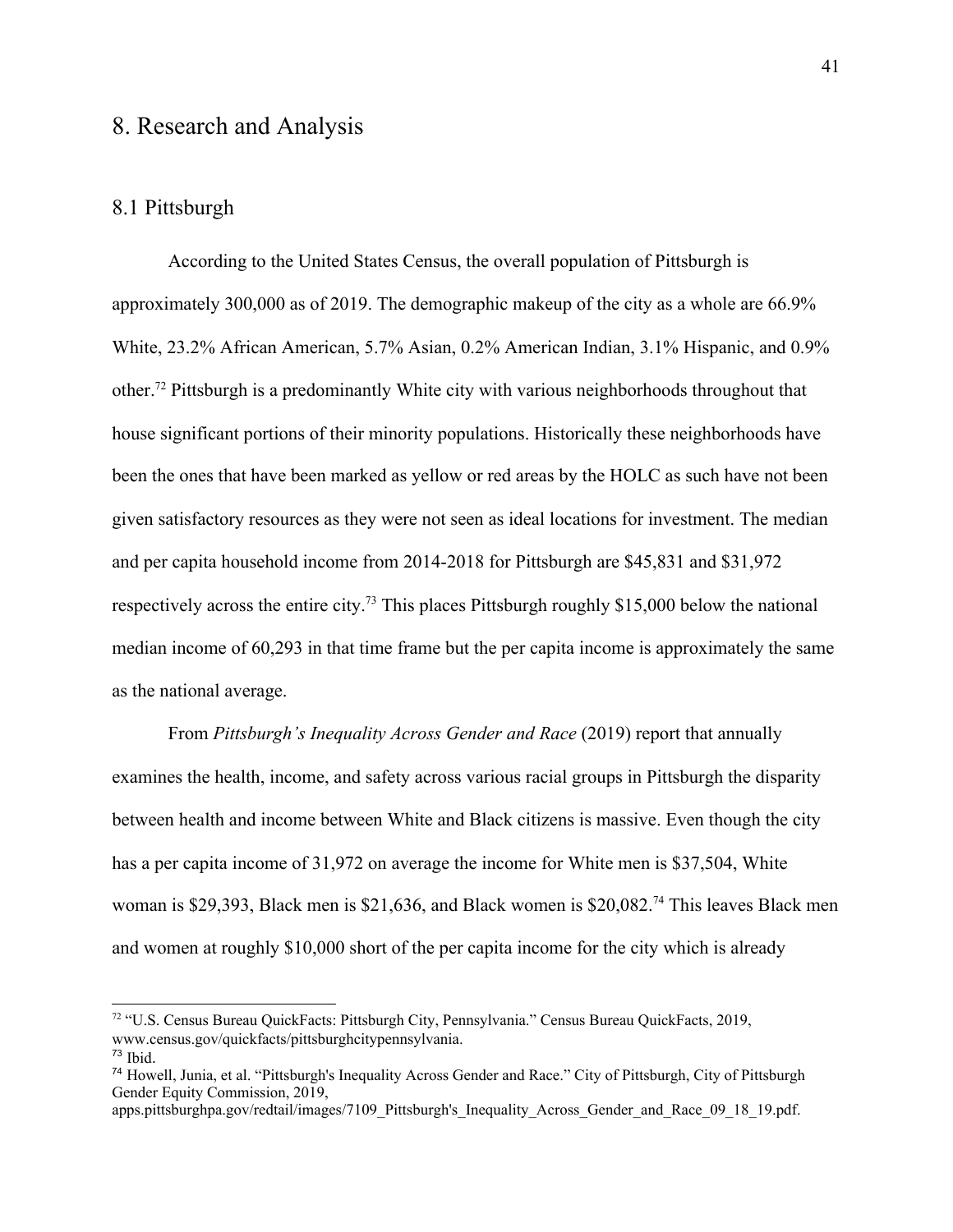# 8. Research and Analysis

## 8.1 Pittsburgh

According to the United States Census, the overall population of Pittsburgh is approximately 300,000 as of 2019. The demographic makeup of the city as a whole are 66.9% White, 23.2% African American, 5.7% Asian, 0.2% American Indian, 3.1% Hispanic, and 0.9% other.[72] Pittsburgh is a predominantly White city with various neighborhoods throughout that house significant portions of their minority populations. Historically these neighborhoods have been the ones that have been marked as yellow or red areas by the HOLC as such have not been given satisfactory resources as they were not seen as ideal locations for investment. The median and per capita household income from 2014-2018 for Pittsburgh are $45,831 and $31,972 respectively across the entire city.[73] This places Pittsburgh roughly $15,000 below the national median income of 60,293 in that time frame but the per capita income is approximately the same as the national average.

From *Pittsburgh's Inequality Across Gender and Race* (2019) report that annually examines the health, income, and safety across various racial groups in Pittsburgh the disparity between health and income between White and Black citizens is massive. Even though the city has a per capita income of 31,972 on average the income for White men is $37,504, White woman is $29,393, Black men is $21,636, and Black women is $20,082.[74] This leaves Black men and women at roughly $10,000 short of the per capita income for the city which is already

---

[72] "U.S. Census Bureau QuickFacts: Pittsburgh City, Pennsylvania." Census Bureau QuickFacts, 2019, www.census.gov/quickfacts/pittsburghcitypennsylvania.

[73] Ibid.

[74] Howell, Junia, et al. "Pittsburgh's Inequality Across Gender and Race." City of Pittsburgh, City of Pittsburgh Gender Equity Commission, 2019, apps.pittsburghpa.gov/redtail/images/7109_Pittsburgh's_Inequality_Across_Gender_and_Race_09_18_19.pdf.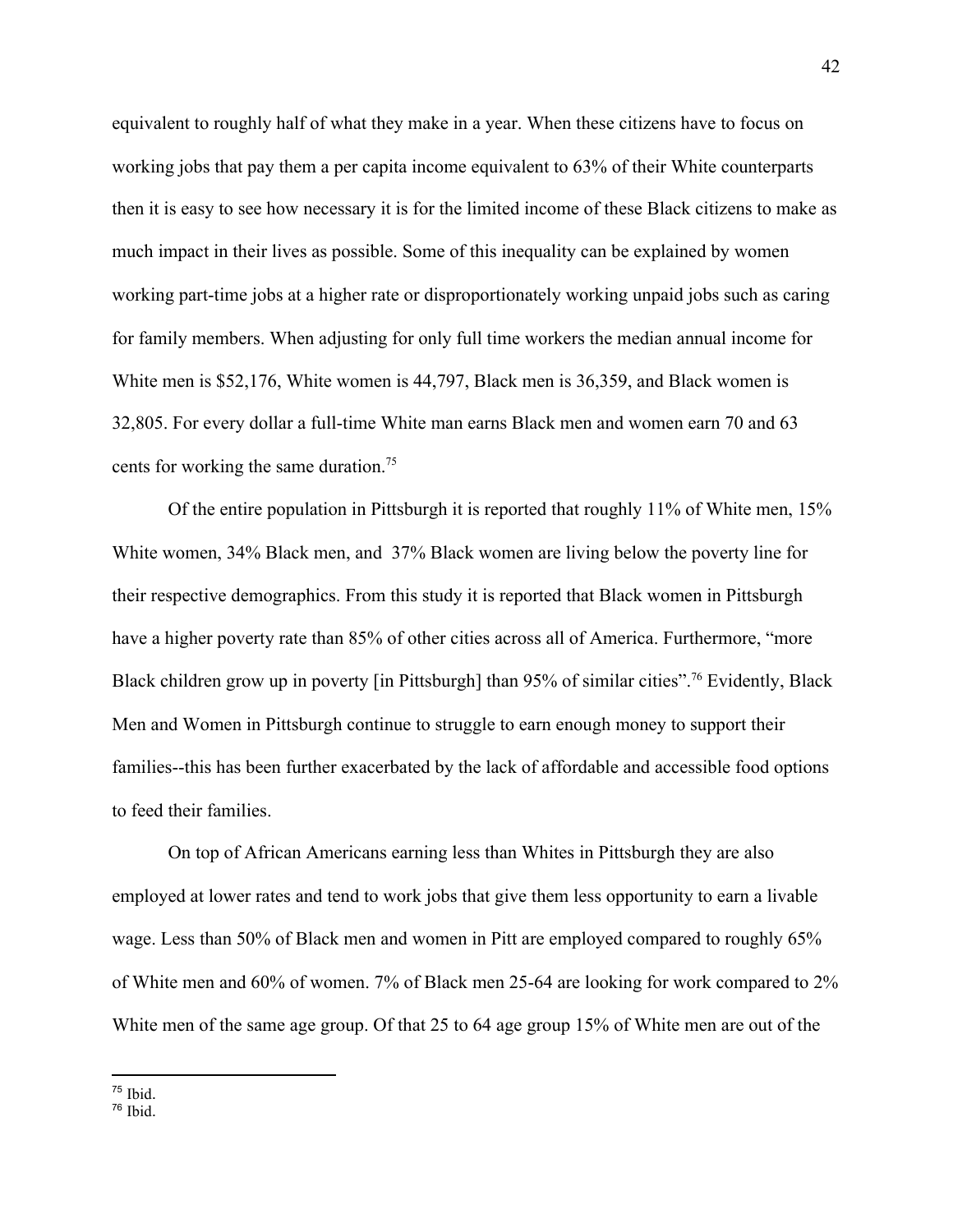equivalent to roughly half of what they make in a year. When these citizens have to focus on working jobs that pay them a per capita income equivalent to 63% of their White counterparts then it is easy to see how necessary it is for the limited income of these Black citizens to make as much impact in their lives as possible. Some of this inequality can be explained by women working part-time jobs at a higher rate or disproportionately working unpaid jobs such as caring for family members. When adjusting for only full time workers the median annual income for White men is $52,176, White women is 44,797, Black men is 36,359, and Black women is 32,805. For every dollar a full-time White man earns Black men and women earn 70 and 63 cents for working the same duration.[75]

Of the entire population in Pittsburgh it is reported that roughly 11% of White men, 15% White women, 34% Black men, and 37% Black women are living below the poverty line for their respective demographics. From this study it is reported that Black women in Pittsburgh have a higher poverty rate than 85% of other cities across all of America. Furthermore, "more Black children grow up in poverty [in Pittsburgh] than 95% of similar cities".[76] Evidently, Black Men and Women in Pittsburgh continue to struggle to earn enough money to support their families--this has been further exacerbated by the lack of affordable and accessible food options to feed their families.

On top of African Americans earning less than Whites in Pittsburgh they are also employed at lower rates and tend to work jobs that give them less opportunity to earn a livable wage. Less than 50% of Black men and women in Pitt are employed compared to roughly 65% of White men and 60% of women. 7% of Black men 25-64 are looking for work compared to 2% White men of the same age group. Of that 25 to 64 age group 15% of White men are out of the

---

[75] Ibid.

[76] Ibid.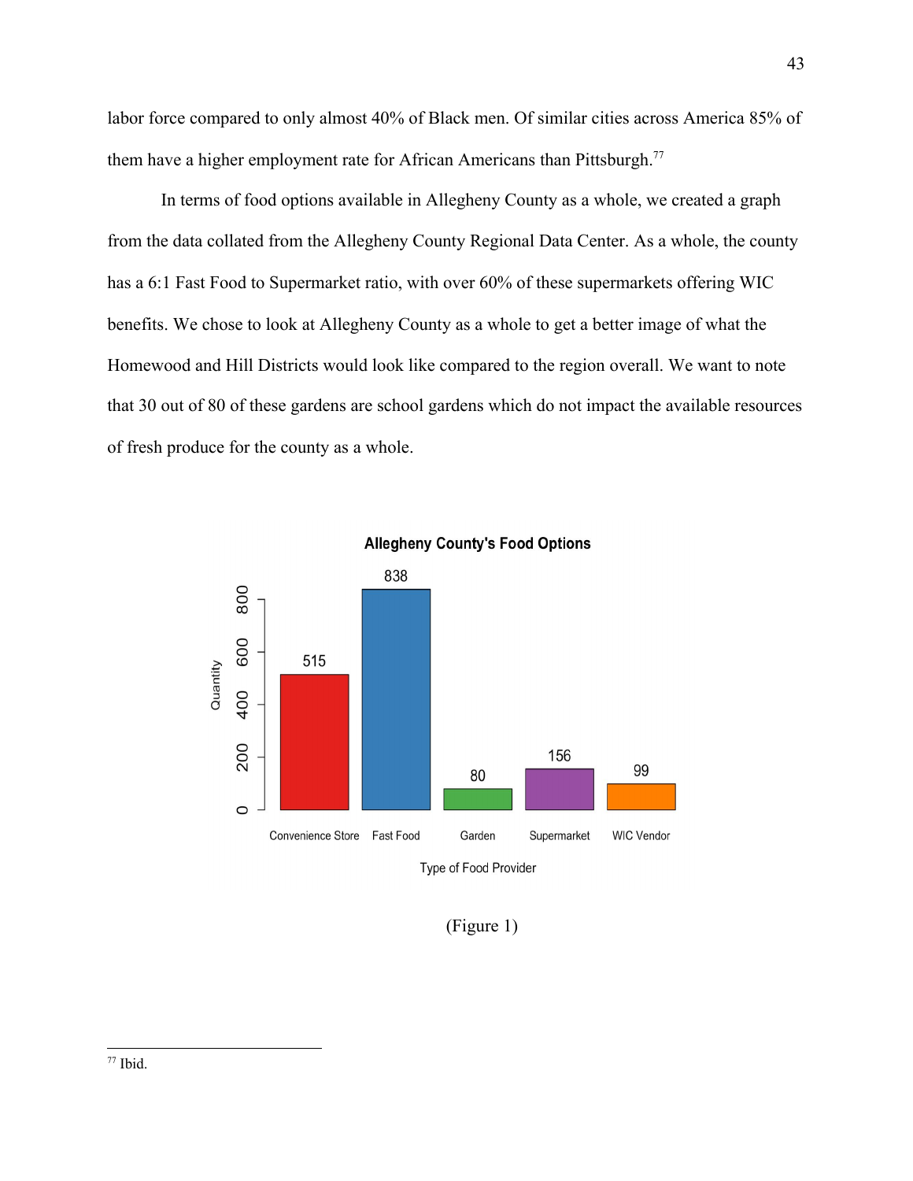labor force compared to only almost 40% of Black men. Of similar cities across America 85% of them have a higher employment rate for African Americans than Pittsburgh.[77]

In terms of food options available in Allegheny County as a whole, we created a graph from the data collated from the Allegheny County Regional Data Center. As a whole, the county has a 6:1 Fast Food to Supermarket ratio, with over 60% of these supermarkets offering WIC benefits. We chose to look at Allegheny County as a whole to get a better image of what the Homewood and Hill Districts would look like compared to the region overall. We want to note that 30 out of 80 of these gardens are school gardens which do not impact the available resources of fresh produce for the county as a whole.

**Allegheny County's Food Options**

| Type of Food Provider | Quantity |
|---|---|
| Convenience Store | 515 |
| Fast Food | 838 |
| Garden | 80 |
| Supermarket | 156 |
| WIC Vendor | 99 |

(Figure 1)

---

[77] Ibid.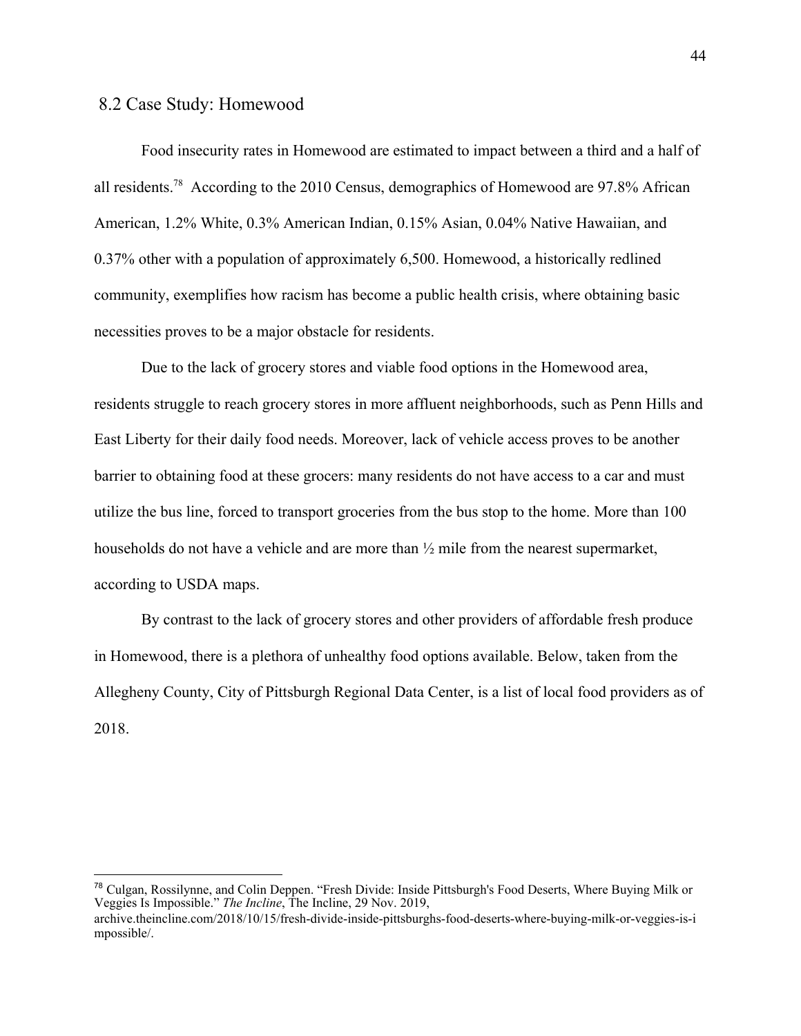## 8.2 Case Study: Homewood

Food insecurity rates in Homewood are estimated to impact between a third and a half of all residents.[78] According to the 2010 Census, demographics of Homewood are 97.8% African American, 1.2% White, 0.3% American Indian, 0.15% Asian, 0.04% Native Hawaiian, and 0.37% other with a population of approximately 6,500. Homewood, a historically redlined community, exemplifies how racism has become a public health crisis, where obtaining basic necessities proves to be a major obstacle for residents.

Due to the lack of grocery stores and viable food options in the Homewood area, residents struggle to reach grocery stores in more affluent neighborhoods, such as Penn Hills and East Liberty for their daily food needs. Moreover, lack of vehicle access proves to be another barrier to obtaining food at these grocers: many residents do not have access to a car and must utilize the bus line, forced to transport groceries from the bus stop to the home. More than 100 households do not have a vehicle and are more than ½ mile from the nearest supermarket, according to USDA maps.

By contrast to the lack of grocery stores and other providers of affordable fresh produce in Homewood, there is a plethora of unhealthy food options available. Below, taken from the Allegheny County, City of Pittsburgh Regional Data Center, is a list of local food providers as of 2018.

---

[78] Culgan, Rossilynne, and Colin Deppen. "Fresh Divide: Inside Pittsburgh's Food Deserts, Where Buying Milk or Veggies Is Impossible." *The Incline*, The Incline, 29 Nov. 2019, archive.theincline.com/2018/10/15/fresh-divide-inside-pittsburghs-food-deserts-where-buying-milk-or-veggies-is-impossible/.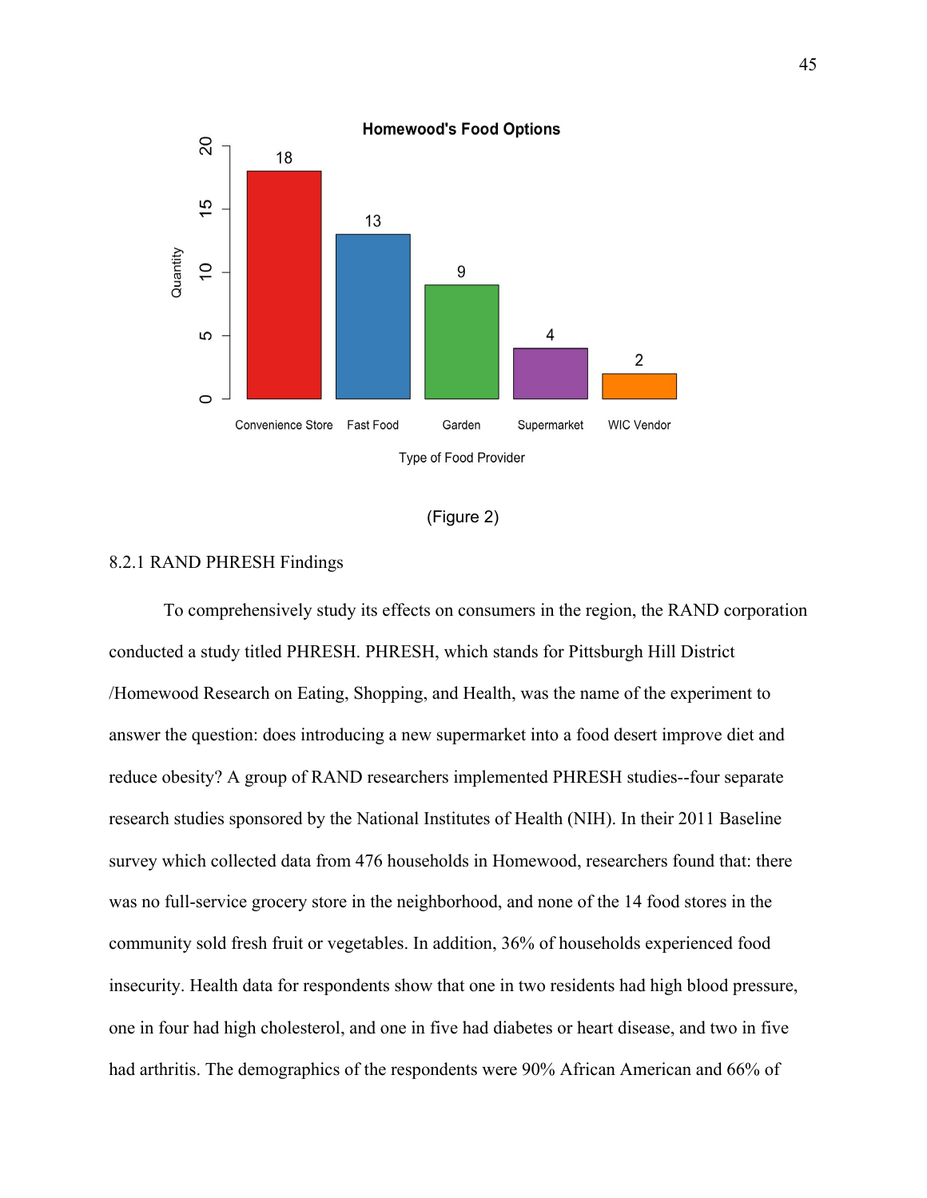Homewood's Food Options

| Type of Food Provider | Quantity |
|---|---|
| Convenience Store | 18 |
| Fast Food | 13 |
| Garden | 9 |
| Supermarket | 4 |
| WIC Vendor | 2 |

(Figure 2)

### 8.2.1 RAND PHRESH Findings

To comprehensively study its effects on consumers in the region, the RAND corporation conducted a study titled PHRESH. PHRESH, which stands for Pittsburgh Hill District /Homewood Research on Eating, Shopping, and Health, was the name of the experiment to answer the question: does introducing a new supermarket into a food desert improve diet and reduce obesity? A group of RAND researchers implemented PHRESH studies--four separate research studies sponsored by the National Institutes of Health (NIH). In their 2011 Baseline survey which collected data from 476 households in Homewood, researchers found that: there was no full-service grocery store in the neighborhood, and none of the 14 food stores in the community sold fresh fruit or vegetables. In addition, 36% of households experienced food insecurity. Health data for respondents show that one in two residents had high blood pressure, one in four had high cholesterol, and one in five had diabetes or heart disease, and two in five had arthritis. The demographics of the respondents were 90% African American and 66% of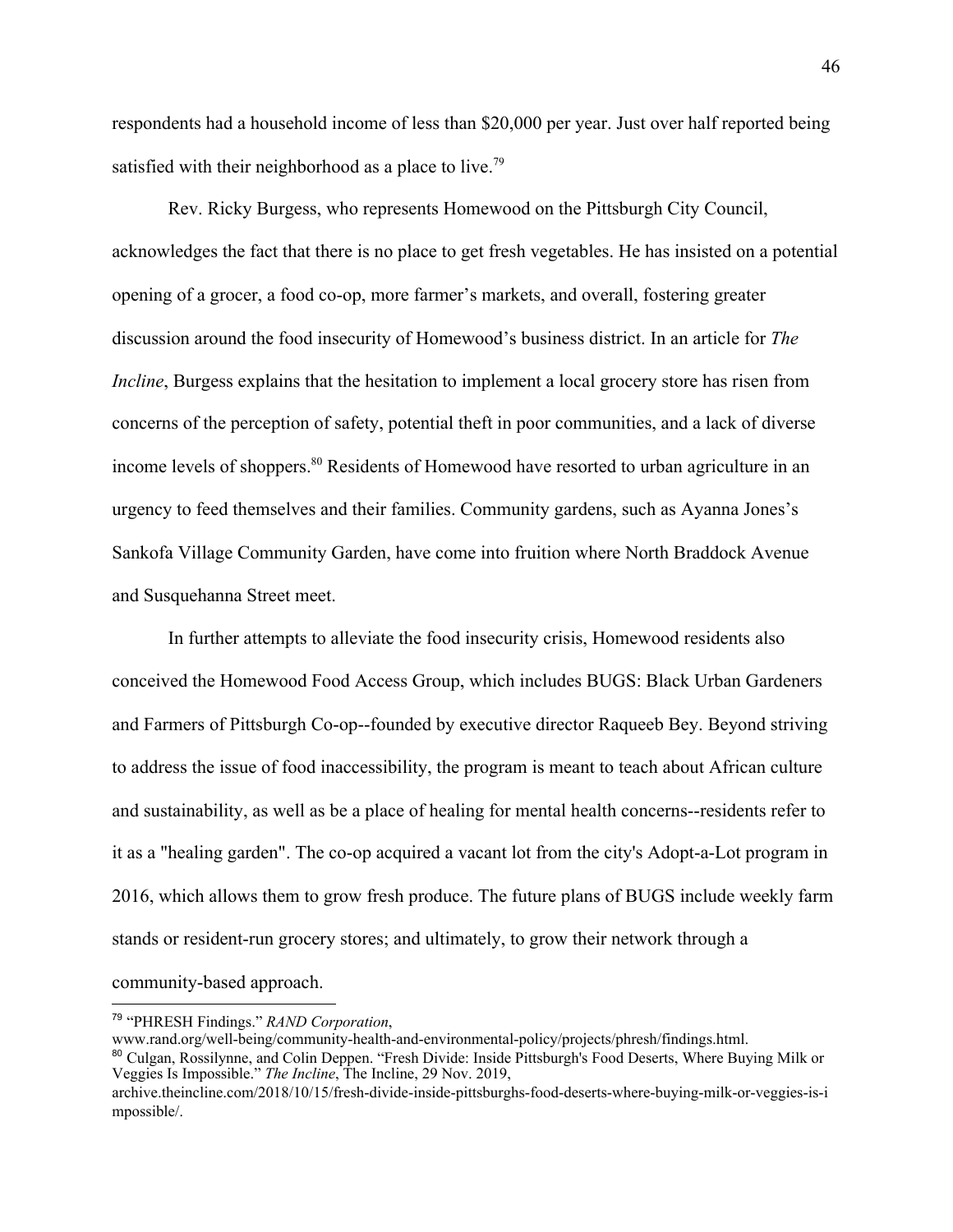respondents had a household income of less than $20,000 per year. Just over half reported being satisfied with their neighborhood as a place to live.[79]

Rev. Ricky Burgess, who represents Homewood on the Pittsburgh City Council, acknowledges the fact that there is no place to get fresh vegetables. He has insisted on a potential opening of a grocer, a food co-op, more farmer's markets, and overall, fostering greater discussion around the food insecurity of Homewood's business district. In an article for *The Incline*, Burgess explains that the hesitation to implement a local grocery store has risen from concerns of the perception of safety, potential theft in poor communities, and a lack of diverse income levels of shoppers.[80] Residents of Homewood have resorted to urban agriculture in an urgency to feed themselves and their families. Community gardens, such as Ayanna Jones's Sankofa Village Community Garden, have come into fruition where North Braddock Avenue and Susquehanna Street meet.

In further attempts to alleviate the food insecurity crisis, Homewood residents also conceived the Homewood Food Access Group, which includes BUGS: Black Urban Gardeners and Farmers of Pittsburgh Co-op--founded by executive director Raqueeb Bey. Beyond striving to address the issue of food inaccessibility, the program is meant to teach about African culture and sustainability, as well as be a place of healing for mental health concerns--residents refer to it as a "healing garden". The co-op acquired a vacant lot from the city's Adopt-a-Lot program in 2016, which allows them to grow fresh produce. The future plans of BUGS include weekly farm stands or resident-run grocery stores; and ultimately, to grow their network through a community-based approach.

---

[79] "PHRESH Findings." *RAND Corporation*, www.rand.org/well-being/community-health-and-environmental-policy/projects/phresh/findings.html.

[80] Culgan, Rossilynne, and Colin Deppen. "Fresh Divide: Inside Pittsburgh's Food Deserts, Where Buying Milk or Veggies Is Impossible." *The Incline*, The Incline, 29 Nov. 2019, archive.theincline.com/2018/10/15/fresh-divide-inside-pittsburghs-food-deserts-where-buying-milk-or-veggies-is-impossible/.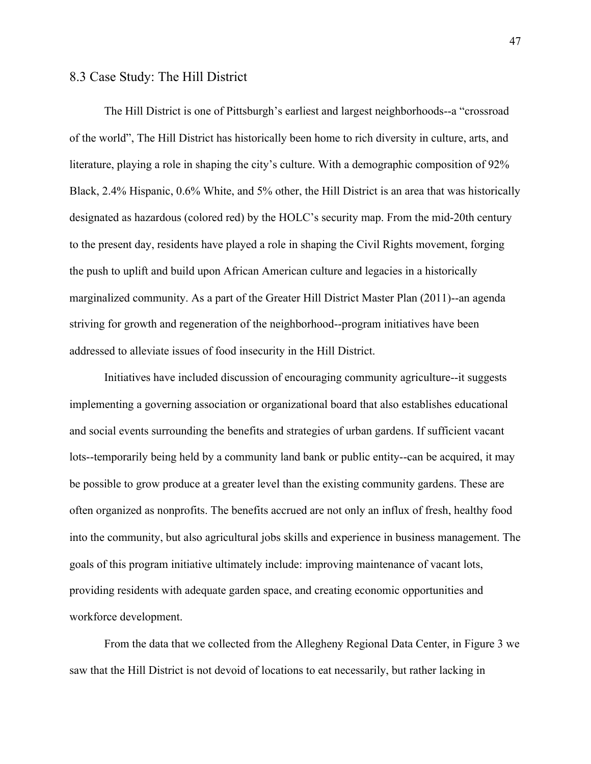## 8.3 Case Study: The Hill District

The Hill District is one of Pittsburgh's earliest and largest neighborhoods--a "crossroad of the world", The Hill District has historically been home to rich diversity in culture, arts, and literature, playing a role in shaping the city's culture. With a demographic composition of 92% Black, 2.4% Hispanic, 0.6% White, and 5% other, the Hill District is an area that was historically designated as hazardous (colored red) by the HOLC's security map. From the mid-20th century to the present day, residents have played a role in shaping the Civil Rights movement, forging the push to uplift and build upon African American culture and legacies in a historically marginalized community. As a part of the Greater Hill District Master Plan (2011)--an agenda striving for growth and regeneration of the neighborhood--program initiatives have been addressed to alleviate issues of food insecurity in the Hill District.

Initiatives have included discussion of encouraging community agriculture--it suggests implementing a governing association or organizational board that also establishes educational and social events surrounding the benefits and strategies of urban gardens. If sufficient vacant lots--temporarily being held by a community land bank or public entity--can be acquired, it may be possible to grow produce at a greater level than the existing community gardens. These are often organized as nonprofits. The benefits accrued are not only an influx of fresh, healthy food into the community, but also agricultural jobs skills and experience in business management. The goals of this program initiative ultimately include: improving maintenance of vacant lots, providing residents with adequate garden space, and creating economic opportunities and workforce development.

From the data that we collected from the Allegheny Regional Data Center, in Figure 3 we saw that the Hill District is not devoid of locations to eat necessarily, but rather lacking in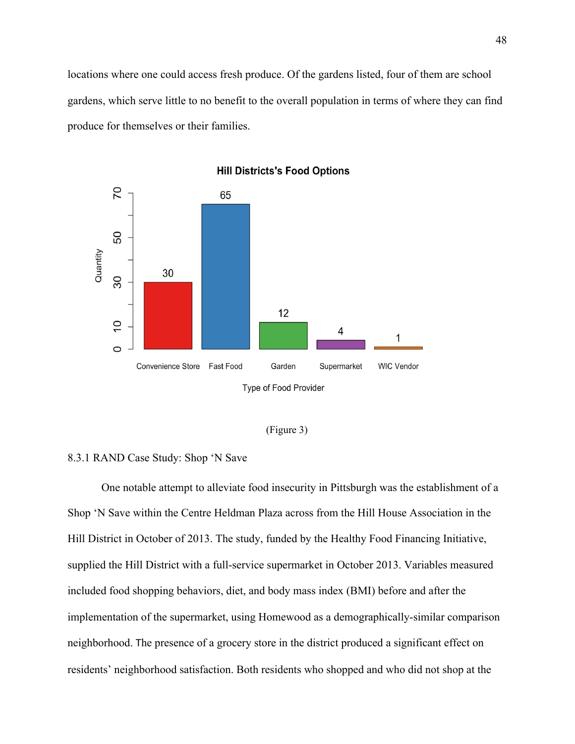locations where one could access fresh produce. Of the gardens listed, four of them are school gardens, which serve little to no benefit to the overall population in terms of where they can find produce for themselves or their families.

**Hill Districts's Food Options**

| Type of Food Provider | Quantity |
| --- | --- |
| Convenience Store | 30 |
| Fast Food | 65 |
| Garden | 12 |
| Supermarket | 4 |
| WIC Vendor | 1 |

(Figure 3)

8.3.1 RAND Case Study: Shop 'N Save

One notable attempt to alleviate food insecurity in Pittsburgh was the establishment of a Shop 'N Save within the Centre Heldman Plaza across from the Hill House Association in the Hill District in October of 2013. The study, funded by the Healthy Food Financing Initiative, supplied the Hill District with a full-service supermarket in October 2013. Variables measured included food shopping behaviors, diet, and body mass index (BMI) before and after the implementation of the supermarket, using Homewood as a demographically-similar comparison neighborhood. The presence of a grocery store in the district produced a significant effect on residents' neighborhood satisfaction. Both residents who shopped and who did not shop at the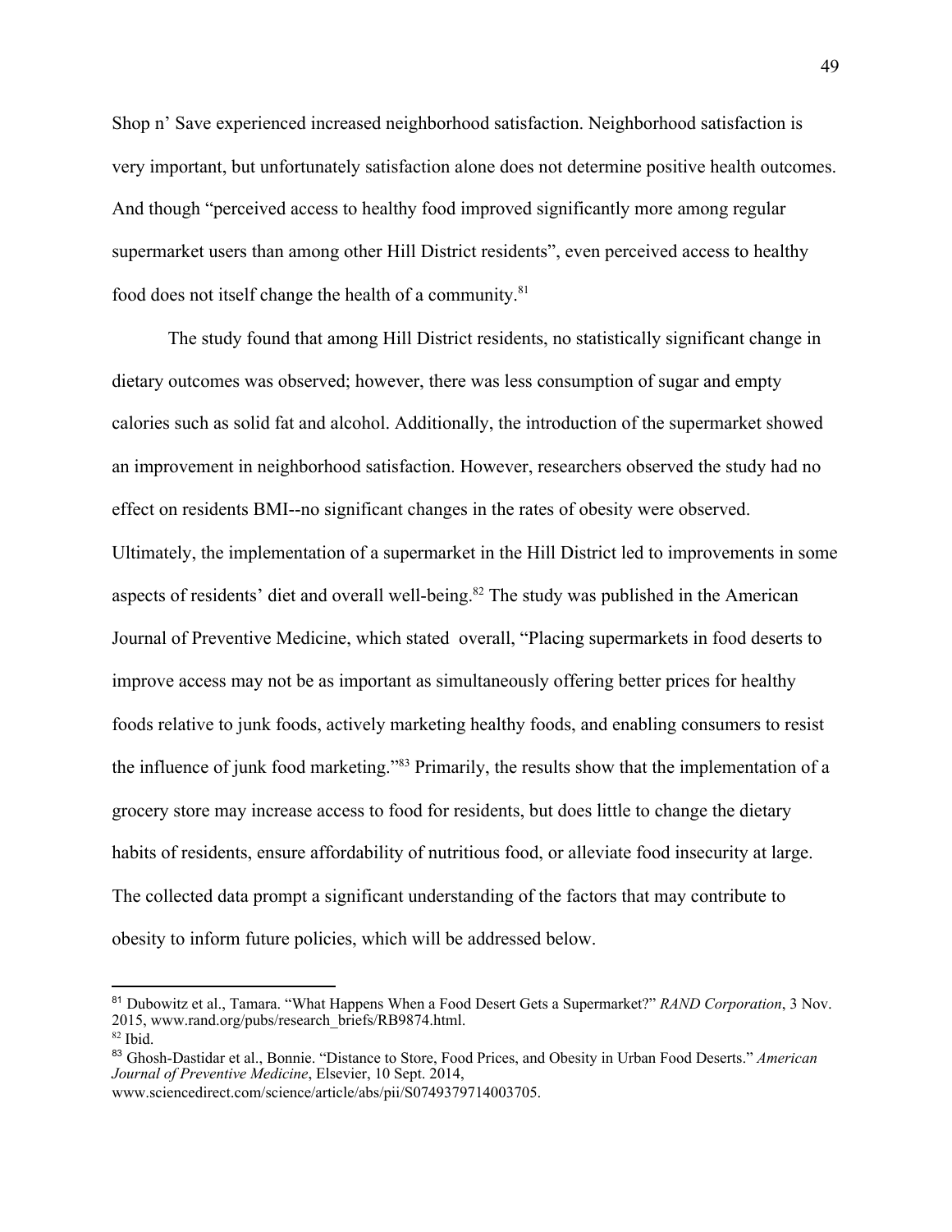Shop n' Save experienced increased neighborhood satisfaction. Neighborhood satisfaction is very important, but unfortunately satisfaction alone does not determine positive health outcomes. And though "perceived access to healthy food improved significantly more among regular supermarket users than among other Hill District residents", even perceived access to healthy food does not itself change the health of a community.[81]

The study found that among Hill District residents, no statistically significant change in dietary outcomes was observed; however, there was less consumption of sugar and empty calories such as solid fat and alcohol. Additionally, the introduction of the supermarket showed an improvement in neighborhood satisfaction. However, researchers observed the study had no effect on residents BMI--no significant changes in the rates of obesity were observed. Ultimately, the implementation of a supermarket in the Hill District led to improvements in some aspects of residents' diet and overall well-being.[82] The study was published in the American Journal of Preventive Medicine, which stated overall, "Placing supermarkets in food deserts to improve access may not be as important as simultaneously offering better prices for healthy foods relative to junk foods, actively marketing healthy foods, and enabling consumers to resist the influence of junk food marketing."[83] Primarily, the results show that the implementation of a grocery store may increase access to food for residents, but does little to change the dietary habits of residents, ensure affordability of nutritious food, or alleviate food insecurity at large. The collected data prompt a significant understanding of the factors that may contribute to obesity to inform future policies, which will be addressed below.

---

[81] Dubowitz et al., Tamara. "What Happens When a Food Desert Gets a Supermarket?" *RAND Corporation*, 3 Nov. 2015, www.rand.org/pubs/research_briefs/RB9874.html.

[82] Ibid.

[83] Ghosh-Dastidar et al., Bonnie. "Distance to Store, Food Prices, and Obesity in Urban Food Deserts." *American Journal of Preventive Medicine*, Elsevier, 10 Sept. 2014, www.sciencedirect.com/science/article/abs/pii/S0749379714003705.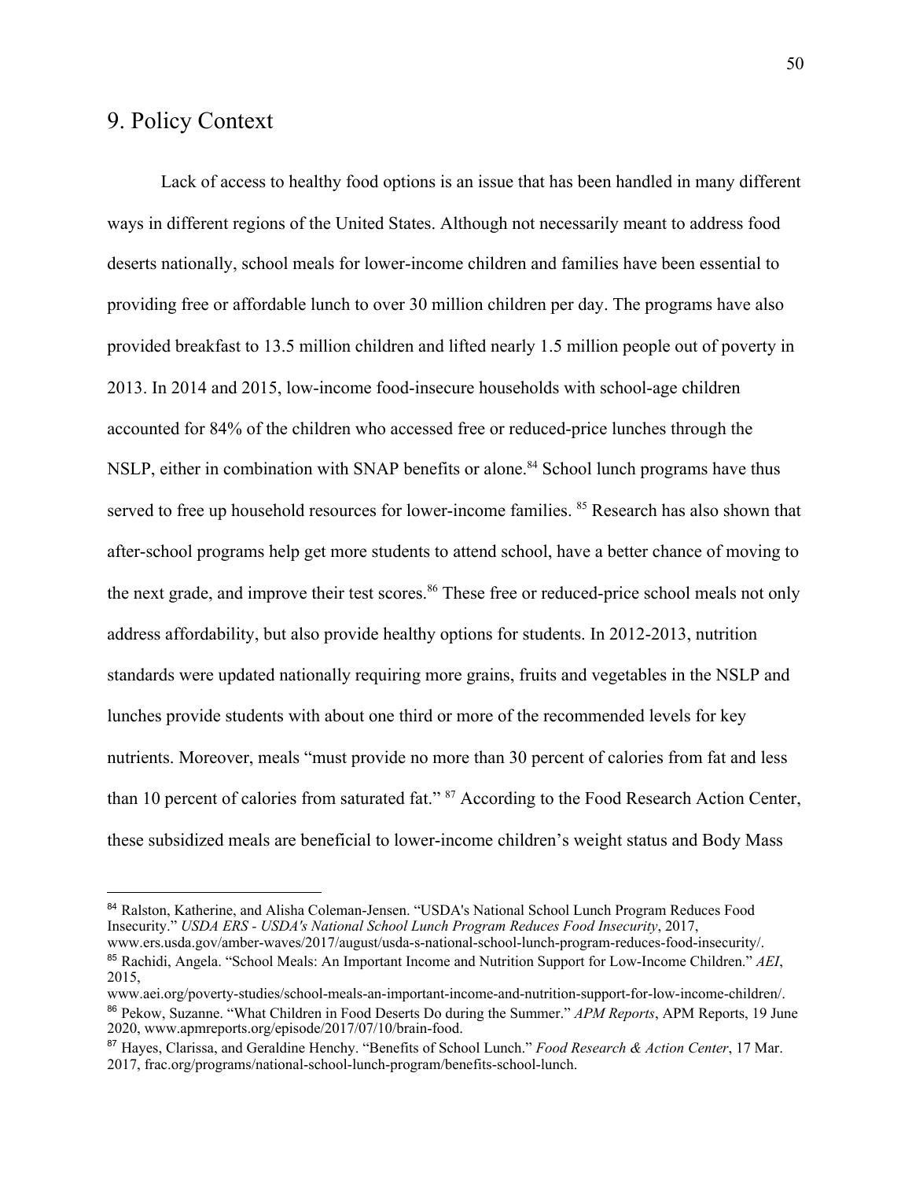## 9. Policy Context

Lack of access to healthy food options is an issue that has been handled in many different ways in different regions of the United States. Although not necessarily meant to address food deserts nationally, school meals for lower-income children and families have been essential to providing free or affordable lunch to over 30 million children per day. The programs have also provided breakfast to 13.5 million children and lifted nearly 1.5 million people out of poverty in 2013. In 2014 and 2015, low-income food-insecure households with school-age children accounted for 84% of the children who accessed free or reduced-price lunches through the NSLP, either in combination with SNAP benefits or alone.[84] School lunch programs have thus served to free up household resources for lower-income families. [85] Research has also shown that after-school programs help get more students to attend school, have a better chance of moving to the next grade, and improve their test scores.[86] These free or reduced-price school meals not only address affordability, but also provide healthy options for students. In 2012-2013, nutrition standards were updated nationally requiring more grains, fruits and vegetables in the NSLP and lunches provide students with about one third or more of the recommended levels for key nutrients. Moreover, meals "must provide no more than 30 percent of calories from fat and less than 10 percent of calories from saturated fat." [87] According to the Food Research Action Center, these subsidized meals are beneficial to lower-income children's weight status and Body Mass

---

[84] Ralston, Katherine, and Alisha Coleman-Jensen. "USDA's National School Lunch Program Reduces Food Insecurity." *USDA ERS - USDA's National School Lunch Program Reduces Food Insecurity*, 2017, www.ers.usda.gov/amber-waves/2017/august/usda-s-national-school-lunch-program-reduces-food-insecurity/.

[85] Rachidi, Angela. "School Meals: An Important Income and Nutrition Support for Low-Income Children." *AEI*, 2015, www.aei.org/poverty-studies/school-meals-an-important-income-and-nutrition-support-for-low-income-children/.

[86] Pekow, Suzanne. "What Children in Food Deserts Do during the Summer." *APM Reports*, APM Reports, 19 June 2020, www.apmreports.org/episode/2017/07/10/brain-food.

[87] Hayes, Clarissa, and Geraldine Henchy. "Benefits of School Lunch." *Food Research & Action Center*, 17 Mar. 2017, frac.org/programs/national-school-lunch-program/benefits-school-lunch.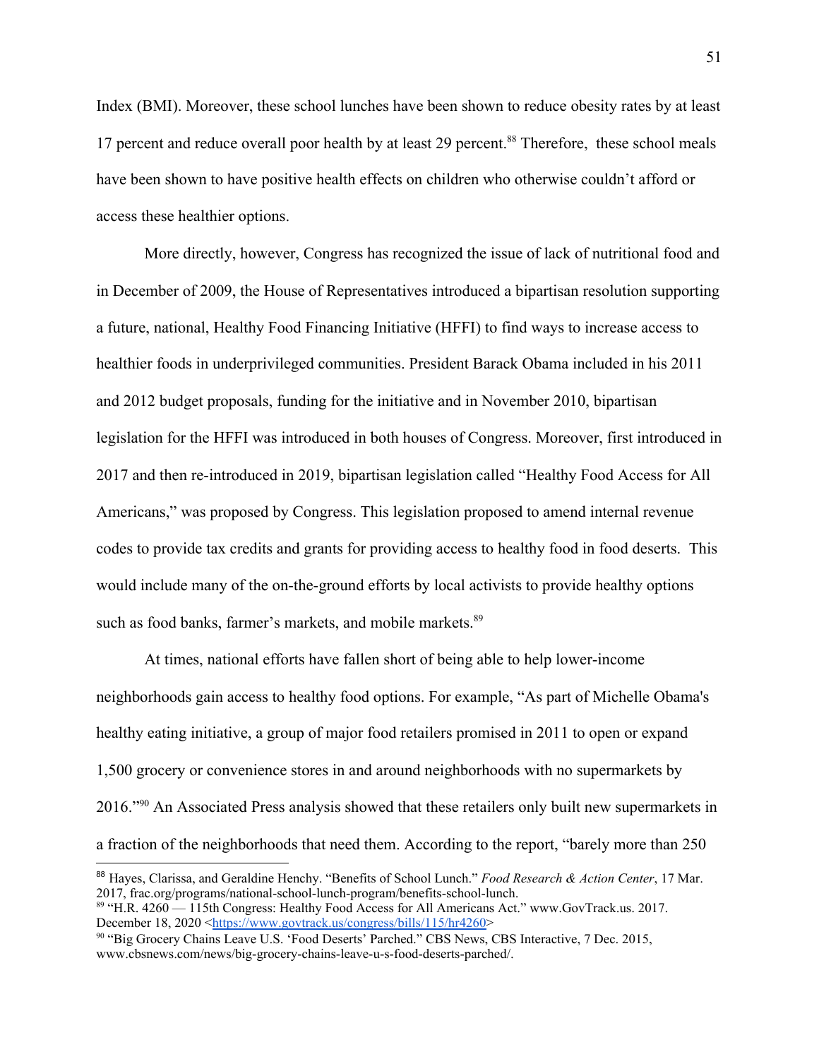Index (BMI). Moreover, these school lunches have been shown to reduce obesity rates by at least 17 percent and reduce overall poor health by at least 29 percent.[88] Therefore, these school meals have been shown to have positive health effects on children who otherwise couldn't afford or access these healthier options.

More directly, however, Congress has recognized the issue of lack of nutritional food and in December of 2009, the House of Representatives introduced a bipartisan resolution supporting a future, national, Healthy Food Financing Initiative (HFFI) to find ways to increase access to healthier foods in underprivileged communities. President Barack Obama included in his 2011 and 2012 budget proposals, funding for the initiative and in November 2010, bipartisan legislation for the HFFI was introduced in both houses of Congress. Moreover, first introduced in 2017 and then re-introduced in 2019, bipartisan legislation called "Healthy Food Access for All Americans," was proposed by Congress. This legislation proposed to amend internal revenue codes to provide tax credits and grants for providing access to healthy food in food deserts. This would include many of the on-the-ground efforts by local activists to provide healthy options such as food banks, farmer's markets, and mobile markets.[89]

At times, national efforts have fallen short of being able to help lower-income neighborhoods gain access to healthy food options. For example, "As part of Michelle Obama's healthy eating initiative, a group of major food retailers promised in 2011 to open or expand 1,500 grocery or convenience stores in and around neighborhoods with no supermarkets by 2016."[90] An Associated Press analysis showed that these retailers only built new supermarkets in a fraction of the neighborhoods that need them. According to the report, "barely more than 250

---

[88] Hayes, Clarissa, and Geraldine Henchy. "Benefits of School Lunch." *Food Research & Action Center*, 17 Mar. 2017, frac.org/programs/national-school-lunch-program/benefits-school-lunch.

[89] "H.R. 4260 — 115th Congress: Healthy Food Access for All Americans Act." www.GovTrack.us. 2017. December 18, 2020 <https://www.govtrack.us/congress/bills/115/hr4260>

[90] "Big Grocery Chains Leave U.S. 'Food Deserts' Parched." CBS News, CBS Interactive, 7 Dec. 2015, www.cbsnews.com/news/big-grocery-chains-leave-u-s-food-deserts-parched/.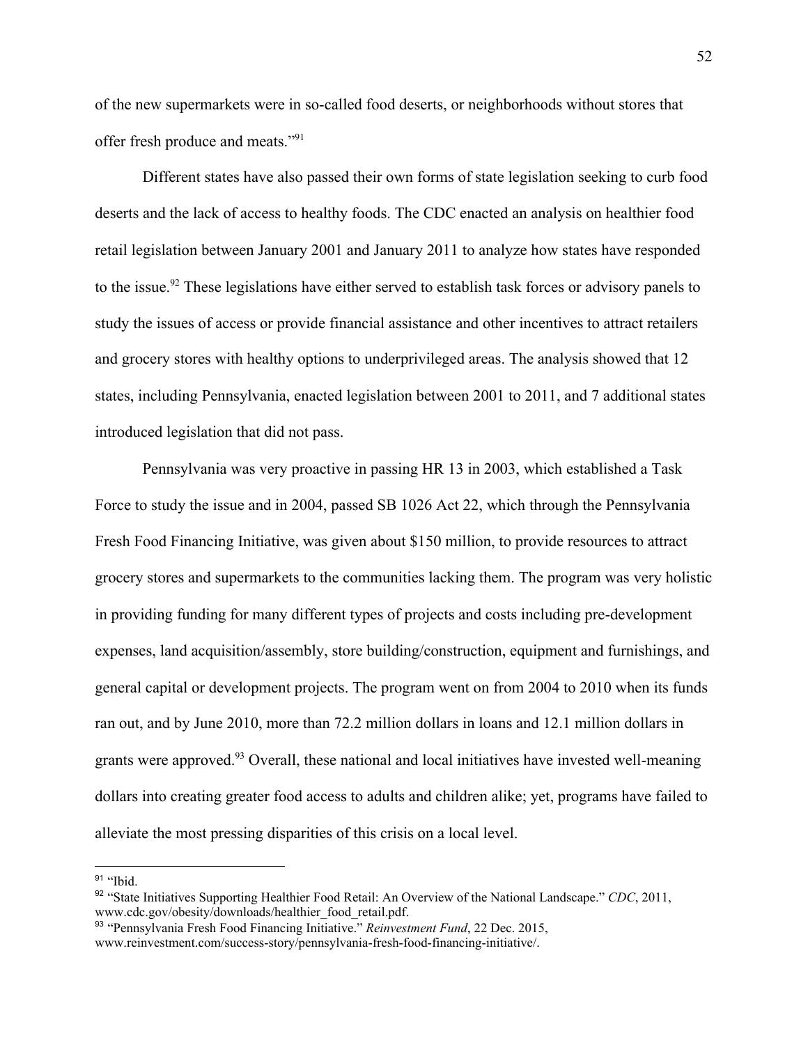of the new supermarkets were in so-called food deserts, or neighborhoods without stores that offer fresh produce and meats."[91]

Different states have also passed their own forms of state legislation seeking to curb food deserts and the lack of access to healthy foods. The CDC enacted an analysis on healthier food retail legislation between January 2001 and January 2011 to analyze how states have responded to the issue.[92] These legislations have either served to establish task forces or advisory panels to study the issues of access or provide financial assistance and other incentives to attract retailers and grocery stores with healthy options to underprivileged areas. The analysis showed that 12 states, including Pennsylvania, enacted legislation between 2001 to 2011, and 7 additional states introduced legislation that did not pass.

Pennsylvania was very proactive in passing HR 13 in 2003, which established a Task Force to study the issue and in 2004, passed SB 1026 Act 22, which through the Pennsylvania Fresh Food Financing Initiative, was given about $150 million, to provide resources to attract grocery stores and supermarkets to the communities lacking them. The program was very holistic in providing funding for many different types of projects and costs including pre-development expenses, land acquisition/assembly, store building/construction, equipment and furnishings, and general capital or development projects. The program went on from 2004 to 2010 when its funds ran out, and by June 2010, more than 72.2 million dollars in loans and 12.1 million dollars in grants were approved.[93] Overall, these national and local initiatives have invested well-meaning dollars into creating greater food access to adults and children alike; yet, programs have failed to alleviate the most pressing disparities of this crisis on a local level.

---

[91] "Ibid.

[92] "State Initiatives Supporting Healthier Food Retail: An Overview of the National Landscape." *CDC*, 2011, www.cdc.gov/obesity/downloads/healthier_food_retail.pdf.

[93] "Pennsylvania Fresh Food Financing Initiative." *Reinvestment Fund*, 22 Dec. 2015, www.reinvestment.com/success-story/pennsylvania-fresh-food-financing-initiative/.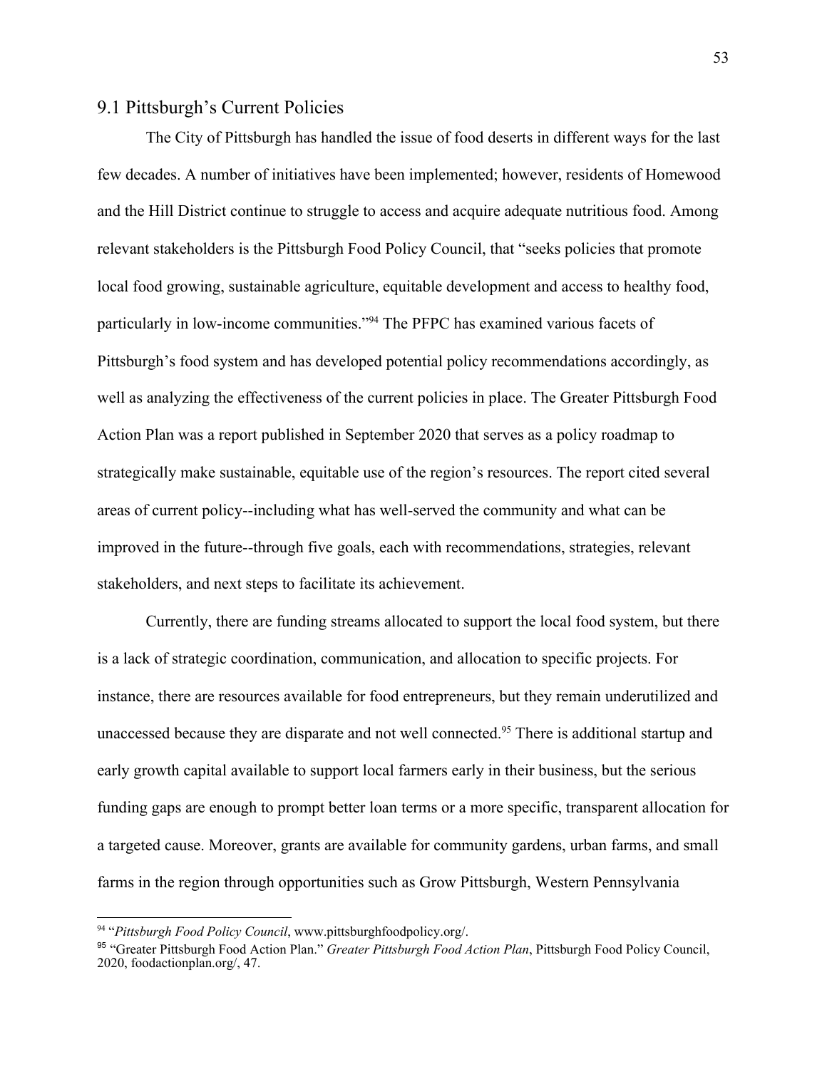## 9.1 Pittsburgh's Current Policies

The City of Pittsburgh has handled the issue of food deserts in different ways for the last few decades. A number of initiatives have been implemented; however, residents of Homewood and the Hill District continue to struggle to access and acquire adequate nutritious food. Among relevant stakeholders is the Pittsburgh Food Policy Council, that "seeks policies that promote local food growing, sustainable agriculture, equitable development and access to healthy food, particularly in low-income communities."[94] The PFPC has examined various facets of Pittsburgh's food system and has developed potential policy recommendations accordingly, as well as analyzing the effectiveness of the current policies in place. The Greater Pittsburgh Food Action Plan was a report published in September 2020 that serves as a policy roadmap to strategically make sustainable, equitable use of the region's resources. The report cited several areas of current policy--including what has well-served the community and what can be improved in the future--through five goals, each with recommendations, strategies, relevant stakeholders, and next steps to facilitate its achievement.

Currently, there are funding streams allocated to support the local food system, but there is a lack of strategic coordination, communication, and allocation to specific projects. For instance, there are resources available for food entrepreneurs, but they remain underutilized and unaccessed because they are disparate and not well connected.[95] There is additional startup and early growth capital available to support local farmers early in their business, but the serious funding gaps are enough to prompt better loan terms or a more specific, transparent allocation for a targeted cause. Moreover, grants are available for community gardens, urban farms, and small farms in the region through opportunities such as Grow Pittsburgh, Western Pennsylvania

---

[94] "*Pittsburgh Food Policy Council*, www.pittsburghfoodpolicy.org/.

[95] "Greater Pittsburgh Food Action Plan." *Greater Pittsburgh Food Action Plan*, Pittsburgh Food Policy Council, 2020, foodactionplan.org/, 47.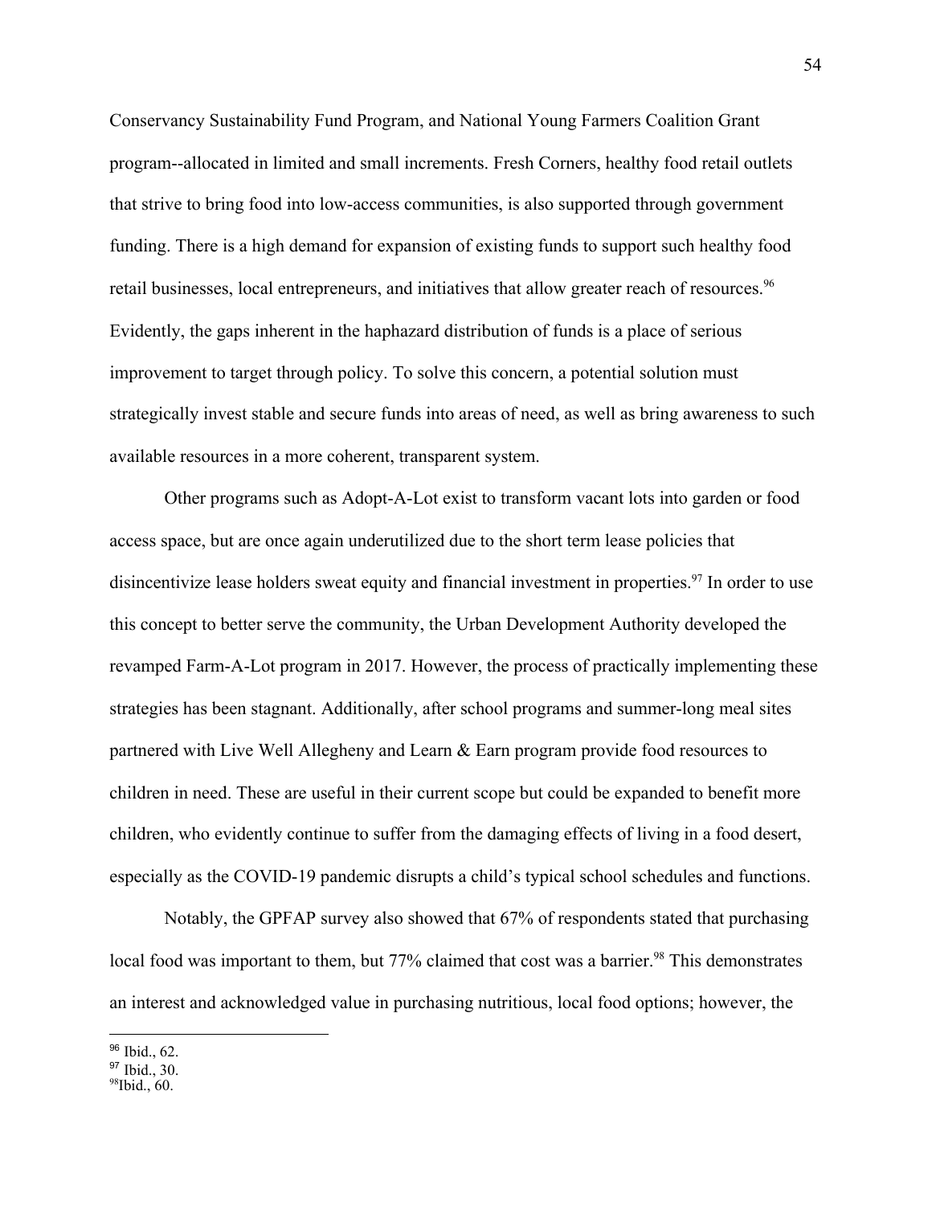Conservancy Sustainability Fund Program, and National Young Farmers Coalition Grant program--allocated in limited and small increments. Fresh Corners, healthy food retail outlets that strive to bring food into low-access communities, is also supported through government funding. There is a high demand for expansion of existing funds to support such healthy food retail businesses, local entrepreneurs, and initiatives that allow greater reach of resources.[96] Evidently, the gaps inherent in the haphazard distribution of funds is a place of serious improvement to target through policy. To solve this concern, a potential solution must strategically invest stable and secure funds into areas of need, as well as bring awareness to such available resources in a more coherent, transparent system.

Other programs such as Adopt-A-Lot exist to transform vacant lots into garden or food access space, but are once again underutilized due to the short term lease policies that disincentivize lease holders sweat equity and financial investment in properties.[97] In order to use this concept to better serve the community, the Urban Development Authority developed the revamped Farm-A-Lot program in 2017. However, the process of practically implementing these strategies has been stagnant. Additionally, after school programs and summer-long meal sites partnered with Live Well Allegheny and Learn & Earn program provide food resources to children in need. These are useful in their current scope but could be expanded to benefit more children, who evidently continue to suffer from the damaging effects of living in a food desert, especially as the COVID-19 pandemic disrupts a child's typical school schedules and functions.

Notably, the GPFAP survey also showed that 67% of respondents stated that purchasing local food was important to them, but 77% claimed that cost was a barrier.[98] This demonstrates an interest and acknowledged value in purchasing nutritious, local food options; however, the

---

[96] Ibid., 62.
[97] Ibid., 30.
[98] Ibid., 60.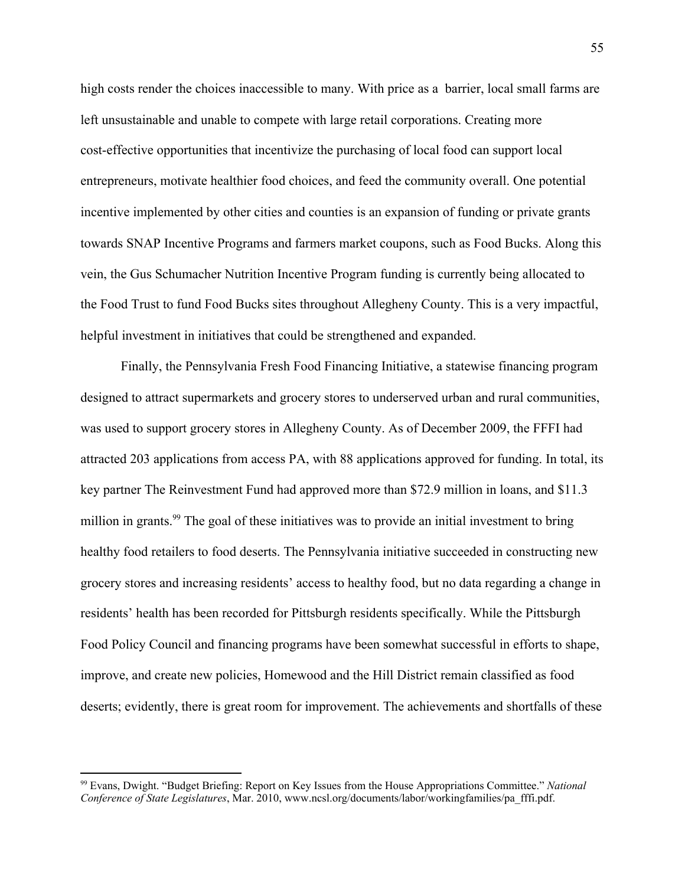high costs render the choices inaccessible to many. With price as a barrier, local small farms are left unsustainable and unable to compete with large retail corporations. Creating more cost-effective opportunities that incentivize the purchasing of local food can support local entrepreneurs, motivate healthier food choices, and feed the community overall. One potential incentive implemented by other cities and counties is an expansion of funding or private grants towards SNAP Incentive Programs and farmers market coupons, such as Food Bucks. Along this vein, the Gus Schumacher Nutrition Incentive Program funding is currently being allocated to the Food Trust to fund Food Bucks sites throughout Allegheny County. This is a very impactful, helpful investment in initiatives that could be strengthened and expanded.

Finally, the Pennsylvania Fresh Food Financing Initiative, a statewise financing program designed to attract supermarkets and grocery stores to underserved urban and rural communities, was used to support grocery stores in Allegheny County. As of December 2009, the FFFI had attracted 203 applications from access PA, with 88 applications approved for funding. In total, its key partner The Reinvestment Fund had approved more than $72.9 million in loans, and $11.3 million in grants.[99] The goal of these initiatives was to provide an initial investment to bring healthy food retailers to food deserts. The Pennsylvania initiative succeeded in constructing new grocery stores and increasing residents' access to healthy food, but no data regarding a change in residents' health has been recorded for Pittsburgh residents specifically. While the Pittsburgh Food Policy Council and financing programs have been somewhat successful in efforts to shape, improve, and create new policies, Homewood and the Hill District remain classified as food deserts; evidently, there is great room for improvement. The achievements and shortfalls of these

---

[99] Evans, Dwight. "Budget Briefing: Report on Key Issues from the House Appropriations Committee." *National Conference of State Legislatures*, Mar. 2010, www.ncsl.org/documents/labor/workingfamilies/pa_fffi.pdf.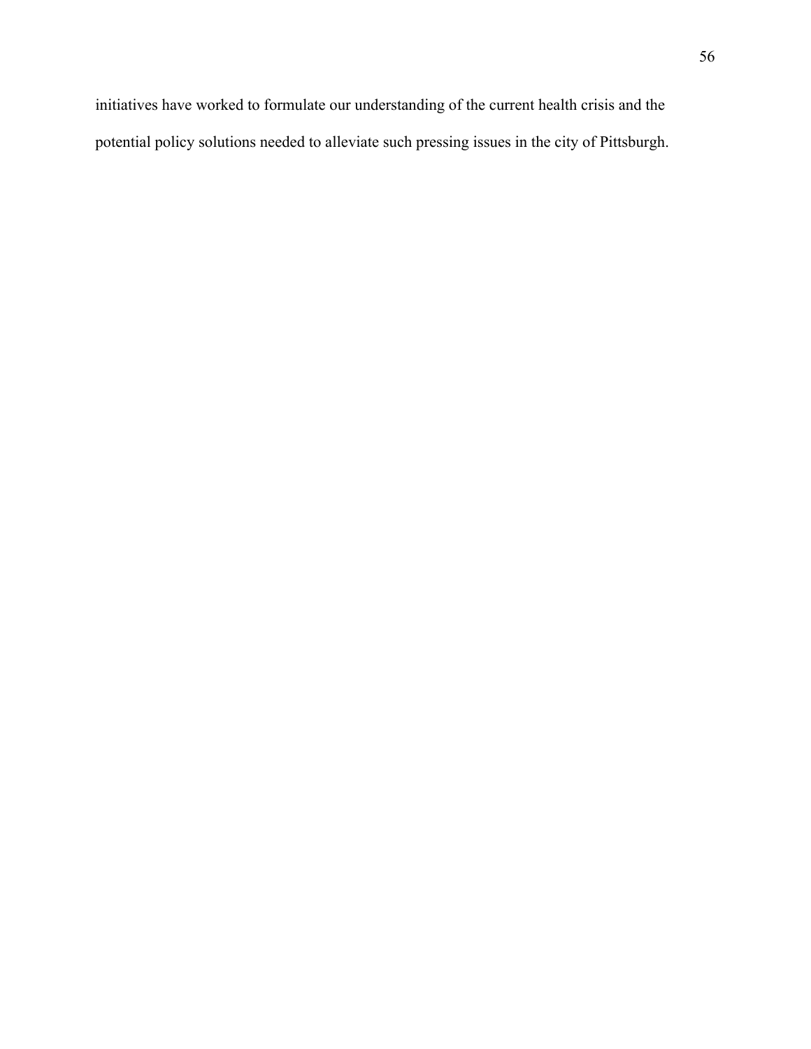initiatives have worked to formulate our understanding of the current health crisis and the potential policy solutions needed to alleviate such pressing issues in the city of Pittsburgh.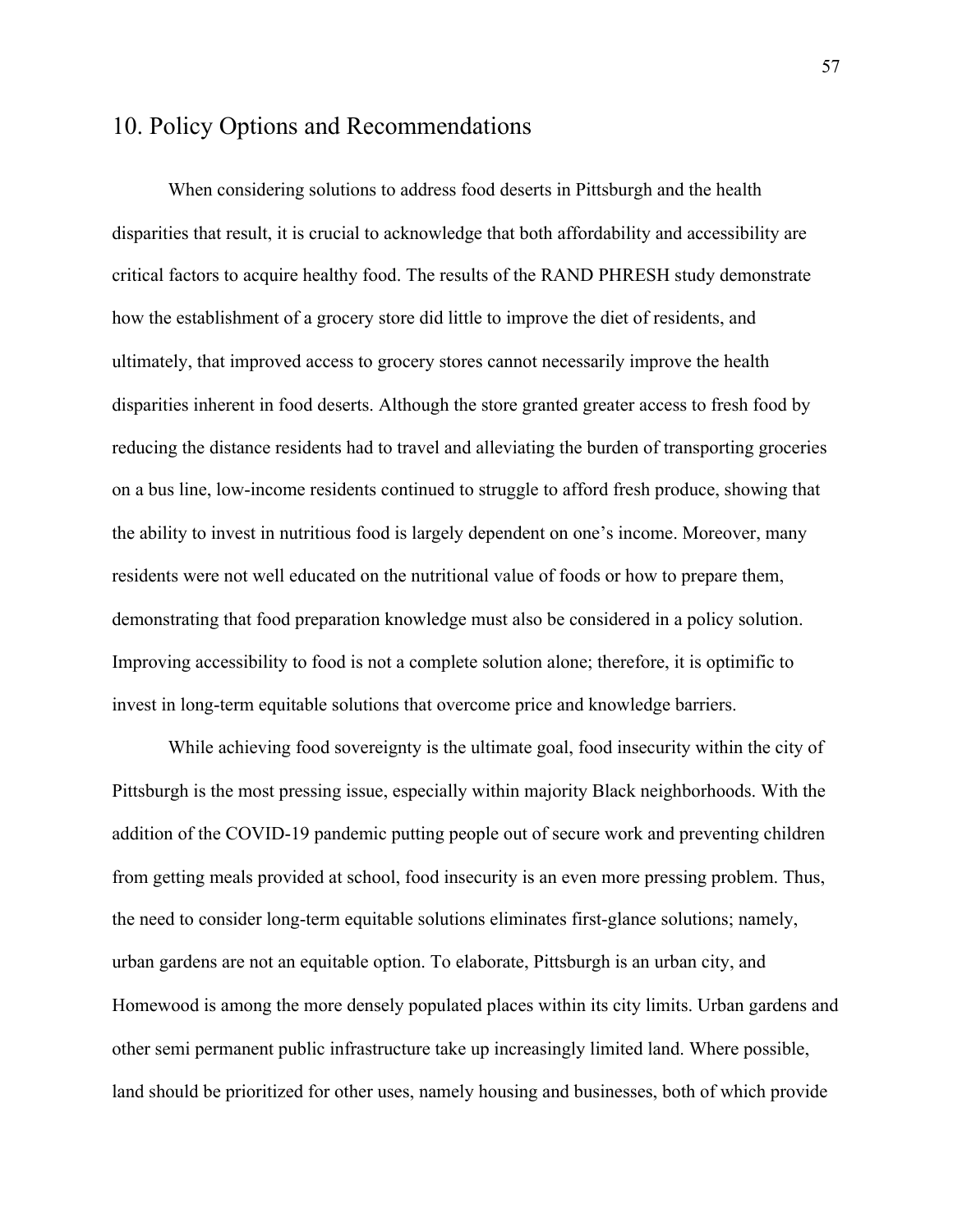## 10. Policy Options and Recommendations

When considering solutions to address food deserts in Pittsburgh and the health disparities that result, it is crucial to acknowledge that both affordability and accessibility are critical factors to acquire healthy food. The results of the RAND PHRESH study demonstrate how the establishment of a grocery store did little to improve the diet of residents, and ultimately, that improved access to grocery stores cannot necessarily improve the health disparities inherent in food deserts. Although the store granted greater access to fresh food by reducing the distance residents had to travel and alleviating the burden of transporting groceries on a bus line, low-income residents continued to struggle to afford fresh produce, showing that the ability to invest in nutritious food is largely dependent on one's income. Moreover, many residents were not well educated on the nutritional value of foods or how to prepare them, demonstrating that food preparation knowledge must also be considered in a policy solution. Improving accessibility to food is not a complete solution alone; therefore, it is optimific to invest in long-term equitable solutions that overcome price and knowledge barriers.

While achieving food sovereignty is the ultimate goal, food insecurity within the city of Pittsburgh is the most pressing issue, especially within majority Black neighborhoods. With the addition of the COVID-19 pandemic putting people out of secure work and preventing children from getting meals provided at school, food insecurity is an even more pressing problem. Thus, the need to consider long-term equitable solutions eliminates first-glance solutions; namely, urban gardens are not an equitable option. To elaborate, Pittsburgh is an urban city, and Homewood is among the more densely populated places within its city limits. Urban gardens and other semi permanent public infrastructure take up increasingly limited land. Where possible, land should be prioritized for other uses, namely housing and businesses, both of which provide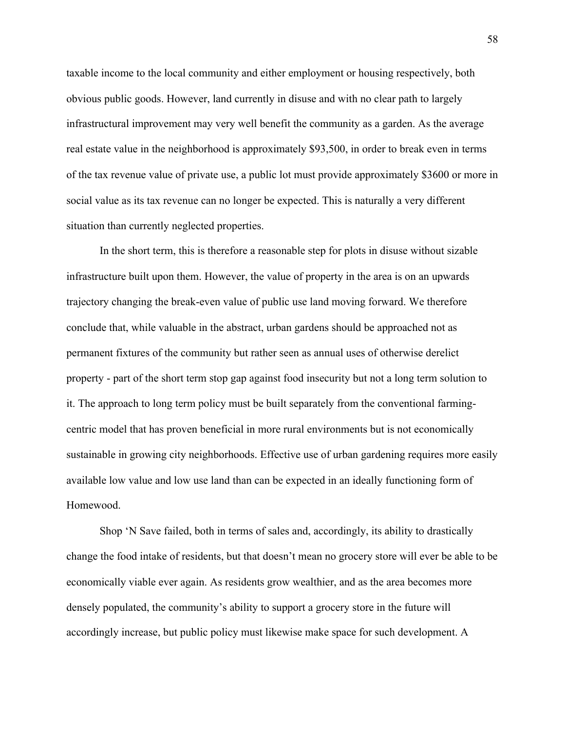taxable income to the local community and either employment or housing respectively, both obvious public goods. However, land currently in disuse and with no clear path to largely infrastructural improvement may very well benefit the community as a garden. As the average real estate value in the neighborhood is approximately $93,500, in order to break even in terms of the tax revenue value of private use, a public lot must provide approximately $3600 or more in social value as its tax revenue can no longer be expected. This is naturally a very different situation than currently neglected properties.

In the short term, this is therefore a reasonable step for plots in disuse without sizable infrastructure built upon them. However, the value of property in the area is on an upwards trajectory changing the break-even value of public use land moving forward. We therefore conclude that, while valuable in the abstract, urban gardens should be approached not as permanent fixtures of the community but rather seen as annual uses of otherwise derelict property - part of the short term stop gap against food insecurity but not a long term solution to it. The approach to long term policy must be built separately from the conventional farming-centric model that has proven beneficial in more rural environments but is not economically sustainable in growing city neighborhoods. Effective use of urban gardening requires more easily available low value and low use land than can be expected in an ideally functioning form of Homewood.

Shop 'N Save failed, both in terms of sales and, accordingly, its ability to drastically change the food intake of residents, but that doesn't mean no grocery store will ever be able to be economically viable ever again. As residents grow wealthier, and as the area becomes more densely populated, the community's ability to support a grocery store in the future will accordingly increase, but public policy must likewise make space for such development. A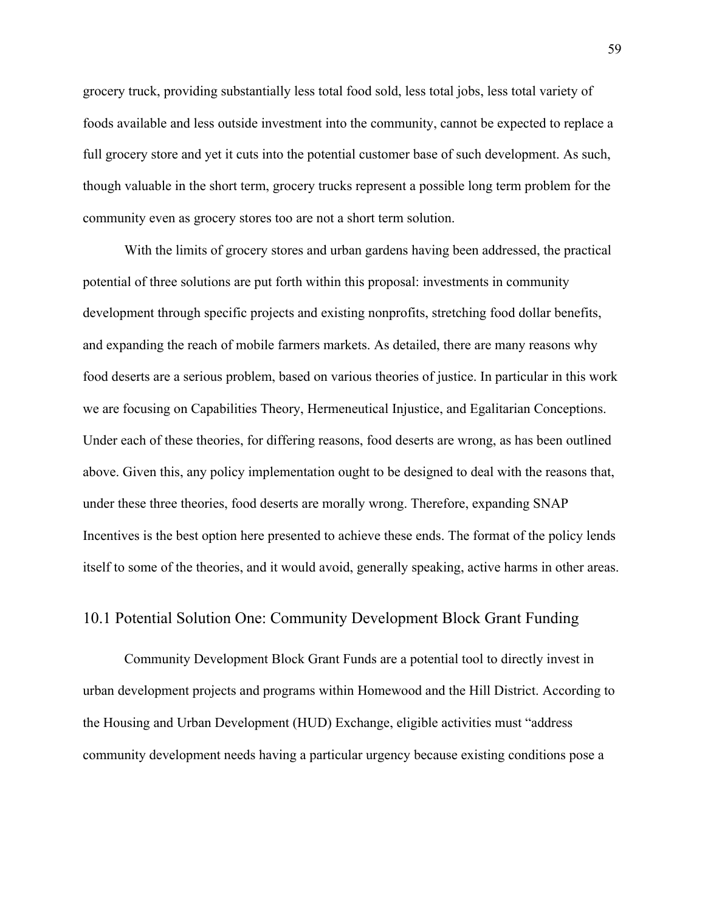grocery truck, providing substantially less total food sold, less total jobs, less total variety of foods available and less outside investment into the community, cannot be expected to replace a full grocery store and yet it cuts into the potential customer base of such development. As such, though valuable in the short term, grocery trucks represent a possible long term problem for the community even as grocery stores too are not a short term solution.

With the limits of grocery stores and urban gardens having been addressed, the practical potential of three solutions are put forth within this proposal: investments in community development through specific projects and existing nonprofits, stretching food dollar benefits, and expanding the reach of mobile farmers markets. As detailed, there are many reasons why food deserts are a serious problem, based on various theories of justice. In particular in this work we are focusing on Capabilities Theory, Hermeneutical Injustice, and Egalitarian Conceptions. Under each of these theories, for differing reasons, food deserts are wrong, as has been outlined above. Given this, any policy implementation ought to be designed to deal with the reasons that, under these three theories, food deserts are morally wrong. Therefore, expanding SNAP Incentives is the best option here presented to achieve these ends. The format of the policy lends itself to some of the theories, and it would avoid, generally speaking, active harms in other areas.

## 10.1 Potential Solution One: Community Development Block Grant Funding

Community Development Block Grant Funds are a potential tool to directly invest in urban development projects and programs within Homewood and the Hill District. According to the Housing and Urban Development (HUD) Exchange, eligible activities must "address community development needs having a particular urgency because existing conditions pose a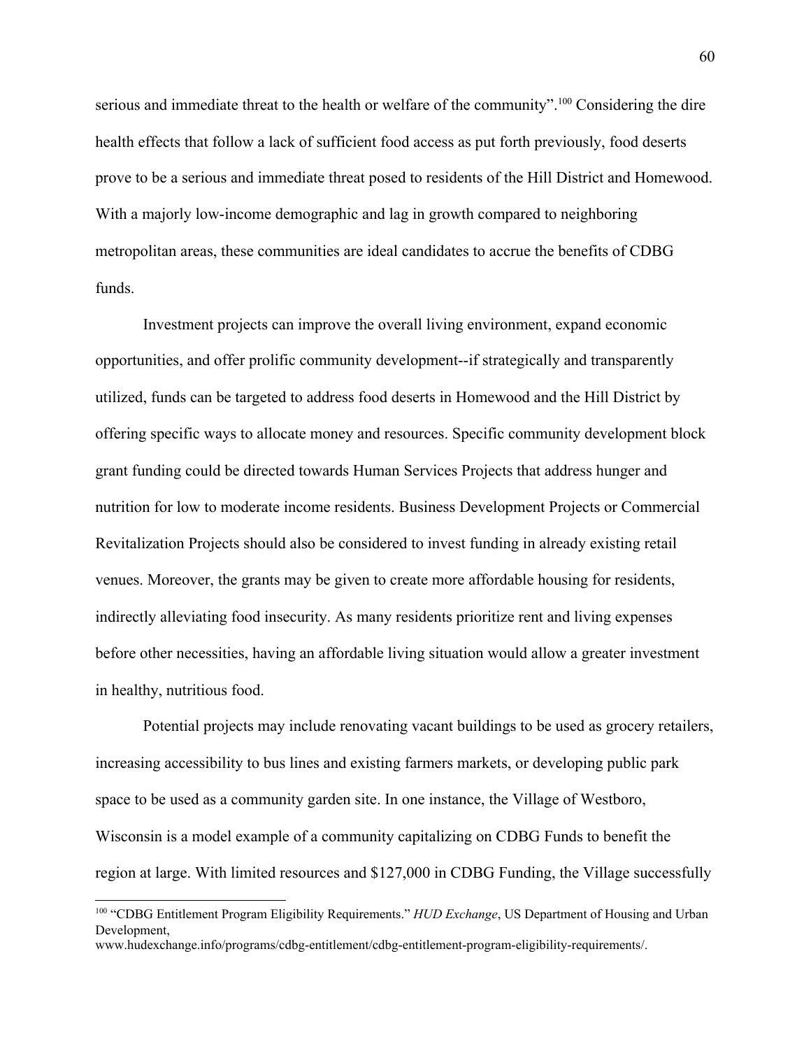serious and immediate threat to the health or welfare of the community".[100] Considering the dire health effects that follow a lack of sufficient food access as put forth previously, food deserts prove to be a serious and immediate threat posed to residents of the Hill District and Homewood. With a majorly low-income demographic and lag in growth compared to neighboring metropolitan areas, these communities are ideal candidates to accrue the benefits of CDBG funds.

Investment projects can improve the overall living environment, expand economic opportunities, and offer prolific community development--if strategically and transparently utilized, funds can be targeted to address food deserts in Homewood and the Hill District by offering specific ways to allocate money and resources. Specific community development block grant funding could be directed towards Human Services Projects that address hunger and nutrition for low to moderate income residents. Business Development Projects or Commercial Revitalization Projects should also be considered to invest funding in already existing retail venues. Moreover, the grants may be given to create more affordable housing for residents, indirectly alleviating food insecurity. As many residents prioritize rent and living expenses before other necessities, having an affordable living situation would allow a greater investment in healthy, nutritious food.

Potential projects may include renovating vacant buildings to be used as grocery retailers, increasing accessibility to bus lines and existing farmers markets, or developing public park space to be used as a community garden site. In one instance, the Village of Westboro, Wisconsin is a model example of a community capitalizing on CDBG Funds to benefit the region at large. With limited resources and $127,000 in CDBG Funding, the Village successfully

---

[100] "CDBG Entitlement Program Eligibility Requirements." *HUD Exchange*, US Department of Housing and Urban Development,
www.hudexchange.info/programs/cdbg-entitlement/cdbg-entitlement-program-eligibility-requirements/.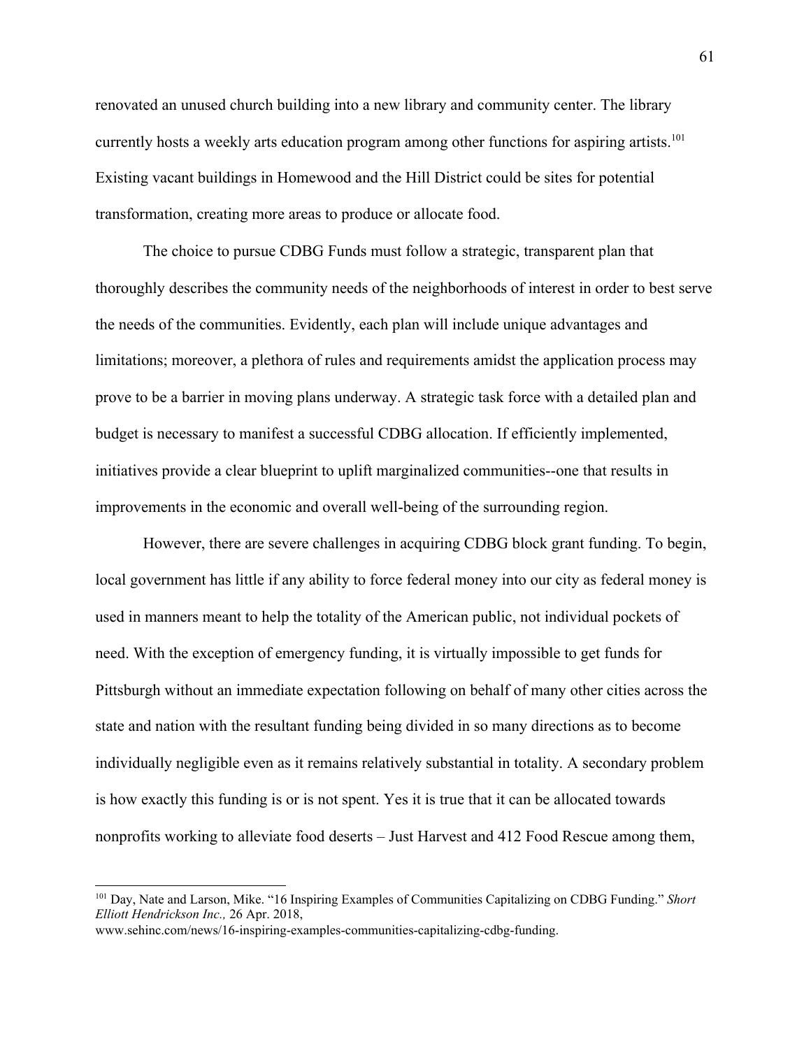renovated an unused church building into a new library and community center. The library currently hosts a weekly arts education program among other functions for aspiring artists.[101] Existing vacant buildings in Homewood and the Hill District could be sites for potential transformation, creating more areas to produce or allocate food.

The choice to pursue CDBG Funds must follow a strategic, transparent plan that thoroughly describes the community needs of the neighborhoods of interest in order to best serve the needs of the communities. Evidently, each plan will include unique advantages and limitations; moreover, a plethora of rules and requirements amidst the application process may prove to be a barrier in moving plans underway. A strategic task force with a detailed plan and budget is necessary to manifest a successful CDBG allocation. If efficiently implemented, initiatives provide a clear blueprint to uplift marginalized communities--one that results in improvements in the economic and overall well-being of the surrounding region.

However, there are severe challenges in acquiring CDBG block grant funding. To begin, local government has little if any ability to force federal money into our city as federal money is used in manners meant to help the totality of the American public, not individual pockets of need. With the exception of emergency funding, it is virtually impossible to get funds for Pittsburgh without an immediate expectation following on behalf of many other cities across the state and nation with the resultant funding being divided in so many directions as to become individually negligible even as it remains relatively substantial in totality. A secondary problem is how exactly this funding is or is not spent. Yes it is true that it can be allocated towards nonprofits working to alleviate food deserts – Just Harvest and 412 Food Rescue among them,

---

[101] Day, Nate and Larson, Mike. "16 Inspiring Examples of Communities Capitalizing on CDBG Funding." *Short Elliott Hendrickson Inc.,* 26 Apr. 2018, www.sehinc.com/news/16-inspiring-examples-communities-capitalizing-cdbg-funding.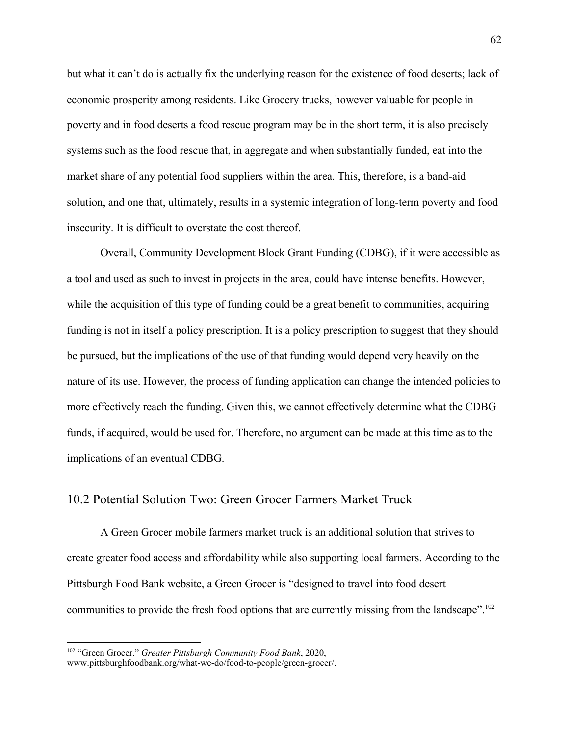but what it can't do is actually fix the underlying reason for the existence of food deserts; lack of economic prosperity among residents. Like Grocery trucks, however valuable for people in poverty and in food deserts a food rescue program may be in the short term, it is also precisely systems such as the food rescue that, in aggregate and when substantially funded, eat into the market share of any potential food suppliers within the area. This, therefore, is a band-aid solution, and one that, ultimately, results in a systemic integration of long-term poverty and food insecurity. It is difficult to overstate the cost thereof.

Overall, Community Development Block Grant Funding (CDBG), if it were accessible as a tool and used as such to invest in projects in the area, could have intense benefits. However, while the acquisition of this type of funding could be a great benefit to communities, acquiring funding is not in itself a policy prescription. It is a policy prescription to suggest that they should be pursued, but the implications of the use of that funding would depend very heavily on the nature of its use. However, the process of funding application can change the intended policies to more effectively reach the funding. Given this, we cannot effectively determine what the CDBG funds, if acquired, would be used for. Therefore, no argument can be made at this time as to the implications of an eventual CDBG.

## 10.2 Potential Solution Two: Green Grocer Farmers Market Truck

A Green Grocer mobile farmers market truck is an additional solution that strives to create greater food access and affordability while also supporting local farmers. According to the Pittsburgh Food Bank website, a Green Grocer is "designed to travel into food desert communities to provide the fresh food options that are currently missing from the landscape".[102]

---

[102] "Green Grocer." *Greater Pittsburgh Community Food Bank*, 2020, www.pittsburghfoodbank.org/what-we-do/food-to-people/green-grocer/.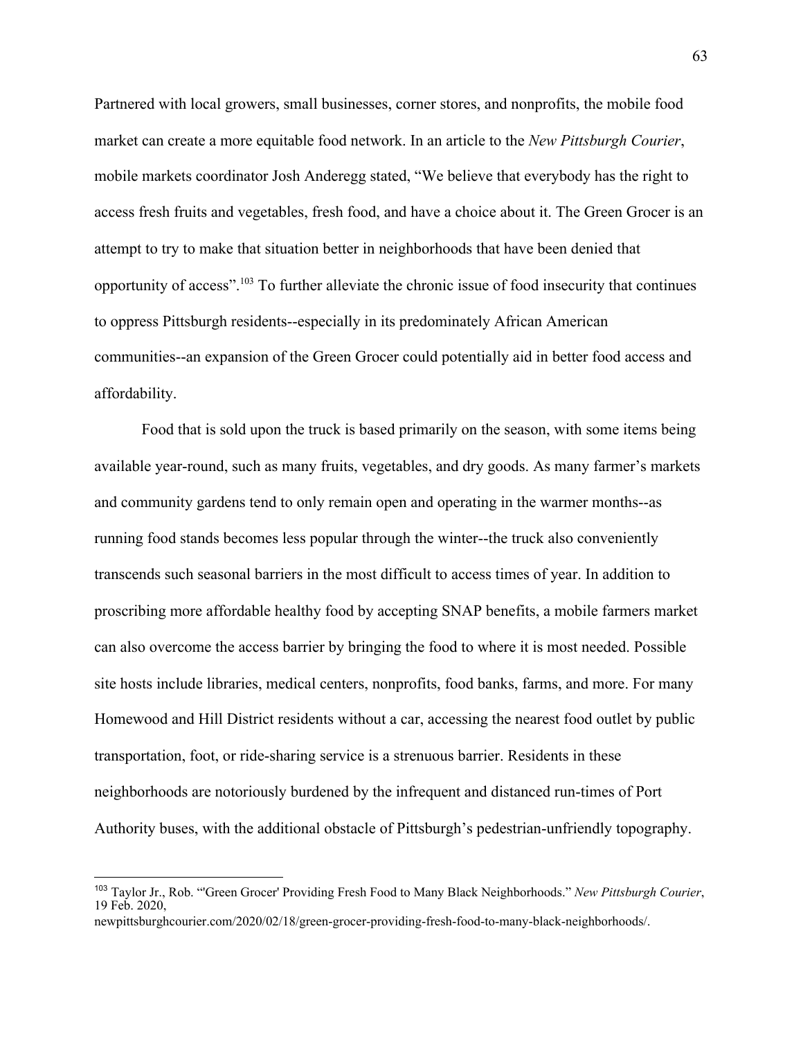Partnered with local growers, small businesses, corner stores, and nonprofits, the mobile food market can create a more equitable food network. In an article to the *New Pittsburgh Courier*, mobile markets coordinator Josh Anderegg stated, "We believe that everybody has the right to access fresh fruits and vegetables, fresh food, and have a choice about it. The Green Grocer is an attempt to try to make that situation better in neighborhoods that have been denied that opportunity of access".[103] To further alleviate the chronic issue of food insecurity that continues to oppress Pittsburgh residents--especially in its predominately African American communities--an expansion of the Green Grocer could potentially aid in better food access and affordability.

Food that is sold upon the truck is based primarily on the season, with some items being available year-round, such as many fruits, vegetables, and dry goods. As many farmer's markets and community gardens tend to only remain open and operating in the warmer months--as running food stands becomes less popular through the winter--the truck also conveniently transcends such seasonal barriers in the most difficult to access times of year. In addition to proscribing more affordable healthy food by accepting SNAP benefits, a mobile farmers market can also overcome the access barrier by bringing the food to where it is most needed. Possible site hosts include libraries, medical centers, nonprofits, food banks, farms, and more. For many Homewood and Hill District residents without a car, accessing the nearest food outlet by public transportation, foot, or ride-sharing service is a strenuous barrier. Residents in these neighborhoods are notoriously burdened by the infrequent and distanced run-times of Port Authority buses, with the additional obstacle of Pittsburgh's pedestrian-unfriendly topography.

---

[103] Taylor Jr., Rob. "'Green Grocer' Providing Fresh Food to Many Black Neighborhoods." *New Pittsburgh Courier*, 19 Feb. 2020, newpittsburghcourier.com/2020/02/18/green-grocer-providing-fresh-food-to-many-black-neighborhoods/.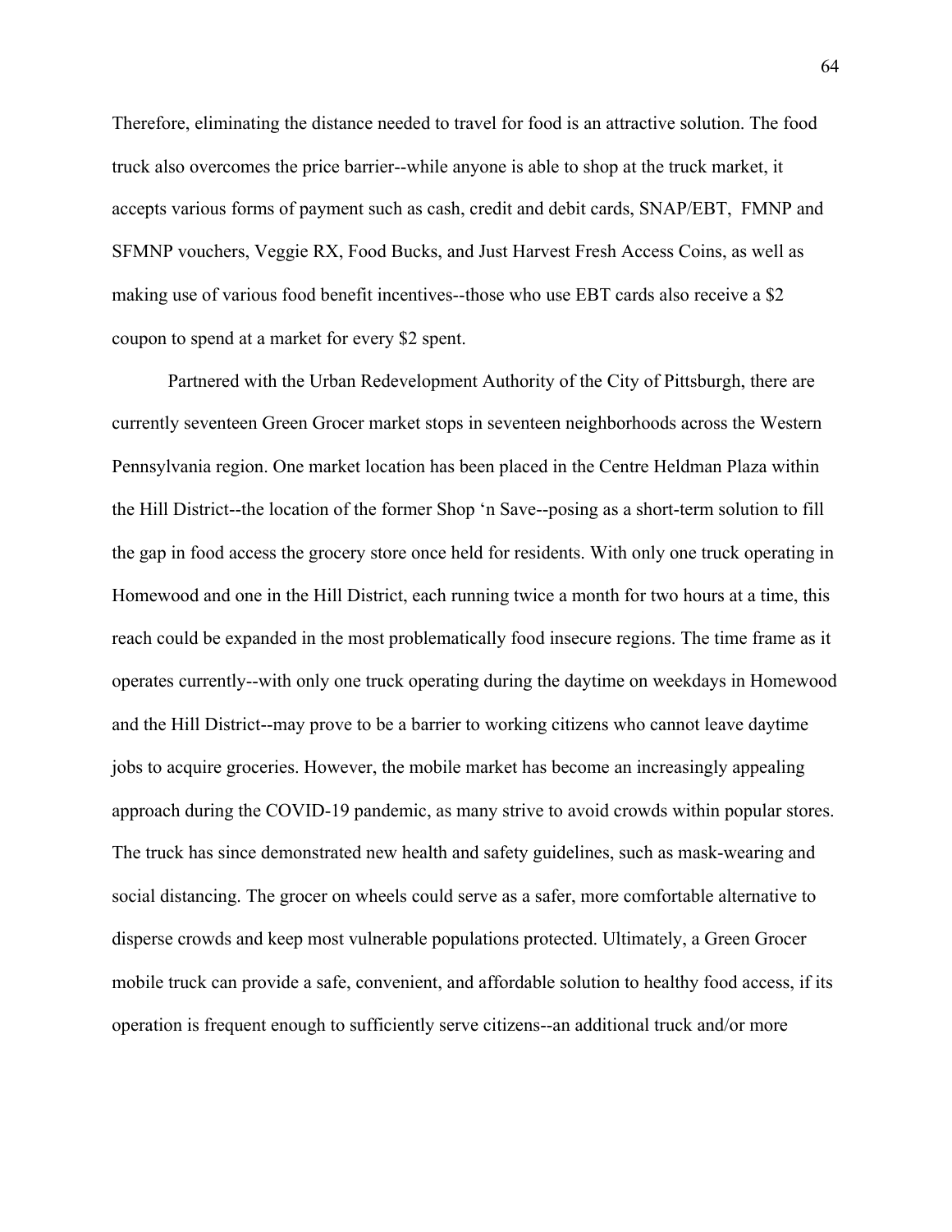Therefore, eliminating the distance needed to travel for food is an attractive solution. The food truck also overcomes the price barrier--while anyone is able to shop at the truck market, it accepts various forms of payment such as cash, credit and debit cards, SNAP/EBT, FMNP and SFMNP vouchers, Veggie RX, Food Bucks, and Just Harvest Fresh Access Coins, as well as making use of various food benefit incentives--those who use EBT cards also receive a $2 coupon to spend at a market for every $2 spent.

Partnered with the Urban Redevelopment Authority of the City of Pittsburgh, there are currently seventeen Green Grocer market stops in seventeen neighborhoods across the Western Pennsylvania region. One market location has been placed in the Centre Heldman Plaza within the Hill District--the location of the former Shop 'n Save--posing as a short-term solution to fill the gap in food access the grocery store once held for residents. With only one truck operating in Homewood and one in the Hill District, each running twice a month for two hours at a time, this reach could be expanded in the most problematically food insecure regions. The time frame as it operates currently--with only one truck operating during the daytime on weekdays in Homewood and the Hill District--may prove to be a barrier to working citizens who cannot leave daytime jobs to acquire groceries. However, the mobile market has become an increasingly appealing approach during the COVID-19 pandemic, as many strive to avoid crowds within popular stores. The truck has since demonstrated new health and safety guidelines, such as mask-wearing and social distancing. The grocer on wheels could serve as a safer, more comfortable alternative to disperse crowds and keep most vulnerable populations protected. Ultimately, a Green Grocer mobile truck can provide a safe, convenient, and affordable solution to healthy food access, if its operation is frequent enough to sufficiently serve citizens--an additional truck and/or more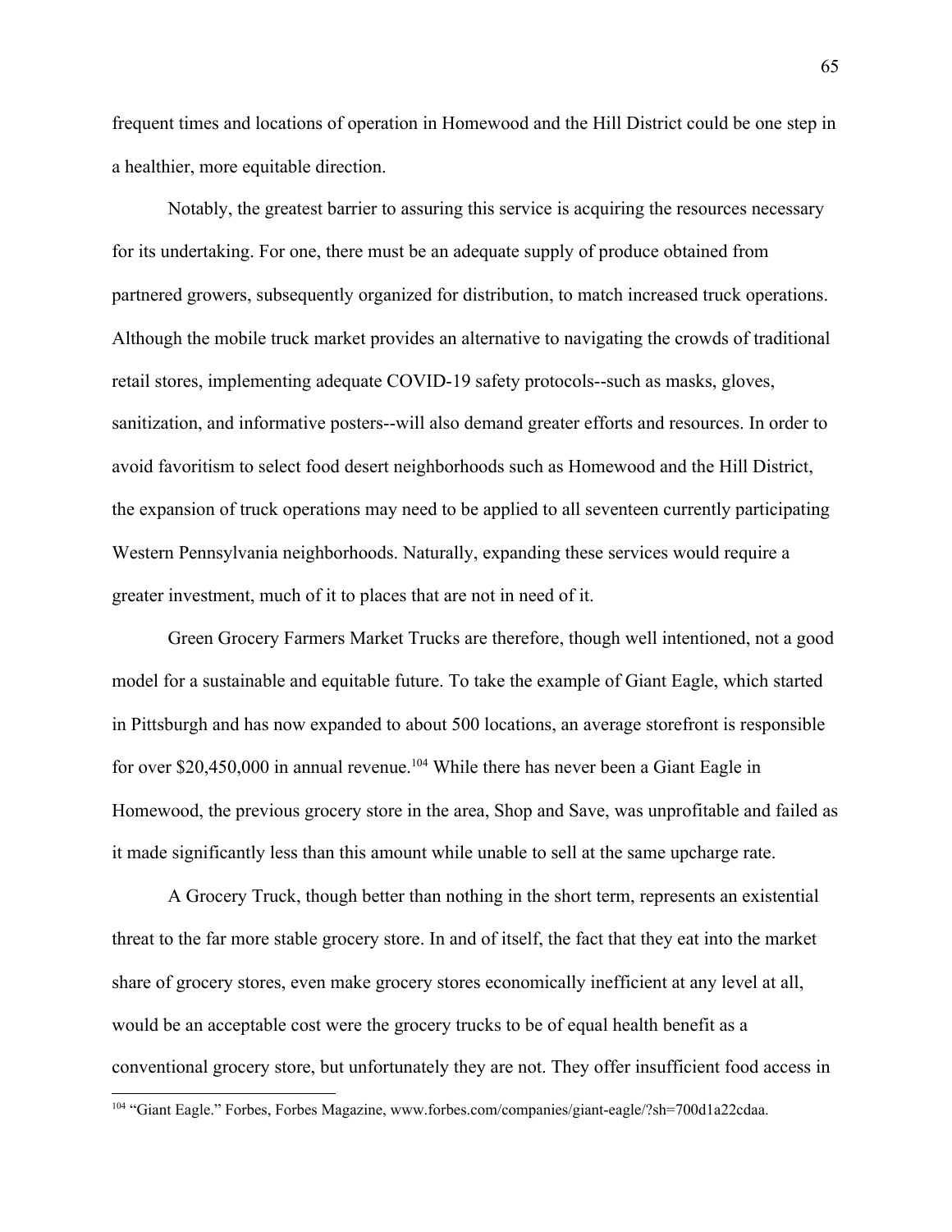frequent times and locations of operation in Homewood and the Hill District could be one step in a healthier, more equitable direction.

Notably, the greatest barrier to assuring this service is acquiring the resources necessary for its undertaking. For one, there must be an adequate supply of produce obtained from partnered growers, subsequently organized for distribution, to match increased truck operations. Although the mobile truck market provides an alternative to navigating the crowds of traditional retail stores, implementing adequate COVID-19 safety protocols--such as masks, gloves, sanitization, and informative posters--will also demand greater efforts and resources. In order to avoid favoritism to select food desert neighborhoods such as Homewood and the Hill District, the expansion of truck operations may need to be applied to all seventeen currently participating Western Pennsylvania neighborhoods. Naturally, expanding these services would require a greater investment, much of it to places that are not in need of it.

Green Grocery Farmers Market Trucks are therefore, though well intentioned, not a good model for a sustainable and equitable future. To take the example of Giant Eagle, which started in Pittsburgh and has now expanded to about 500 locations, an average storefront is responsible for over $20,450,000 in annual revenue.[104] While there has never been a Giant Eagle in Homewood, the previous grocery store in the area, Shop and Save, was unprofitable and failed as it made significantly less than this amount while unable to sell at the same upcharge rate.

A Grocery Truck, though better than nothing in the short term, represents an existential threat to the far more stable grocery store. In and of itself, the fact that they eat into the market share of grocery stores, even make grocery stores economically inefficient at any level at all, would be an acceptable cost were the grocery trucks to be of equal health benefit as a conventional grocery store, but unfortunately they are not. They offer insufficient food access in

[104] "Giant Eagle." Forbes, Forbes Magazine, www.forbes.com/companies/giant-eagle/?sh=700d1a22cdaa.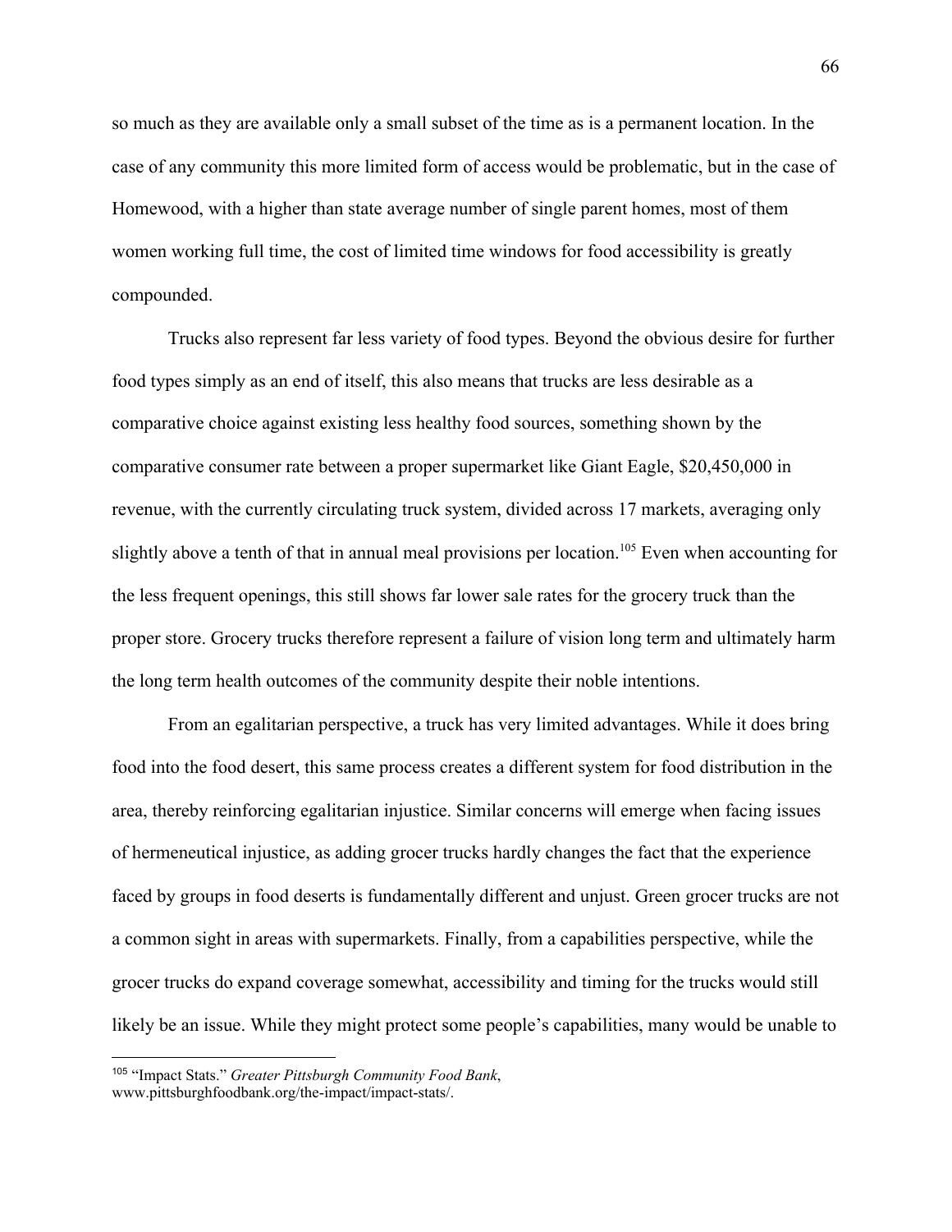so much as they are available only a small subset of the time as is a permanent location. In the case of any community this more limited form of access would be problematic, but in the case of Homewood, with a higher than state average number of single parent homes, most of them women working full time, the cost of limited time windows for food accessibility is greatly compounded.

Trucks also represent far less variety of food types. Beyond the obvious desire for further food types simply as an end of itself, this also means that trucks are less desirable as a comparative choice against existing less healthy food sources, something shown by the comparative consumer rate between a proper supermarket like Giant Eagle, $20,450,000 in revenue, with the currently circulating truck system, divided across 17 markets, averaging only slightly above a tenth of that in annual meal provisions per location.[105] Even when accounting for the less frequent openings, this still shows far lower sale rates for the grocery truck than the proper store. Grocery trucks therefore represent a failure of vision long term and ultimately harm the long term health outcomes of the community despite their noble intentions.

From an egalitarian perspective, a truck has very limited advantages. While it does bring food into the food desert, this same process creates a different system for food distribution in the area, thereby reinforcing egalitarian injustice. Similar concerns will emerge when facing issues of hermeneutical injustice, as adding grocer trucks hardly changes the fact that the experience faced by groups in food deserts is fundamentally different and unjust. Green grocer trucks are not a common sight in areas with supermarkets. Finally, from a capabilities perspective, while the grocer trucks do expand coverage somewhat, accessibility and timing for the trucks would still likely be an issue. While they might protect some people's capabilities, many would be unable to

[105] "Impact Stats." *Greater Pittsburgh Community Food Bank*, www.pittsburghfoodbank.org/the-impact/impact-stats/.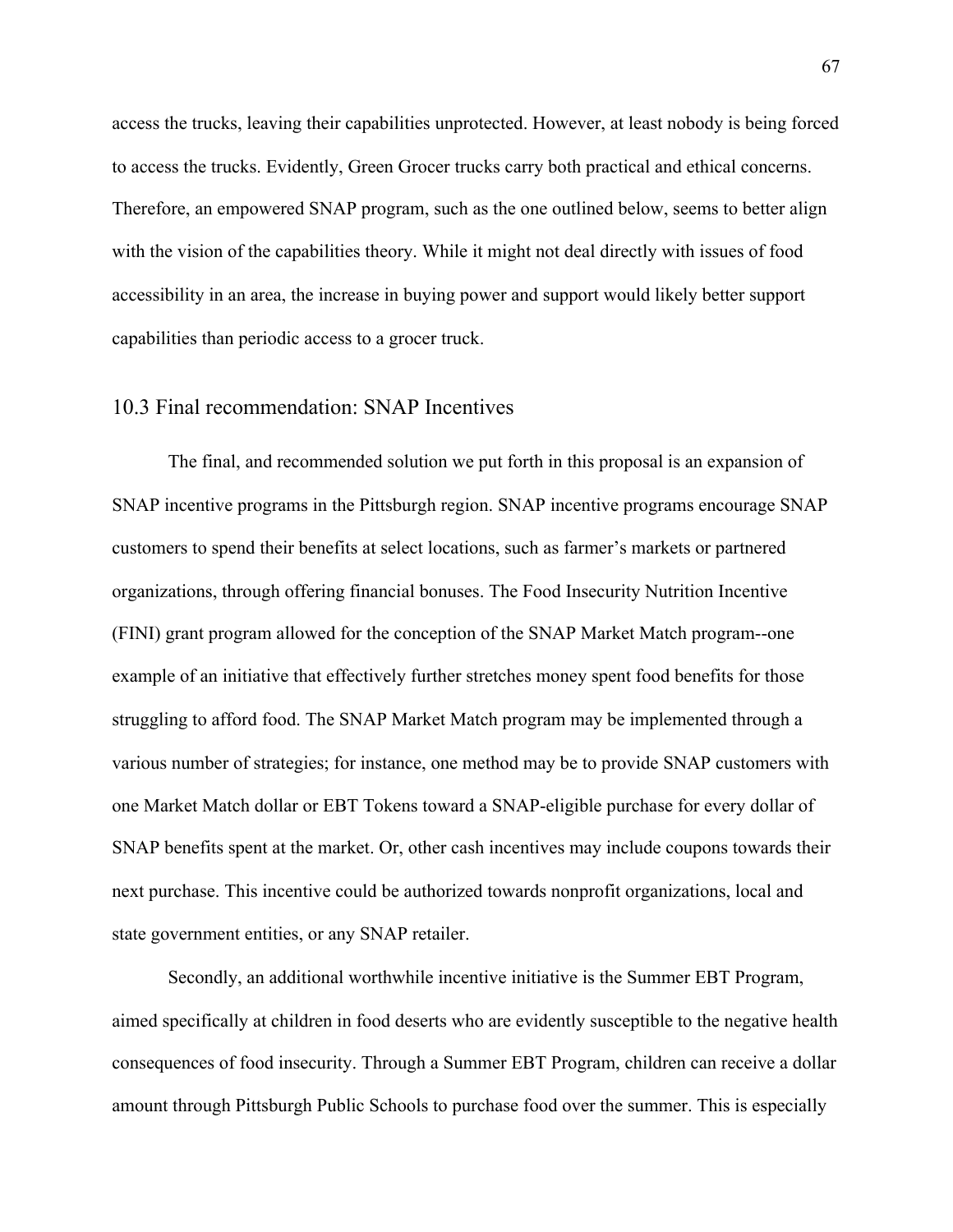access the trucks, leaving their capabilities unprotected. However, at least nobody is being forced to access the trucks. Evidently, Green Grocer trucks carry both practical and ethical concerns. Therefore, an empowered SNAP program, such as the one outlined below, seems to better align with the vision of the capabilities theory. While it might not deal directly with issues of food accessibility in an area, the increase in buying power and support would likely better support capabilities than periodic access to a grocer truck.

## 10.3 Final recommendation: SNAP Incentives

The final, and recommended solution we put forth in this proposal is an expansion of SNAP incentive programs in the Pittsburgh region. SNAP incentive programs encourage SNAP customers to spend their benefits at select locations, such as farmer's markets or partnered organizations, through offering financial bonuses. The Food Insecurity Nutrition Incentive (FINI) grant program allowed for the conception of the SNAP Market Match program--one example of an initiative that effectively further stretches money spent food benefits for those struggling to afford food. The SNAP Market Match program may be implemented through a various number of strategies; for instance, one method may be to provide SNAP customers with one Market Match dollar or EBT Tokens toward a SNAP-eligible purchase for every dollar of SNAP benefits spent at the market. Or, other cash incentives may include coupons towards their next purchase. This incentive could be authorized towards nonprofit organizations, local and state government entities, or any SNAP retailer.

Secondly, an additional worthwhile incentive initiative is the Summer EBT Program, aimed specifically at children in food deserts who are evidently susceptible to the negative health consequences of food insecurity. Through a Summer EBT Program, children can receive a dollar amount through Pittsburgh Public Schools to purchase food over the summer. This is especially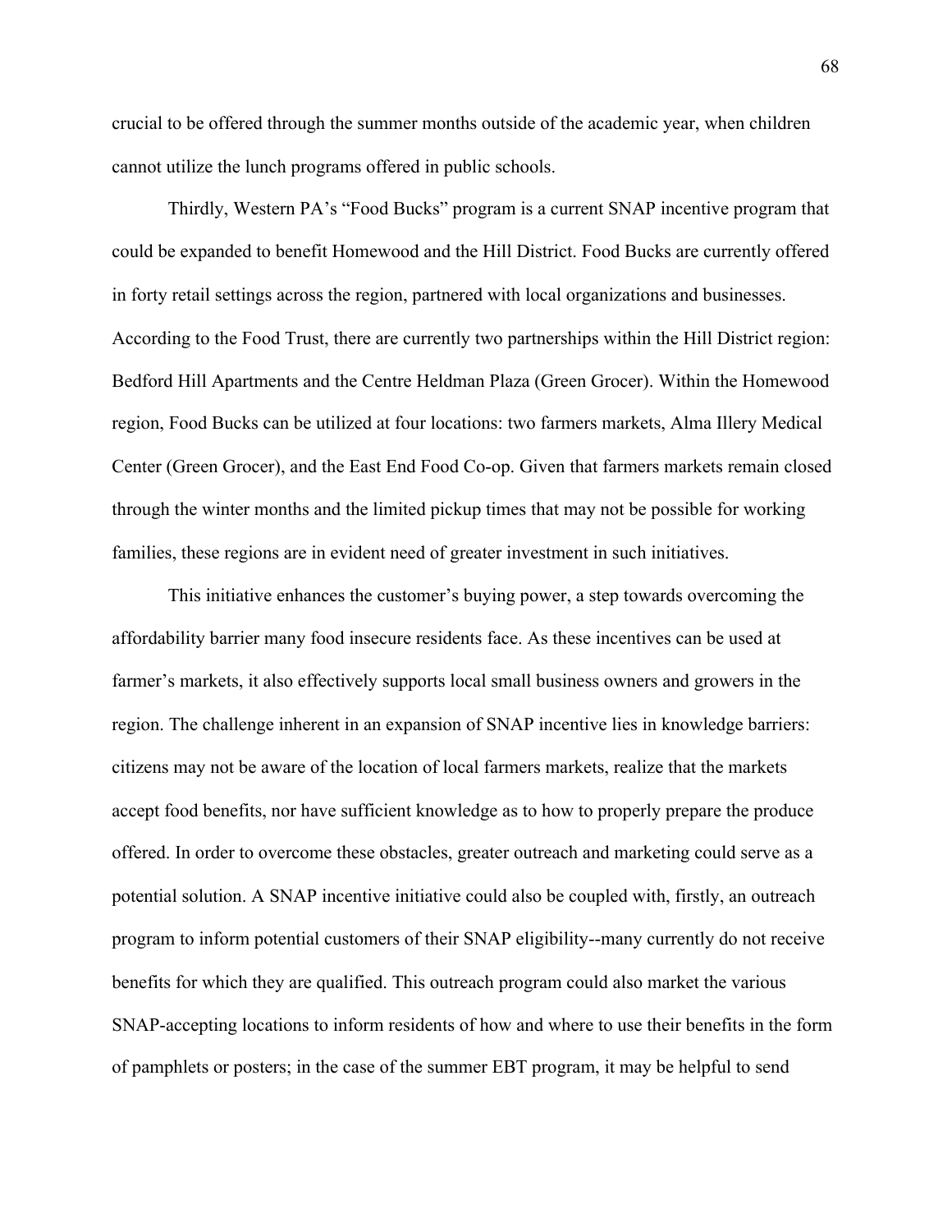crucial to be offered through the summer months outside of the academic year, when children cannot utilize the lunch programs offered in public schools.

Thirdly, Western PA's "Food Bucks" program is a current SNAP incentive program that could be expanded to benefit Homewood and the Hill District. Food Bucks are currently offered in forty retail settings across the region, partnered with local organizations and businesses. According to the Food Trust, there are currently two partnerships within the Hill District region: Bedford Hill Apartments and the Centre Heldman Plaza (Green Grocer). Within the Homewood region, Food Bucks can be utilized at four locations: two farmers markets, Alma Illery Medical Center (Green Grocer), and the East End Food Co-op. Given that farmers markets remain closed through the winter months and the limited pickup times that may not be possible for working families, these regions are in evident need of greater investment in such initiatives.

This initiative enhances the customer's buying power, a step towards overcoming the affordability barrier many food insecure residents face. As these incentives can be used at farmer's markets, it also effectively supports local small business owners and growers in the region. The challenge inherent in an expansion of SNAP incentive lies in knowledge barriers: citizens may not be aware of the location of local farmers markets, realize that the markets accept food benefits, nor have sufficient knowledge as to how to properly prepare the produce offered. In order to overcome these obstacles, greater outreach and marketing could serve as a potential solution. A SNAP incentive initiative could also be coupled with, firstly, an outreach program to inform potential customers of their SNAP eligibility--many currently do not receive benefits for which they are qualified. This outreach program could also market the various SNAP-accepting locations to inform residents of how and where to use their benefits in the form of pamphlets or posters; in the case of the summer EBT program, it may be helpful to send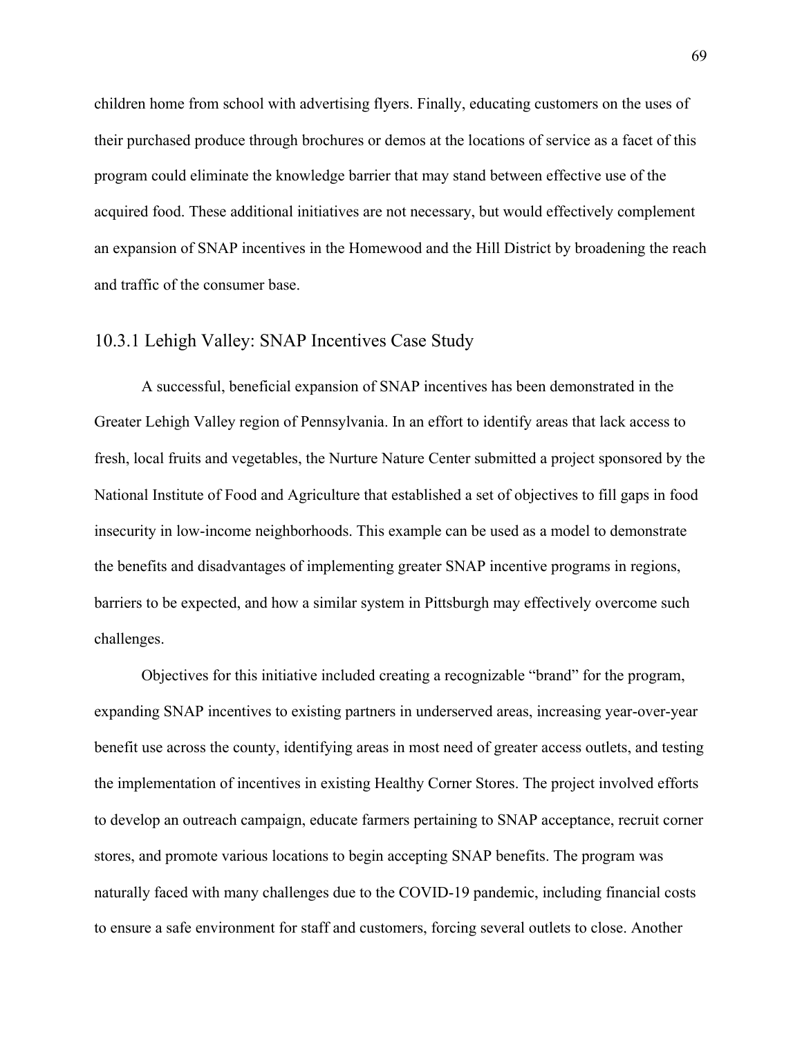children home from school with advertising flyers. Finally, educating customers on the uses of their purchased produce through brochures or demos at the locations of service as a facet of this program could eliminate the knowledge barrier that may stand between effective use of the acquired food. These additional initiatives are not necessary, but would effectively complement an expansion of SNAP incentives in the Homewood and the Hill District by broadening the reach and traffic of the consumer base.

### 10.3.1 Lehigh Valley: SNAP Incentives Case Study

A successful, beneficial expansion of SNAP incentives has been demonstrated in the Greater Lehigh Valley region of Pennsylvania. In an effort to identify areas that lack access to fresh, local fruits and vegetables, the Nurture Nature Center submitted a project sponsored by the National Institute of Food and Agriculture that established a set of objectives to fill gaps in food insecurity in low-income neighborhoods. This example can be used as a model to demonstrate the benefits and disadvantages of implementing greater SNAP incentive programs in regions, barriers to be expected, and how a similar system in Pittsburgh may effectively overcome such challenges.

Objectives for this initiative included creating a recognizable "brand" for the program, expanding SNAP incentives to existing partners in underserved areas, increasing year-over-year benefit use across the county, identifying areas in most need of greater access outlets, and testing the implementation of incentives in existing Healthy Corner Stores. The project involved efforts to develop an outreach campaign, educate farmers pertaining to SNAP acceptance, recruit corner stores, and promote various locations to begin accepting SNAP benefits. The program was naturally faced with many challenges due to the COVID-19 pandemic, including financial costs to ensure a safe environment for staff and customers, forcing several outlets to close. Another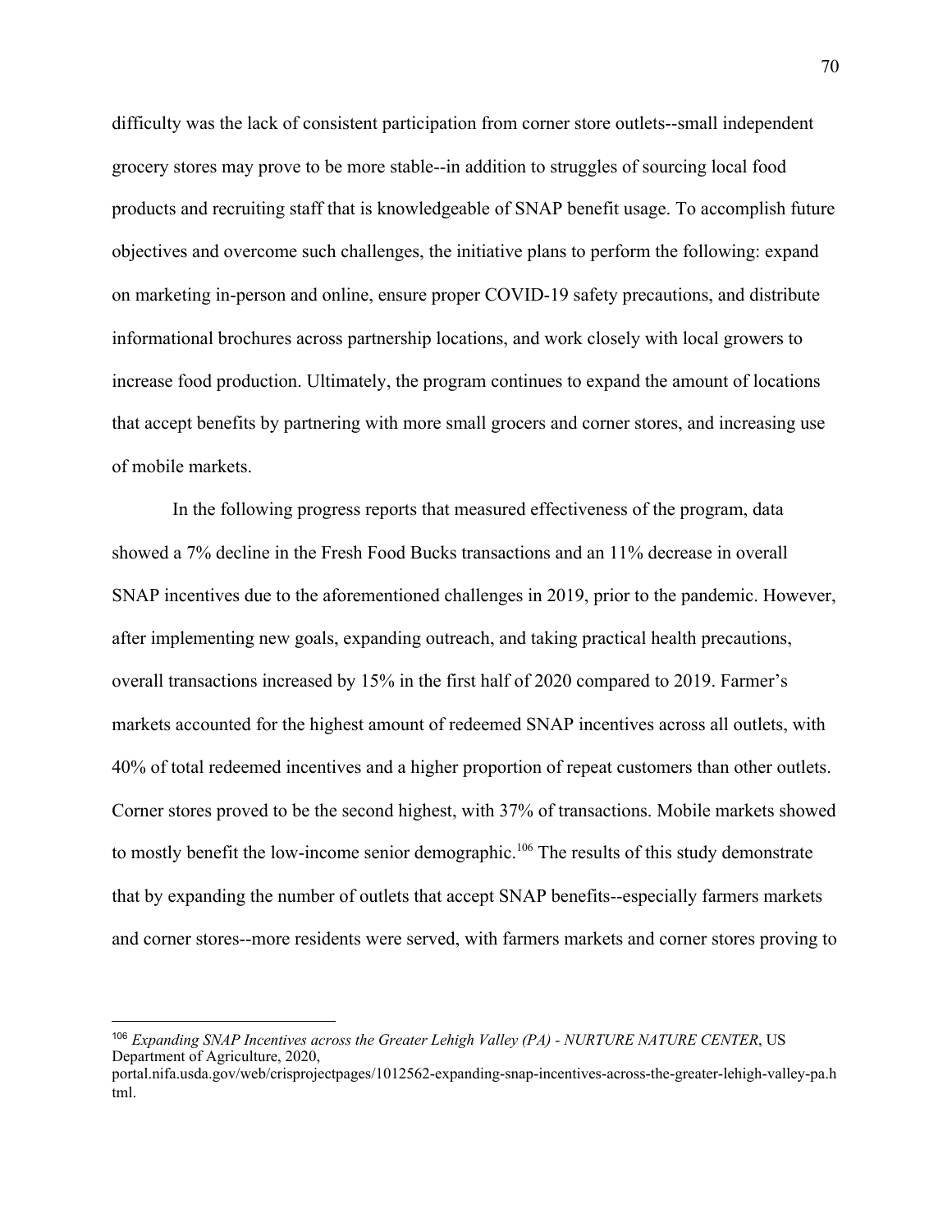difficulty was the lack of consistent participation from corner store outlets--small independent grocery stores may prove to be more stable--in addition to struggles of sourcing local food products and recruiting staff that is knowledgeable of SNAP benefit usage. To accomplish future objectives and overcome such challenges, the initiative plans to perform the following: expand on marketing in-person and online, ensure proper COVID-19 safety precautions, and distribute informational brochures across partnership locations, and work closely with local growers to increase food production. Ultimately, the program continues to expand the amount of locations that accept benefits by partnering with more small grocers and corner stores, and increasing use of mobile markets.

In the following progress reports that measured effectiveness of the program, data showed a 7% decline in the Fresh Food Bucks transactions and an 11% decrease in overall SNAP incentives due to the aforementioned challenges in 2019, prior to the pandemic. However, after implementing new goals, expanding outreach, and taking practical health precautions, overall transactions increased by 15% in the first half of 2020 compared to 2019. Farmer's markets accounted for the highest amount of redeemed SNAP incentives across all outlets, with 40% of total redeemed incentives and a higher proportion of repeat customers than other outlets. Corner stores proved to be the second highest, with 37% of transactions. Mobile markets showed to mostly benefit the low-income senior demographic.[106] The results of this study demonstrate that by expanding the number of outlets that accept SNAP benefits--especially farmers markets and corner stores--more residents were served, with farmers markets and corner stores proving to

---

[106] *Expanding SNAP Incentives across the Greater Lehigh Valley (PA) - NURTURE NATURE CENTER*, US Department of Agriculture, 2020, portal.nifa.usda.gov/web/crisprojectpages/1012562-expanding-snap-incentives-across-the-greater-lehigh-valley-pa.html.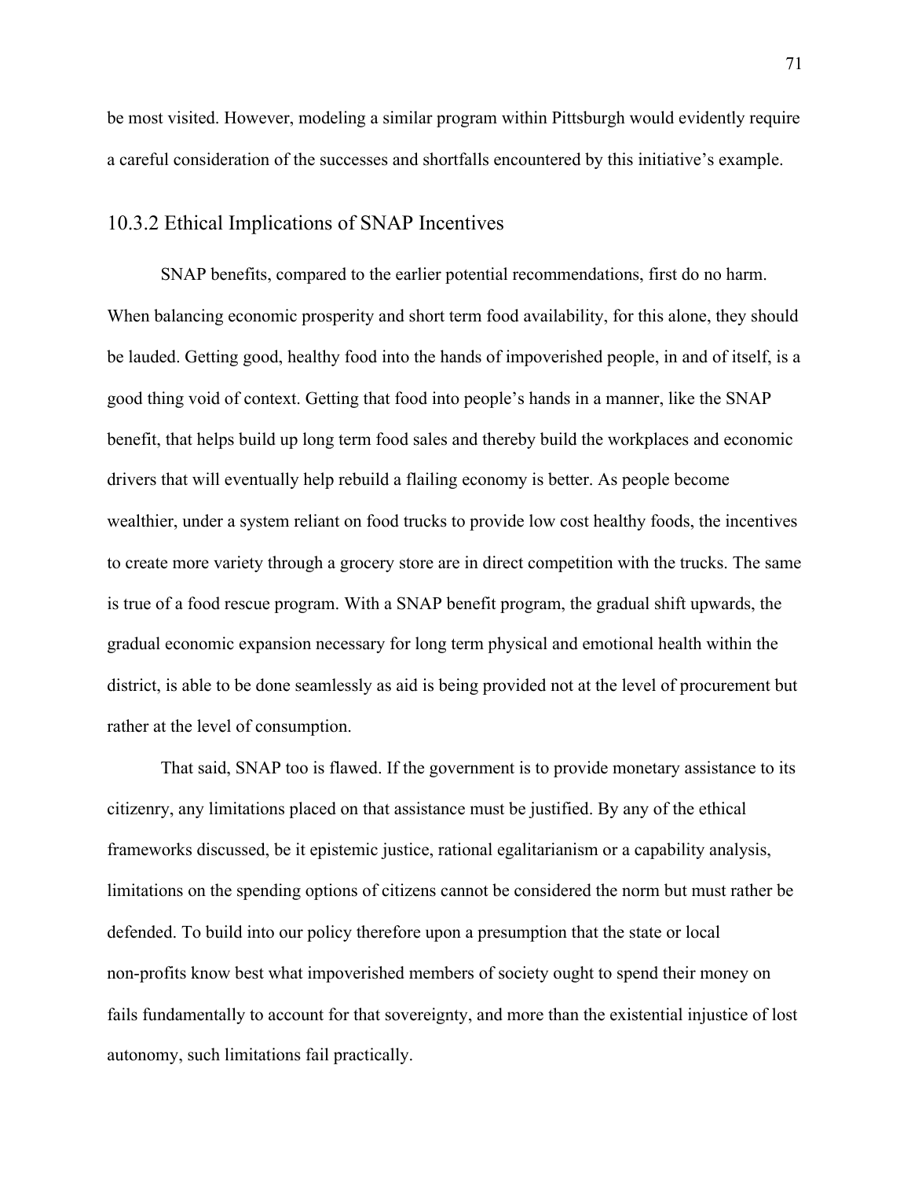be most visited. However, modeling a similar program within Pittsburgh would evidently require a careful consideration of the successes and shortfalls encountered by this initiative's example.

### 10.3.2 Ethical Implications of SNAP Incentives

SNAP benefits, compared to the earlier potential recommendations, first do no harm. When balancing economic prosperity and short term food availability, for this alone, they should be lauded. Getting good, healthy food into the hands of impoverished people, in and of itself, is a good thing void of context. Getting that food into people's hands in a manner, like the SNAP benefit, that helps build up long term food sales and thereby build the workplaces and economic drivers that will eventually help rebuild a flailing economy is better. As people become wealthier, under a system reliant on food trucks to provide low cost healthy foods, the incentives to create more variety through a grocery store are in direct competition with the trucks. The same is true of a food rescue program. With a SNAP benefit program, the gradual shift upwards, the gradual economic expansion necessary for long term physical and emotional health within the district, is able to be done seamlessly as aid is being provided not at the level of procurement but rather at the level of consumption.

That said, SNAP too is flawed. If the government is to provide monetary assistance to its citizenry, any limitations placed on that assistance must be justified. By any of the ethical frameworks discussed, be it epistemic justice, rational egalitarianism or a capability analysis, limitations on the spending options of citizens cannot be considered the norm but must rather be defended. To build into our policy therefore upon a presumption that the state or local non-profits know best what impoverished members of society ought to spend their money on fails fundamentally to account for that sovereignty, and more than the existential injustice of lost autonomy, such limitations fail practically.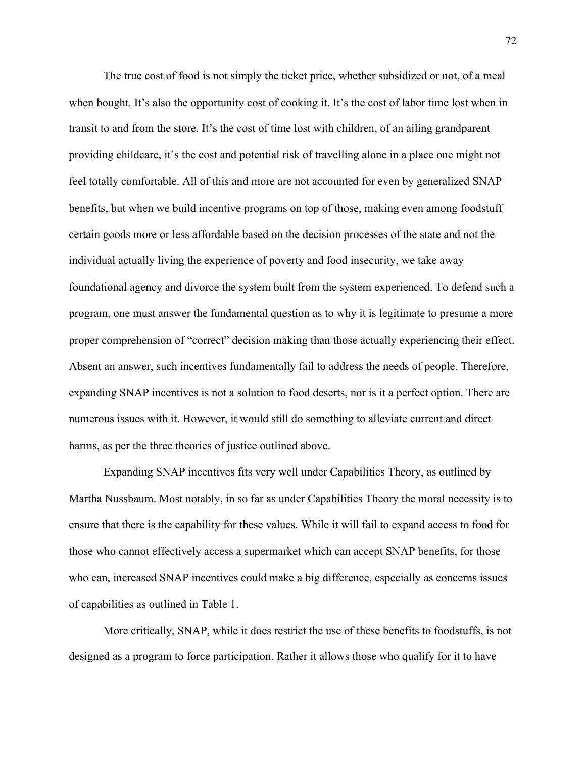The true cost of food is not simply the ticket price, whether subsidized or not, of a meal when bought. It's also the opportunity cost of cooking it. It's the cost of labor time lost when in transit to and from the store. It's the cost of time lost with children, of an ailing grandparent providing childcare, it's the cost and potential risk of travelling alone in a place one might not feel totally comfortable. All of this and more are not accounted for even by generalized SNAP benefits, but when we build incentive programs on top of those, making even among foodstuff certain goods more or less affordable based on the decision processes of the state and not the individual actually living the experience of poverty and food insecurity, we take away foundational agency and divorce the system built from the system experienced. To defend such a program, one must answer the fundamental question as to why it is legitimate to presume a more proper comprehension of "correct" decision making than those actually experiencing their effect. Absent an answer, such incentives fundamentally fail to address the needs of people. Therefore, expanding SNAP incentives is not a solution to food deserts, nor is it a perfect option. There are numerous issues with it. However, it would still do something to alleviate current and direct harms, as per the three theories of justice outlined above.

Expanding SNAP incentives fits very well under Capabilities Theory, as outlined by Martha Nussbaum. Most notably, in so far as under Capabilities Theory the moral necessity is to ensure that there is the capability for these values. While it will fail to expand access to food for those who cannot effectively access a supermarket which can accept SNAP benefits, for those who can, increased SNAP incentives could make a big difference, especially as concerns issues of capabilities as outlined in Table 1.

More critically, SNAP, while it does restrict the use of these benefits to foodstuffs, is not designed as a program to force participation. Rather it allows those who qualify for it to have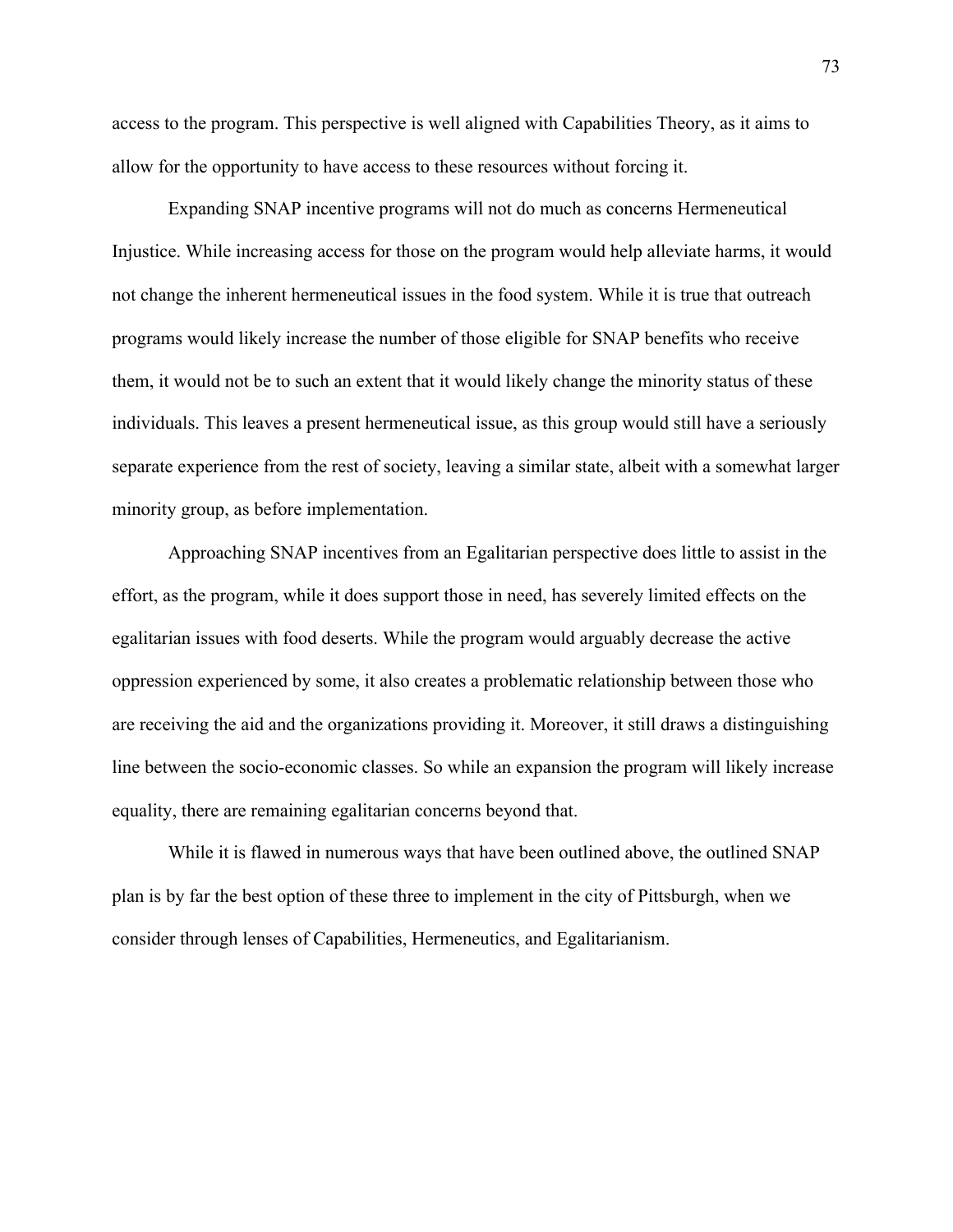access to the program. This perspective is well aligned with Capabilities Theory, as it aims to allow for the opportunity to have access to these resources without forcing it.

Expanding SNAP incentive programs will not do much as concerns Hermeneutical Injustice. While increasing access for those on the program would help alleviate harms, it would not change the inherent hermeneutical issues in the food system. While it is true that outreach programs would likely increase the number of those eligible for SNAP benefits who receive them, it would not be to such an extent that it would likely change the minority status of these individuals. This leaves a present hermeneutical issue, as this group would still have a seriously separate experience from the rest of society, leaving a similar state, albeit with a somewhat larger minority group, as before implementation.

Approaching SNAP incentives from an Egalitarian perspective does little to assist in the effort, as the program, while it does support those in need, has severely limited effects on the egalitarian issues with food deserts. While the program would arguably decrease the active oppression experienced by some, it also creates a problematic relationship between those who are receiving the aid and the organizations providing it. Moreover, it still draws a distinguishing line between the socio-economic classes. So while an expansion the program will likely increase equality, there are remaining egalitarian concerns beyond that.

While it is flawed in numerous ways that have been outlined above, the outlined SNAP plan is by far the best option of these three to implement in the city of Pittsburgh, when we consider through lenses of Capabilities, Hermeneutics, and Egalitarianism.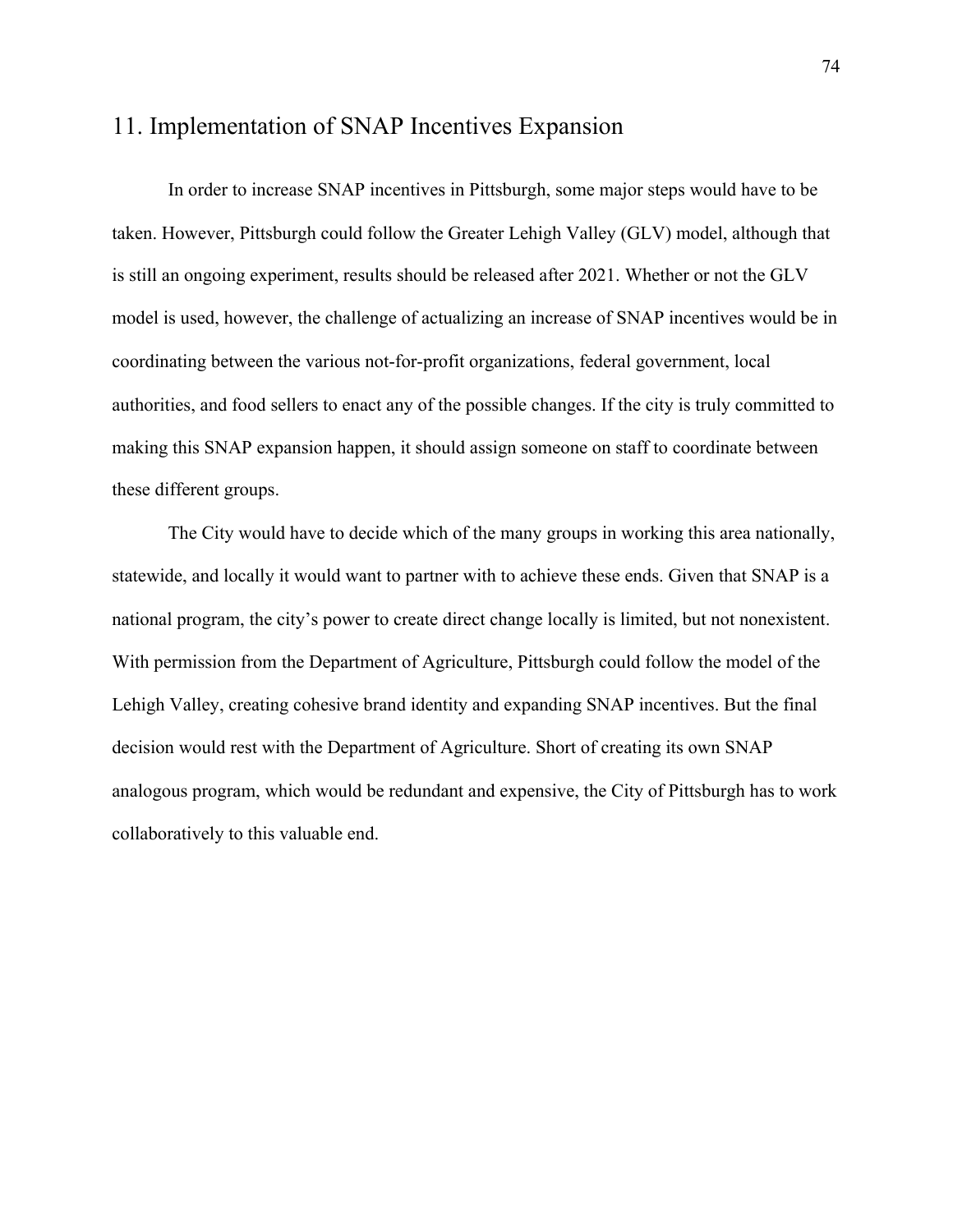## 11. Implementation of SNAP Incentives Expansion

In order to increase SNAP incentives in Pittsburgh, some major steps would have to be taken. However, Pittsburgh could follow the Greater Lehigh Valley (GLV) model, although that is still an ongoing experiment, results should be released after 2021. Whether or not the GLV model is used, however, the challenge of actualizing an increase of SNAP incentives would be in coordinating between the various not-for-profit organizations, federal government, local authorities, and food sellers to enact any of the possible changes. If the city is truly committed to making this SNAP expansion happen, it should assign someone on staff to coordinate between these different groups.

The City would have to decide which of the many groups in working this area nationally, statewide, and locally it would want to partner with to achieve these ends. Given that SNAP is a national program, the city's power to create direct change locally is limited, but not nonexistent. With permission from the Department of Agriculture, Pittsburgh could follow the model of the Lehigh Valley, creating cohesive brand identity and expanding SNAP incentives. But the final decision would rest with the Department of Agriculture. Short of creating its own SNAP analogous program, which would be redundant and expensive, the City of Pittsburgh has to work collaboratively to this valuable end.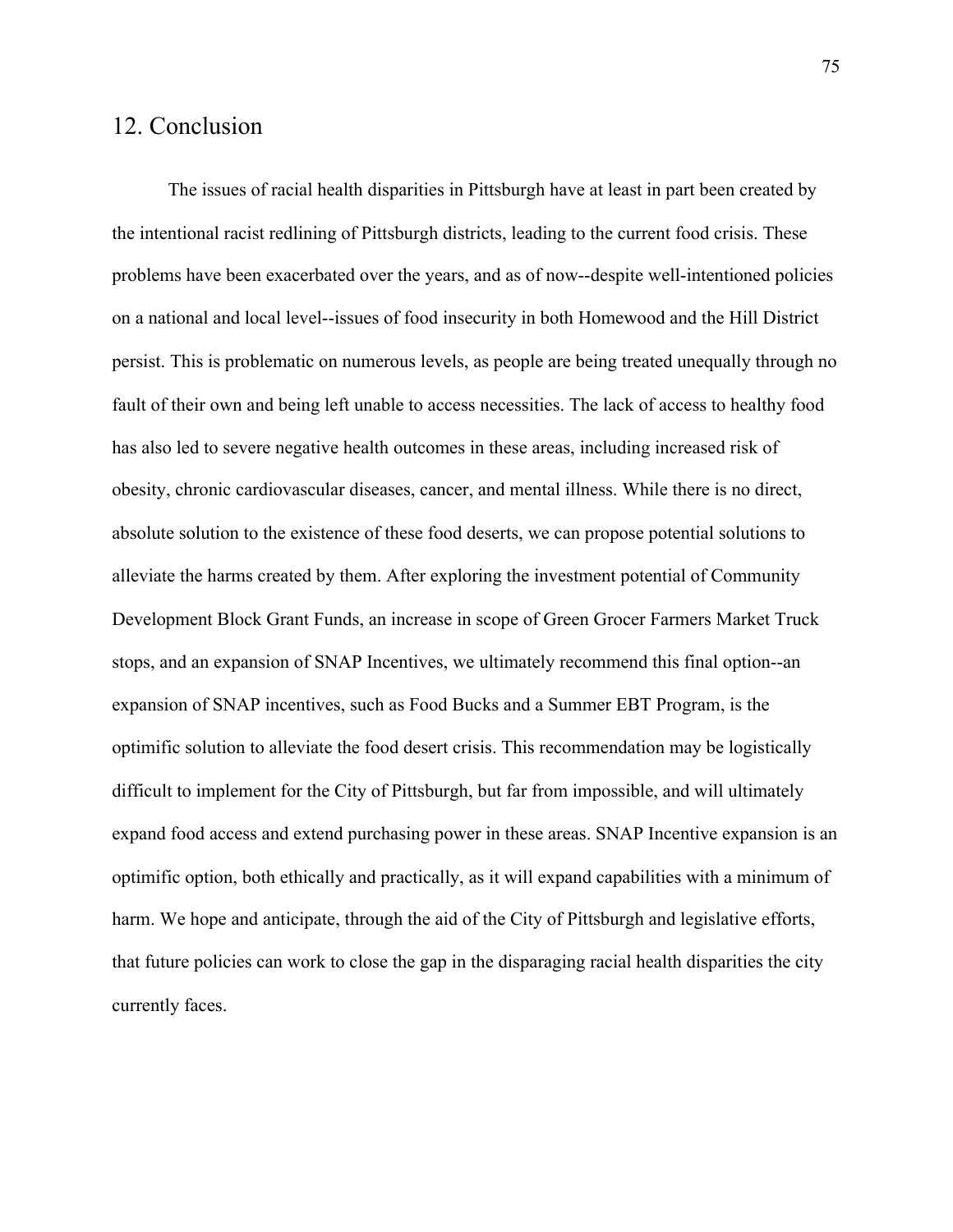## 12. Conclusion

The issues of racial health disparities in Pittsburgh have at least in part been created by the intentional racist redlining of Pittsburgh districts, leading to the current food crisis. These problems have been exacerbated over the years, and as of now--despite well-intentioned policies on a national and local level--issues of food insecurity in both Homewood and the Hill District persist. This is problematic on numerous levels, as people are being treated unequally through no fault of their own and being left unable to access necessities. The lack of access to healthy food has also led to severe negative health outcomes in these areas, including increased risk of obesity, chronic cardiovascular diseases, cancer, and mental illness. While there is no direct, absolute solution to the existence of these food deserts, we can propose potential solutions to alleviate the harms created by them. After exploring the investment potential of Community Development Block Grant Funds, an increase in scope of Green Grocer Farmers Market Truck stops, and an expansion of SNAP Incentives, we ultimately recommend this final option--an expansion of SNAP incentives, such as Food Bucks and a Summer EBT Program, is the optimific solution to alleviate the food desert crisis. This recommendation may be logistically difficult to implement for the City of Pittsburgh, but far from impossible, and will ultimately expand food access and extend purchasing power in these areas. SNAP Incentive expansion is an optimific option, both ethically and practically, as it will expand capabilities with a minimum of harm. We hope and anticipate, through the aid of the City of Pittsburgh and legislative efforts, that future policies can work to close the gap in the disparaging racial health disparities the city currently faces.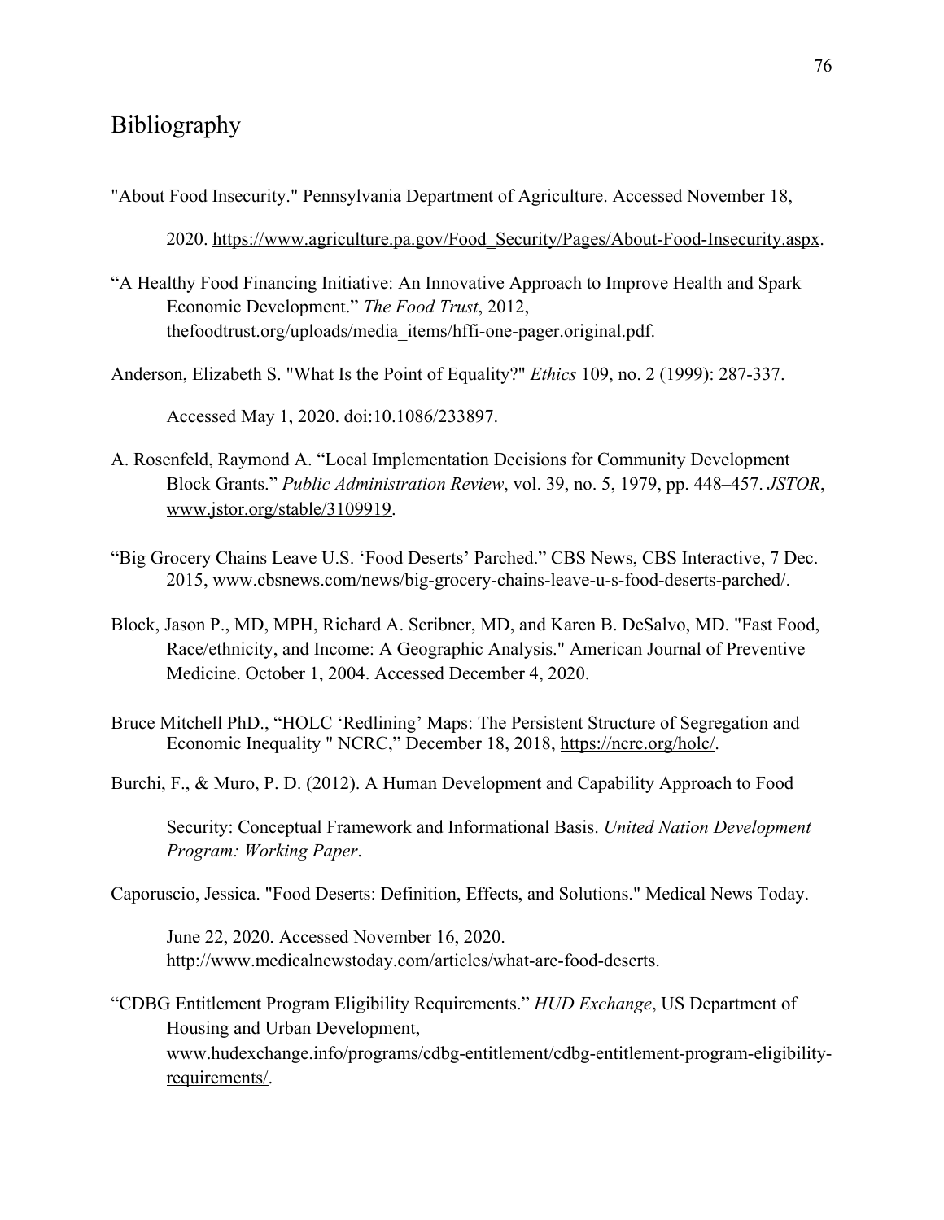# Bibliography

"About Food Insecurity." Pennsylvania Department of Agriculture. Accessed November 18, 2020. https://www.agriculture.pa.gov/Food_Security/Pages/About-Food-Insecurity.aspx.

"A Healthy Food Financing Initiative: An Innovative Approach to Improve Health and Spark Economic Development." *The Food Trust*, 2012, thefoodtrust.org/uploads/media_items/hffi-one-pager.original.pdf.

Anderson, Elizabeth S. "What Is the Point of Equality?" *Ethics* 109, no. 2 (1999): 287-337. Accessed May 1, 2020. doi:10.1086/233897.

A. Rosenfeld, Raymond A. "Local Implementation Decisions for Community Development Block Grants." *Public Administration Review*, vol. 39, no. 5, 1979, pp. 448–457. *JSTOR*, www.jstor.org/stable/3109919.

"Big Grocery Chains Leave U.S. 'Food Deserts' Parched." CBS News, CBS Interactive, 7 Dec. 2015, www.cbsnews.com/news/big-grocery-chains-leave-u-s-food-deserts-parched/.

Block, Jason P., MD, MPH, Richard A. Scribner, MD, and Karen B. DeSalvo, MD. "Fast Food, Race/ethnicity, and Income: A Geographic Analysis." American Journal of Preventive Medicine. October 1, 2004. Accessed December 4, 2020.

Bruce Mitchell PhD., "HOLC 'Redlining' Maps: The Persistent Structure of Segregation and Economic Inequality " NCRC," December 18, 2018, https://ncrc.org/holc/.

Burchi, F., & Muro, P. D. (2012). A Human Development and Capability Approach to Food Security: Conceptual Framework and Informational Basis. *United Nation Development Program: Working Paper*.

Caporuscio, Jessica. "Food Deserts: Definition, Effects, and Solutions." Medical News Today. June 22, 2020. Accessed November 16, 2020. http://www.medicalnewstoday.com/articles/what-are-food-deserts.

"CDBG Entitlement Program Eligibility Requirements." *HUD Exchange*, US Department of Housing and Urban Development, www.hudexchange.info/programs/cdbg-entitlement/cdbg-entitlement-program-eligibility-requirements/.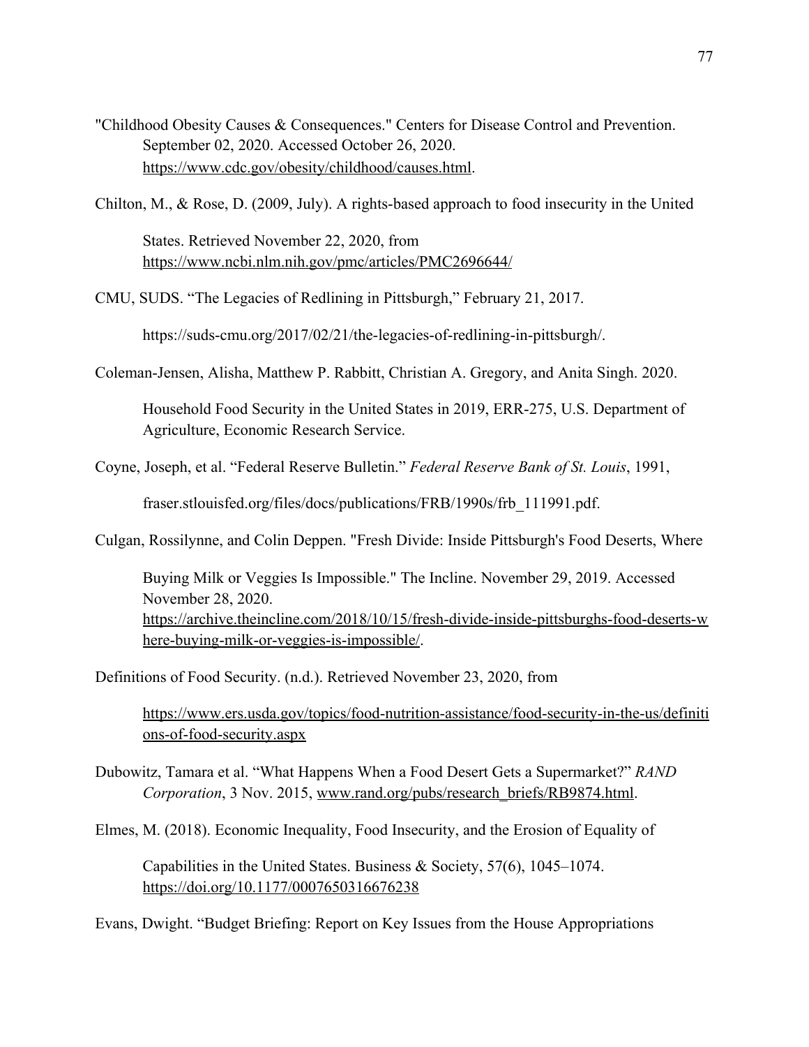"Childhood Obesity Causes & Consequences." Centers for Disease Control and Prevention. September 02, 2020. Accessed October 26, 2020. https://www.cdc.gov/obesity/childhood/causes.html.

Chilton, M., & Rose, D. (2009, July). A rights-based approach to food insecurity in the United States. Retrieved November 22, 2020, from https://www.ncbi.nlm.nih.gov/pmc/articles/PMC2696644/

CMU, SUDS. "The Legacies of Redlining in Pittsburgh," February 21, 2017. https://suds-cmu.org/2017/02/21/the-legacies-of-redlining-in-pittsburgh/.

Coleman-Jensen, Alisha, Matthew P. Rabbitt, Christian A. Gregory, and Anita Singh. 2020. Household Food Security in the United States in 2019, ERR-275, U.S. Department of Agriculture, Economic Research Service.

Coyne, Joseph, et al. "Federal Reserve Bulletin." *Federal Reserve Bank of St. Louis*, 1991, fraser.stlouisfed.org/files/docs/publications/FRB/1990s/frb_111991.pdf.

Culgan, Rossilynne, and Colin Deppen. "Fresh Divide: Inside Pittsburgh's Food Deserts, Where Buying Milk or Veggies Is Impossible." The Incline. November 29, 2019. Accessed November 28, 2020. https://archive.theincline.com/2018/10/15/fresh-divide-inside-pittsburghs-food-deserts-where-buying-milk-or-veggies-is-impossible/.

Definitions of Food Security. (n.d.). Retrieved November 23, 2020, from https://www.ers.usda.gov/topics/food-nutrition-assistance/food-security-in-the-us/definitions-of-food-security.aspx

Dubowitz, Tamara et al. "What Happens When a Food Desert Gets a Supermarket?" *RAND Corporation*, 3 Nov. 2015, www.rand.org/pubs/research_briefs/RB9874.html.

Elmes, M. (2018). Economic Inequality, Food Insecurity, and the Erosion of Equality of Capabilities in the United States. Business & Society, 57(6), 1045–1074. https://doi.org/10.1177/0007650316676238

Evans, Dwight. "Budget Briefing: Report on Key Issues from the House Appropriations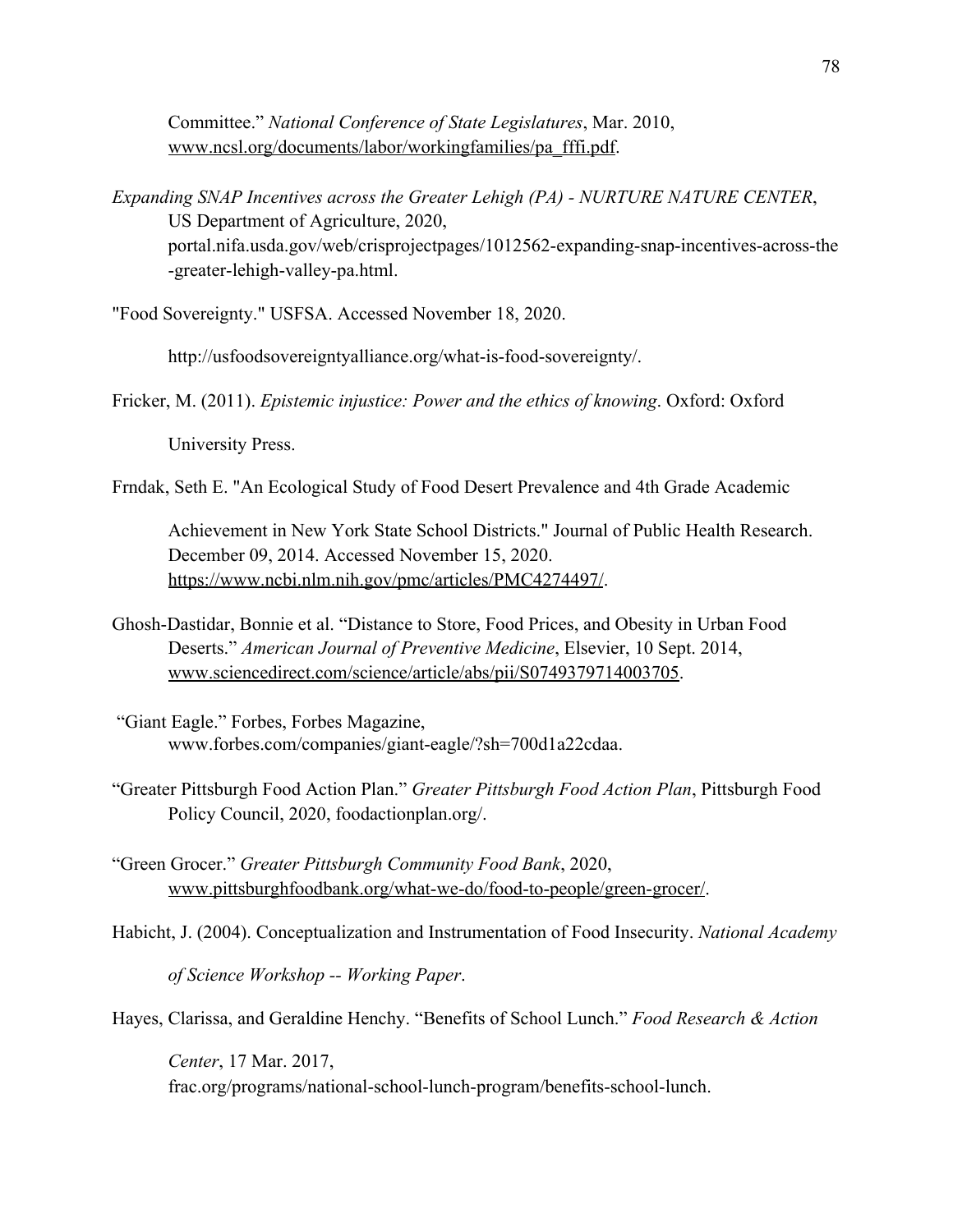Committee." *National Conference of State Legislatures*, Mar. 2010, www.ncsl.org/documents/labor/workingfamilies/pa_fffi.pdf.

*Expanding SNAP Incentives across the Greater Lehigh (PA) - NURTURE NATURE CENTER*, US Department of Agriculture, 2020, portal.nifa.usda.gov/web/crisprojectpages/1012562-expanding-snap-incentives-across-the-greater-lehigh-valley-pa.html.

"Food Sovereignty." USFSA. Accessed November 18, 2020.

http://usfoodsovereigntyalliance.org/what-is-food-sovereignty/.

Fricker, M. (2011). *Epistemic injustice: Power and the ethics of knowing*. Oxford: Oxford University Press.

Frndak, Seth E. "An Ecological Study of Food Desert Prevalence and 4th Grade Academic Achievement in New York State School Districts." Journal of Public Health Research. December 09, 2014. Accessed November 15, 2020. https://www.ncbi.nlm.nih.gov/pmc/articles/PMC4274497/.

Ghosh-Dastidar, Bonnie et al. "Distance to Store, Food Prices, and Obesity in Urban Food Deserts." *American Journal of Preventive Medicine*, Elsevier, 10 Sept. 2014, www.sciencedirect.com/science/article/abs/pii/S0749379714003705.

"Giant Eagle." Forbes, Forbes Magazine, www.forbes.com/companies/giant-eagle/?sh=700d1a22cdaa.

"Greater Pittsburgh Food Action Plan." *Greater Pittsburgh Food Action Plan*, Pittsburgh Food Policy Council, 2020, foodactionplan.org/.

"Green Grocer." *Greater Pittsburgh Community Food Bank*, 2020, www.pittsburghfoodbank.org/what-we-do/food-to-people/green-grocer/.

Habicht, J. (2004). Conceptualization and Instrumentation of Food Insecurity. *National Academy of Science Workshop -- Working Paper*.

Hayes, Clarissa, and Geraldine Henchy. "Benefits of School Lunch." *Food Research & Action Center*, 17 Mar. 2017, frac.org/programs/national-school-lunch-program/benefits-school-lunch.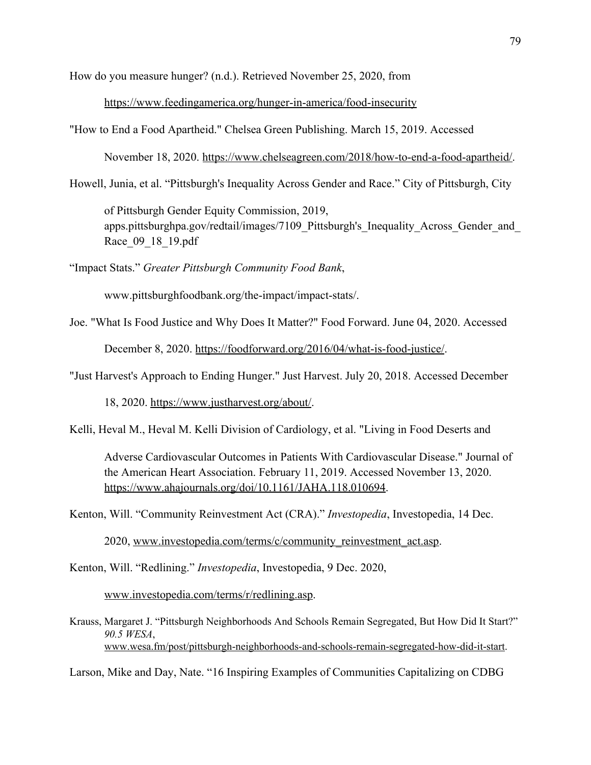How do you measure hunger? (n.d.). Retrieved November 25, 2020, from https://www.feedingamerica.org/hunger-in-america/food-insecurity

"How to End a Food Apartheid." Chelsea Green Publishing. March 15, 2019. Accessed November 18, 2020. https://www.chelseagreen.com/2018/how-to-end-a-food-apartheid/.

Howell, Junia, et al. "Pittsburgh's Inequality Across Gender and Race." City of Pittsburgh, City of Pittsburgh Gender Equity Commission, 2019, apps.pittsburghpa.gov/redtail/images/7109_Pittsburgh's_Inequality_Across_Gender_and_Race_09_18_19.pdf

"Impact Stats." *Greater Pittsburgh Community Food Bank*, www.pittsburghfoodbank.org/the-impact/impact-stats/.

Joe. "What Is Food Justice and Why Does It Matter?" Food Forward. June 04, 2020. Accessed December 8, 2020. https://foodforward.org/2016/04/what-is-food-justice/.

"Just Harvest's Approach to Ending Hunger." Just Harvest. July 20, 2018. Accessed December 18, 2020. https://www.justharvest.org/about/.

Kelli, Heval M., Heval M. Kelli Division of Cardiology, et al. "Living in Food Deserts and Adverse Cardiovascular Outcomes in Patients With Cardiovascular Disease." Journal of the American Heart Association. February 11, 2019. Accessed November 13, 2020. https://www.ahajournals.org/doi/10.1161/JAHA.118.010694.

Kenton, Will. "Community Reinvestment Act (CRA)." *Investopedia*, Investopedia, 14 Dec. 2020, www.investopedia.com/terms/c/community_reinvestment_act.asp.

Kenton, Will. "Redlining." *Investopedia*, Investopedia, 9 Dec. 2020, www.investopedia.com/terms/r/redlining.asp.

Krauss, Margaret J. "Pittsburgh Neighborhoods And Schools Remain Segregated, But How Did It Start?" *90.5 WESA*, www.wesa.fm/post/pittsburgh-neighborhoods-and-schools-remain-segregated-how-did-it-start.

Larson, Mike and Day, Nate. "16 Inspiring Examples of Communities Capitalizing on CDBG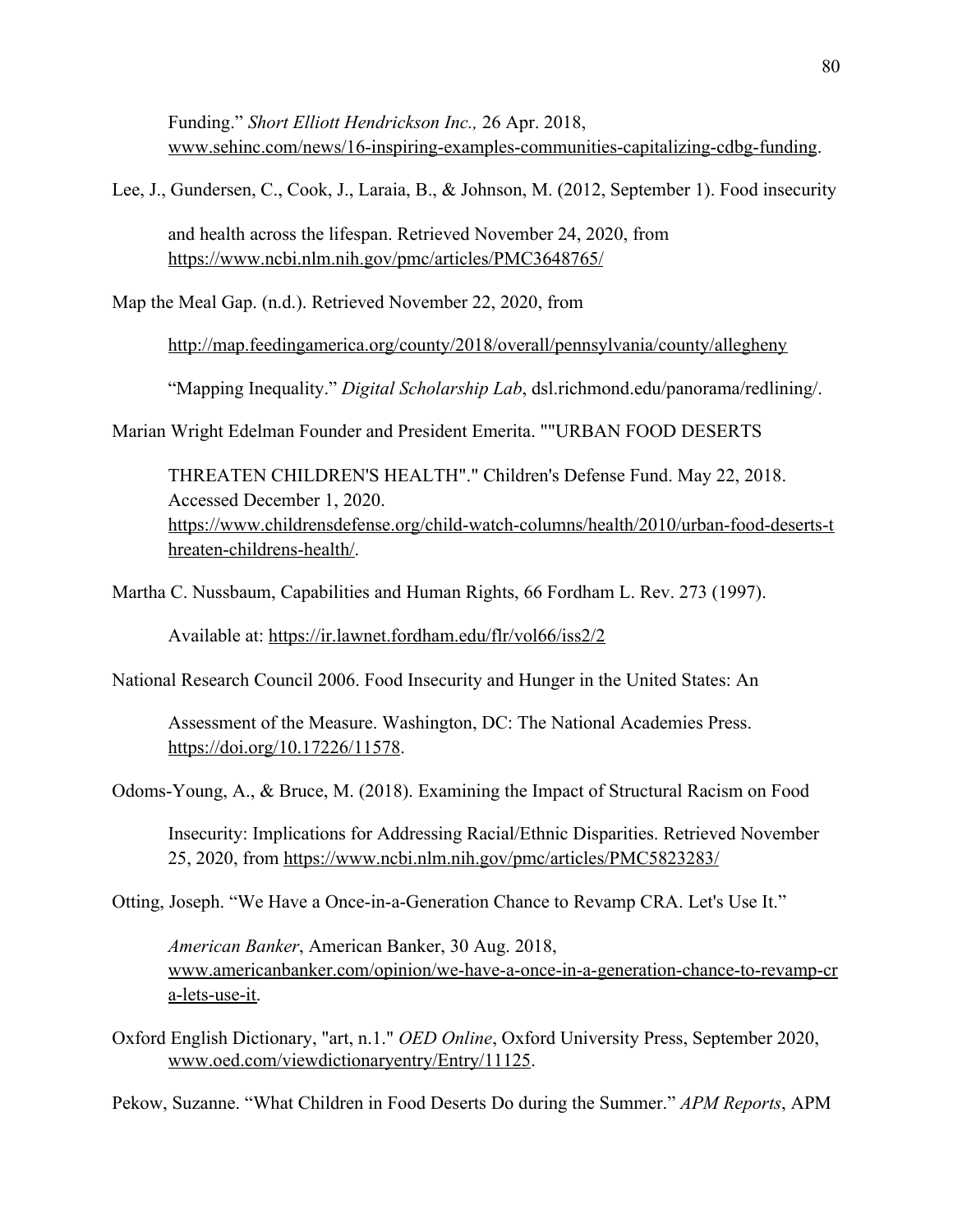Funding." *Short Elliott Hendrickson Inc.,* 26 Apr. 2018, www.sehinc.com/news/16-inspiring-examples-communities-capitalizing-cdbg-funding.

Lee, J., Gundersen, C., Cook, J., Laraia, B., & Johnson, M. (2012, September 1). Food insecurity and health across the lifespan. Retrieved November 24, 2020, from https://www.ncbi.nlm.nih.gov/pmc/articles/PMC3648765/

Map the Meal Gap. (n.d.). Retrieved November 22, 2020, from http://map.feedingamerica.org/county/2018/overall/pennsylvania/county/allegheny

"Mapping Inequality." *Digital Scholarship Lab*, dsl.richmond.edu/panorama/redlining/.

Marian Wright Edelman Founder and President Emerita. ""URBAN FOOD DESERTS THREATEN CHILDREN'S HEALTH"." Children's Defense Fund. May 22, 2018. Accessed December 1, 2020. https://www.childrensdefense.org/child-watch-columns/health/2010/urban-food-deserts-threaten-childrens-health/.

Martha C. Nussbaum, Capabilities and Human Rights, 66 Fordham L. Rev. 273 (1997). Available at: https://ir.lawnet.fordham.edu/flr/vol66/iss2/2

National Research Council 2006. Food Insecurity and Hunger in the United States: An Assessment of the Measure. Washington, DC: The National Academies Press. https://doi.org/10.17226/11578.

Odoms-Young, A., & Bruce, M. (2018). Examining the Impact of Structural Racism on Food Insecurity: Implications for Addressing Racial/Ethnic Disparities. Retrieved November 25, 2020, from https://www.ncbi.nlm.nih.gov/pmc/articles/PMC5823283/

Otting, Joseph. "We Have a Once-in-a-Generation Chance to Revamp CRA. Let's Use It." *American Banker*, American Banker, 30 Aug. 2018, www.americanbanker.com/opinion/we-have-a-once-in-a-generation-chance-to-revamp-cra-lets-use-it.

Oxford English Dictionary, "art, n.1." *OED Online*, Oxford University Press, September 2020, www.oed.com/viewdictionaryentry/Entry/11125.

Pekow, Suzanne. "What Children in Food Deserts Do during the Summer." *APM Reports*, APM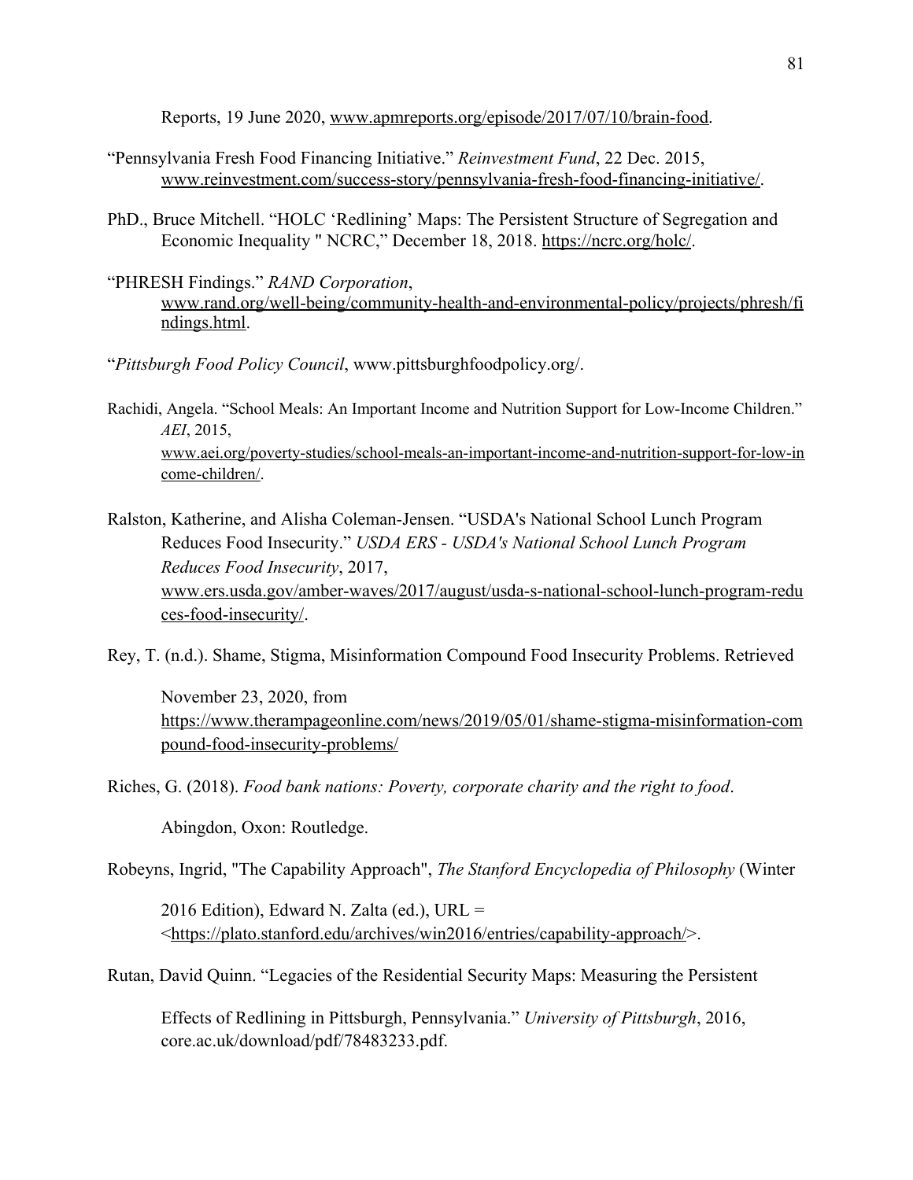Reports, 19 June 2020, www.apmreports.org/episode/2017/07/10/brain-food.

"Pennsylvania Fresh Food Financing Initiative." *Reinvestment Fund*, 22 Dec. 2015, www.reinvestment.com/success-story/pennsylvania-fresh-food-financing-initiative/.

PhD., Bruce Mitchell. "HOLC 'Redlining' Maps: The Persistent Structure of Segregation and Economic Inequality " NCRC," December 18, 2018. https://ncrc.org/holc/.

"PHRESH Findings." *RAND Corporation*, www.rand.org/well-being/community-health-and-environmental-policy/projects/phresh/findings.html.

"*Pittsburgh Food Policy Council*, www.pittsburghfoodpolicy.org/.

Rachidi, Angela. "School Meals: An Important Income and Nutrition Support for Low-Income Children." *AEI*, 2015, www.aei.org/poverty-studies/school-meals-an-important-income-and-nutrition-support-for-low-income-children/.

Ralston, Katherine, and Alisha Coleman-Jensen. "USDA's National School Lunch Program Reduces Food Insecurity." *USDA ERS - USDA's National School Lunch Program Reduces Food Insecurity*, 2017, www.ers.usda.gov/amber-waves/2017/august/usda-s-national-school-lunch-program-reduces-food-insecurity/.

Rey, T. (n.d.). Shame, Stigma, Misinformation Compound Food Insecurity Problems. Retrieved

November 23, 2020, from https://www.therampageonline.com/news/2019/05/01/shame-stigma-misinformation-compound-food-insecurity-problems/

Riches, G. (2018). *Food bank nations: Poverty, corporate charity and the right to food*.

Abingdon, Oxon: Routledge.

Robeyns, Ingrid, "The Capability Approach", *The Stanford Encyclopedia of Philosophy* (Winter

2016 Edition), Edward N. Zalta (ed.), URL = <https://plato.stanford.edu/archives/win2016/entries/capability-approach/>.

Rutan, David Quinn. "Legacies of the Residential Security Maps: Measuring the Persistent

Effects of Redlining in Pittsburgh, Pennsylvania." *University of Pittsburgh*, 2016, core.ac.uk/download/pdf/78483233.pdf.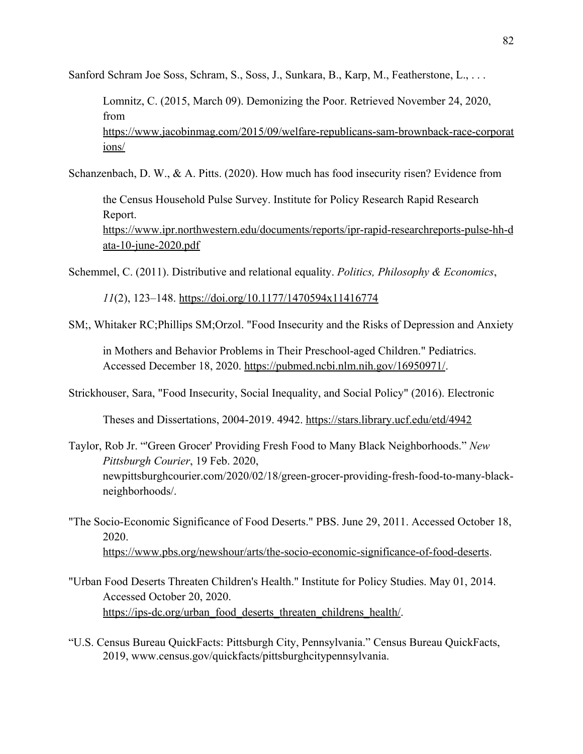Sanford Schram Joe Soss, Schram, S., Soss, J., Sunkara, B., Karp, M., Featherstone, L., . . . Lomnitz, C. (2015, March 09). Demonizing the Poor. Retrieved November 24, 2020, from https://www.jacobinmag.com/2015/09/welfare-republicans-sam-brownback-race-corporations/

Schanzenbach, D. W., & A. Pitts. (2020). How much has food insecurity risen? Evidence from the Census Household Pulse Survey. Institute for Policy Research Rapid Research Report. https://www.ipr.northwestern.edu/documents/reports/ipr-rapid-researchreports-pulse-hh-data-10-june-2020.pdf

Schemmel, C. (2011). Distributive and relational equality. *Politics, Philosophy & Economics*, *11*(2), 123–148. https://doi.org/10.1177/1470594x11416774

SM;, Whitaker RC;Phillips SM;Orzol. "Food Insecurity and the Risks of Depression and Anxiety in Mothers and Behavior Problems in Their Preschool-aged Children." Pediatrics. Accessed December 18, 2020. https://pubmed.ncbi.nlm.nih.gov/16950971/.

Strickhouser, Sara, "Food Insecurity, Social Inequality, and Social Policy" (2016). Electronic Theses and Dissertations, 2004-2019. 4942. https://stars.library.ucf.edu/etd/4942

Taylor, Rob Jr. "'Green Grocer' Providing Fresh Food to Many Black Neighborhoods." *New Pittsburgh Courier*, 19 Feb. 2020, newpittsburghcourier.com/2020/02/18/green-grocer-providing-fresh-food-to-many-black-neighborhoods/.

"The Socio-Economic Significance of Food Deserts." PBS. June 29, 2011. Accessed October 18, 2020. https://www.pbs.org/newshour/arts/the-socio-economic-significance-of-food-deserts.

"Urban Food Deserts Threaten Children's Health." Institute for Policy Studies. May 01, 2014. Accessed October 20, 2020. https://ips-dc.org/urban_food_deserts_threaten_childrens_health/.

"U.S. Census Bureau QuickFacts: Pittsburgh City, Pennsylvania." Census Bureau QuickFacts, 2019, www.census.gov/quickfacts/pittsburghcitypennsylvania.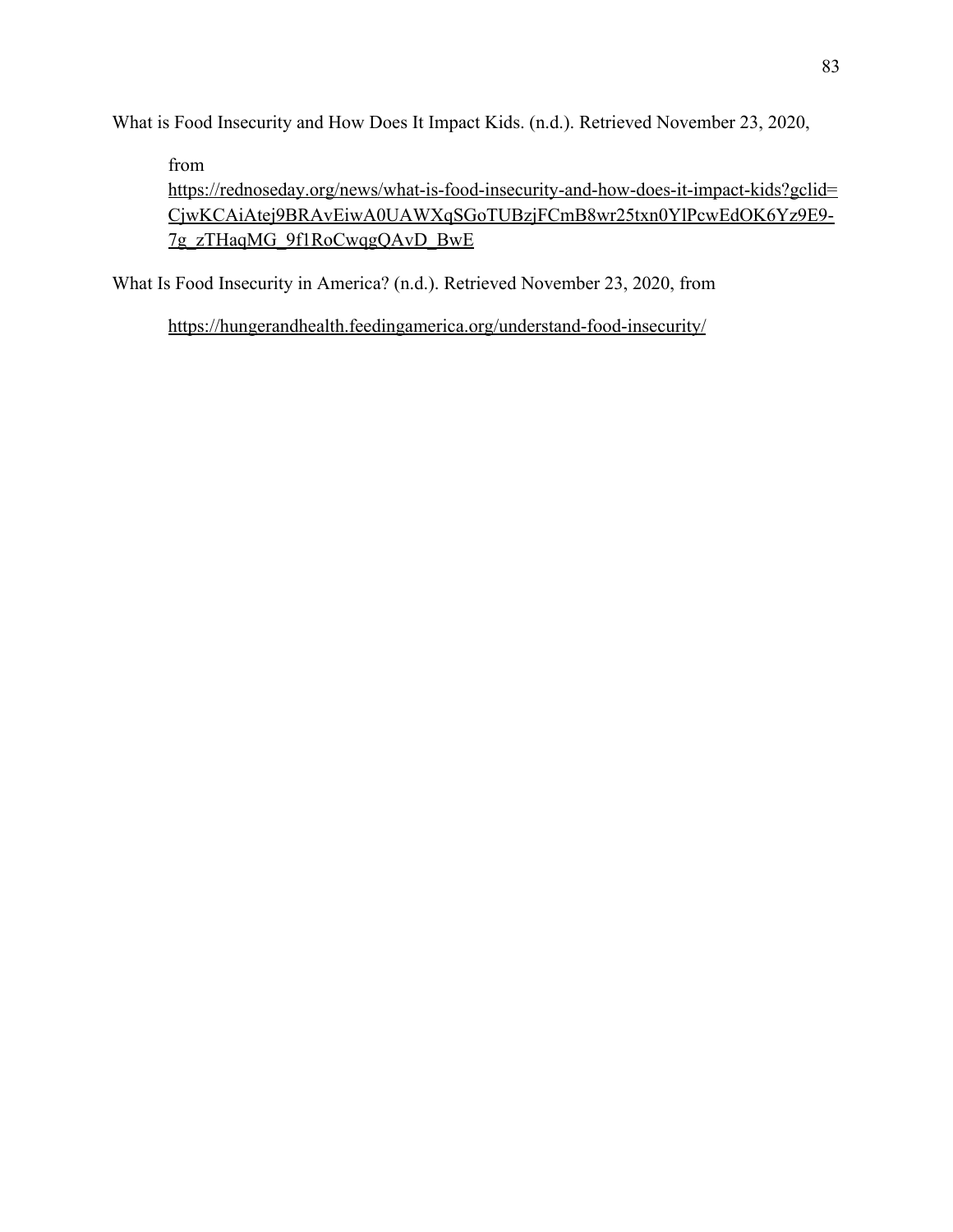What is Food Insecurity and How Does It Impact Kids. (n.d.). Retrieved November 23, 2020, from https://rednoseday.org/news/what-is-food-insecurity-and-how-does-it-impact-kids?gclid=CjwKCAiAtej9BRAvEiwA0UAWXqSGoTUBzjFCmB8wr25txn0YlPcwEdOK6Yz9E9-7g_zTHaqMG_9f1RoCwqgQAvD_BwE

What Is Food Insecurity in America? (n.d.). Retrieved November 23, 2020, from https://hungerandhealth.feedingamerica.org/understand-food-insecurity/